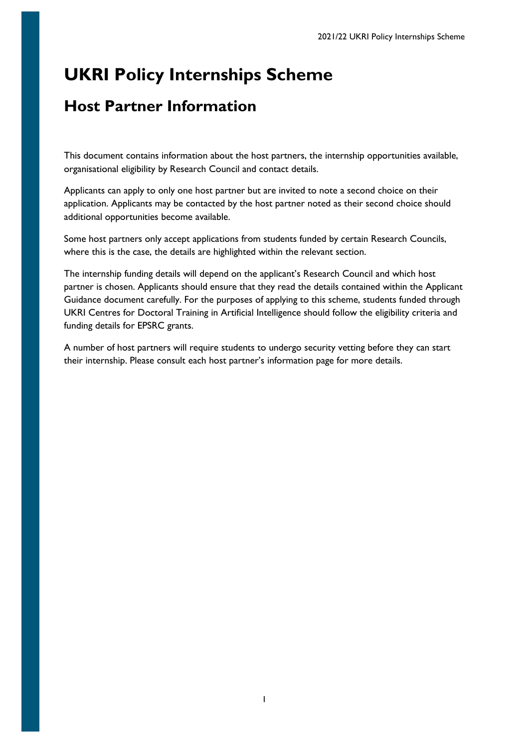# UKRI Policy Internships Scheme

## Host Partner Information

This document contains information about the host partners, the internship opportunities available, organisational eligibility by Research Council and contact details.

Applicants can apply to only one host partner but are invited to note a second choice on their application. Applicants may be contacted by the host partner noted as their second choice should additional opportunities become available.

Some host partners only accept applications from students funded by certain Research Councils, where this is the case, the details are highlighted within the relevant section.

The internship funding details will depend on the applicant's Research Council and which host partner is chosen. Applicants should ensure that they read the details contained within the Applicant Guidance document carefully. For the purposes of applying to this scheme, students funded through UKRI Centres for Doctoral Training in Artificial Intelligence should follow the eligibility criteria and funding details for EPSRC grants.

A number of host partners will require students to undergo security vetting before they can start their internship. Please consult each host partner's information page for more details.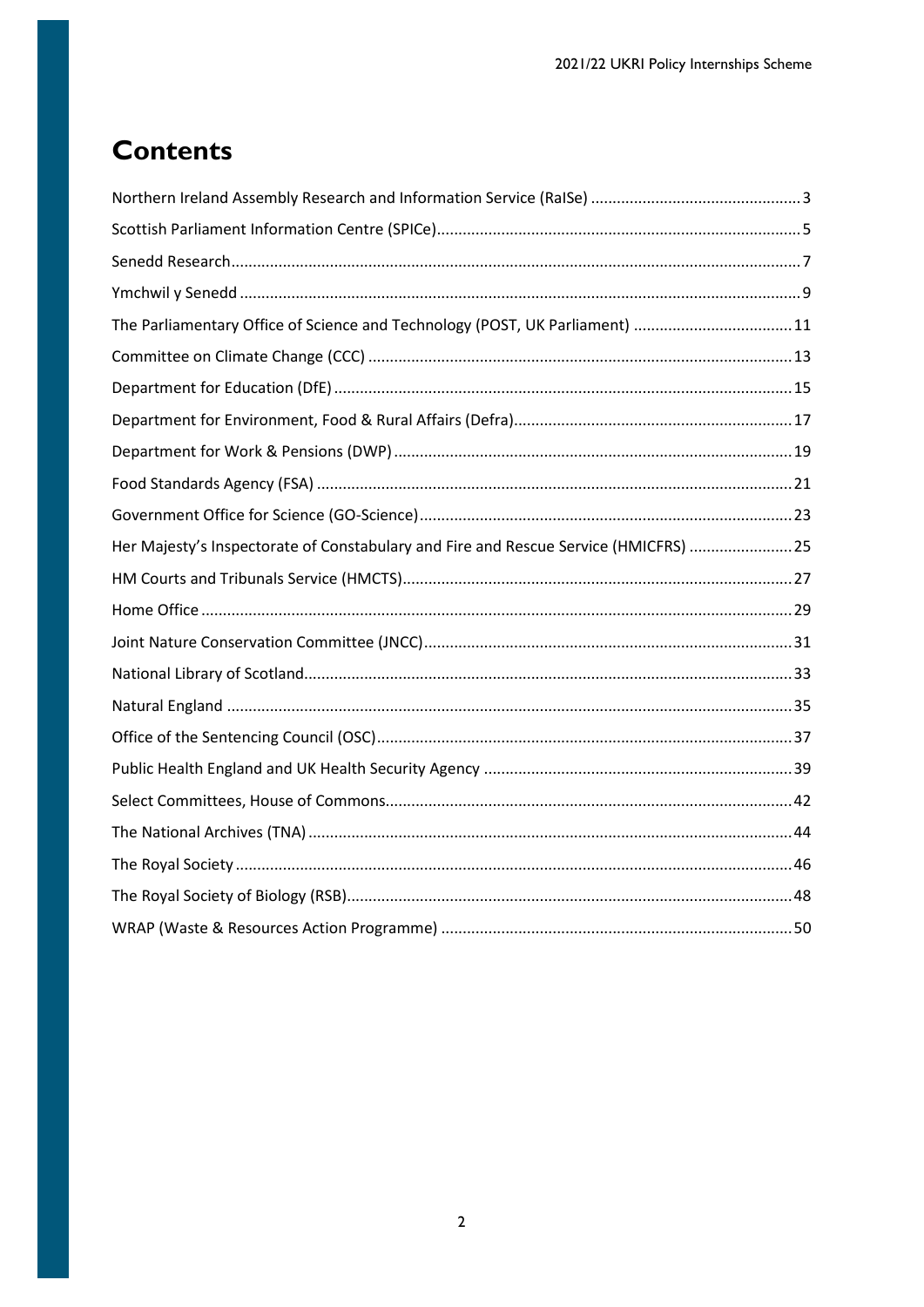# Contents

Northern Ireland Assembly Research and Information Service (RaISe) ................................................ 3

Scottish Parliament Information Centre (SPICe) ................................................................................... 5

Senedd Research ................................................................................................................................... 7

Ymchwil y Senedd ................................................................................................................................. 9

The Parliamentary Office of Science and Technology (POST, UK Parliament) ..................................... 11

Committee on Climate Change (CCC) ................................................................................................. 13

Department for Education (DfE) ......................................................................................................... 15

Department for Environment, Food & Rural Affairs (Defra) ................................................................ 17

Department for Work & Pensions (DWP) ........................................................................................... 19

Food Standards Agency (FSA) ............................................................................................................. 21

Government Office for Science (GO-Science) ..................................................................................... 23

Her Majesty's Inspectorate of Constabulary and Fire and Rescue Service (HMICFRS) ........................ 25

HM Courts and Tribunals Service (HMCTS) .......................................................................................... 27

Home Office ........................................................................................................................................ 29

Joint Nature Conservation Committee (JNCC) ..................................................................................... 31

National Library of Scotland ................................................................................................................ 33

Natural England ................................................................................................................................. 35

Office of the Sentencing Council (OSC) ................................................................................................ 37

Public Health England and UK Health Security Agency ....................................................................... 39

Select Committees, House of Commons ............................................................................................. 42

The National Archives (TNA) ............................................................................................................... 44

The Royal Society ............................................................................................................................... 46

The Royal Society of Biology (RSB) ...................................................................................................... 48

WRAP (Waste & Resources Action Programme) ................................................................................ 50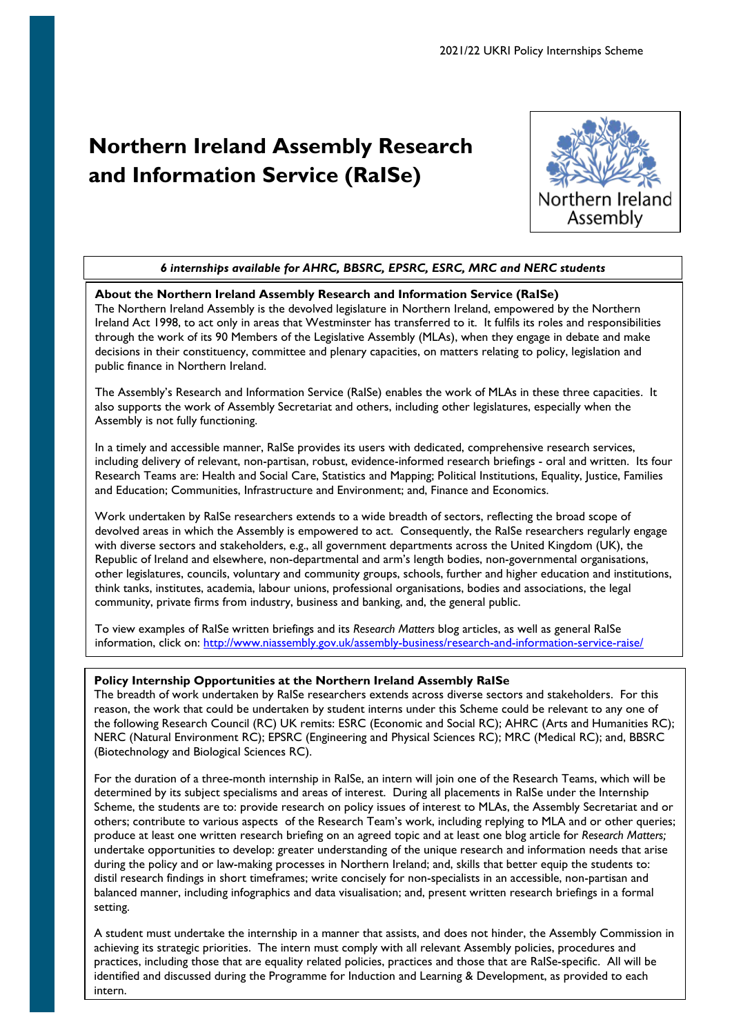# Northern Ireland Assembly Research and Information Service (RaISe)

***6 internships available for AHRC, BBSRC, EPSRC, ESRC, MRC and NERC students***

**About the Northern Ireland Assembly Research and Information Service (RaISe)**

The Northern Ireland Assembly is the devolved legislature in Northern Ireland, empowered by the Northern Ireland Act 1998, to act only in areas that Westminster has transferred to it. It fulfils its roles and responsibilities through the work of its 90 Members of the Legislative Assembly (MLAs), when they engage in debate and make decisions in their constituency, committee and plenary capacities, on matters relating to policy, legislation and public finance in Northern Ireland.

The Assembly's Research and Information Service (RaISe) enables the work of MLAs in these three capacities. It also supports the work of Assembly Secretariat and others, including other legislatures, especially when the Assembly is not fully functioning.

In a timely and accessible manner, RaISe provides its users with dedicated, comprehensive research services, including delivery of relevant, non-partisan, robust, evidence-informed research briefings - oral and written. Its four Research Teams are: Health and Social Care, Statistics and Mapping; Political Institutions, Equality, Justice, Families and Education; Communities, Infrastructure and Environment; and, Finance and Economics.

Work undertaken by RaISe researchers extends to a wide breadth of sectors, reflecting the broad scope of devolved areas in which the Assembly is empowered to act. Consequently, the RaISe researchers regularly engage with diverse sectors and stakeholders, e.g., all government departments across the United Kingdom (UK), the Republic of Ireland and elsewhere, non-departmental and arm's length bodies, non-governmental organisations, other legislatures, councils, voluntary and community groups, schools, further and higher education and institutions, think tanks, institutes, academia, labour unions, professional organisations, bodies and associations, the legal community, private firms from industry, business and banking, and, the general public.

To view examples of RaISe written briefings and its *Research Matters* blog articles, as well as general RaISe information, click on: http://www.niassembly.gov.uk/assembly-business/research-and-information-service-raise/

**Policy Internship Opportunities at the Northern Ireland Assembly RaISe**

The breadth of work undertaken by RaISe researchers extends across diverse sectors and stakeholders. For this reason, the work that could be undertaken by student interns under this Scheme could be relevant to any one of the following Research Council (RC) UK remits: ESRC (Economic and Social RC); AHRC (Arts and Humanities RC); NERC (Natural Environment RC); EPSRC (Engineering and Physical Sciences RC); MRC (Medical RC); and, BBSRC (Biotechnology and Biological Sciences RC).

For the duration of a three-month internship in RaISe, an intern will join one of the Research Teams, which will be determined by its subject specialisms and areas of interest. During all placements in RaISe under the Internship Scheme, the students are to: provide research on policy issues of interest to MLAs, the Assembly Secretariat and or others; contribute to various aspects of the Research Team's work, including replying to MLA and or other queries; produce at least one written research briefing on an agreed topic and at least one blog article for *Research Matters;* undertake opportunities to develop: greater understanding of the unique research and information needs that arise during the policy and or law-making processes in Northern Ireland; and, skills that better equip the students to: distil research findings in short timeframes; write concisely for non-specialists in an accessible, non-partisan and balanced manner, including infographics and data visualisation; and, present written research briefings in a formal setting.

A student must undertake the internship in a manner that assists, and does not hinder, the Assembly Commission in achieving its strategic priorities. The intern must comply with all relevant Assembly policies, procedures and practices, including those that are equality related policies, practices and those that are RaISe-specific. All will be identified and discussed during the Programme for Induction and Learning & Development, as provided to each intern.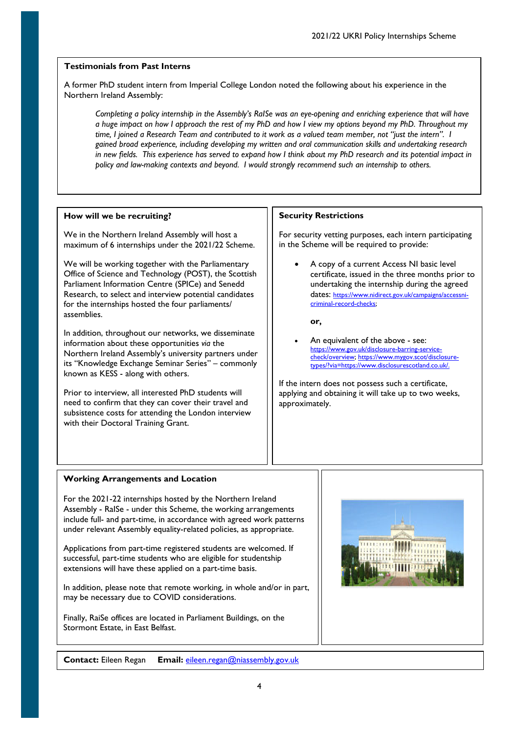### Testimonials from Past Interns

A former PhD student intern from Imperial College London noted the following about his experience in the Northern Ireland Assembly:

> *Completing a policy internship in the Assembly's RaISe was an eye-opening and enriching experience that will have a huge impact on how I approach the rest of my PhD and how I view my options beyond my PhD. Throughout my time, I joined a Research Team and contributed to it work as a valued team member, not "just the intern". I gained broad experience, including developing my written and oral communication skills and undertaking research in new fields. This experience has served to expand how I think about my PhD research and its potential impact in policy and law-making contexts and beyond. I would strongly recommend such an internship to others.*

### How will we be recruiting?

We in the Northern Ireland Assembly will host a maximum of 6 internships under the 2021/22 Scheme.

We will be working together with the Parliamentary Office of Science and Technology (POST), the Scottish Parliament Information Centre (SPICe) and Senedd Research, to select and interview potential candidates for the internships hosted the four parliaments/ assemblies.

In addition, throughout our networks, we disseminate information about these opportunities *via* the Northern Ireland Assembly's university partners under its "Knowledge Exchange Seminar Series" – commonly known as KESS - along with others.

Prior to interview, all interested PhD students will need to confirm that they can cover their travel and subsistence costs for attending the London interview with their Doctoral Training Grant.

### Security Restrictions

For security vetting purposes, each intern participating in the Scheme will be required to provide:

- A copy of a current Access NI basic level certificate, issued in the three months prior to undertaking the internship during the agreed dates: https://www.nidirect.gov.uk/campaigns/accessni-criminal-record-checks;

**or,**

- An equivalent of the above - see: https://www.gov.uk/disclosure-barring-service-check/overview; https://www.mygov.scot/disclosure-types/?via=https://www.disclosurescotland.co.uk/.

If the intern does not possess such a certificate, applying and obtaining it will take up to two weeks, approximately.

### Working Arrangements and Location

For the 2021-22 internships hosted by the Northern Ireland Assembly - RaISe - under this Scheme, the working arrangements include full- and part-time, in accordance with agreed work patterns under relevant Assembly equality-related policies, as appropriate.

Applications from part-time registered students are welcomed. If successful, part-time students who are eligible for studentship extensions will have these applied on a part-time basis.

In addition, please note that remote working, in whole and/or in part, may be necessary due to COVID considerations.

Finally, RaiSe offices are located in Parliament Buildings, on the Stormont Estate, in East Belfast.

**Contact:** Eileen Regan **Email:** eileen.regan@niassembly.gov.uk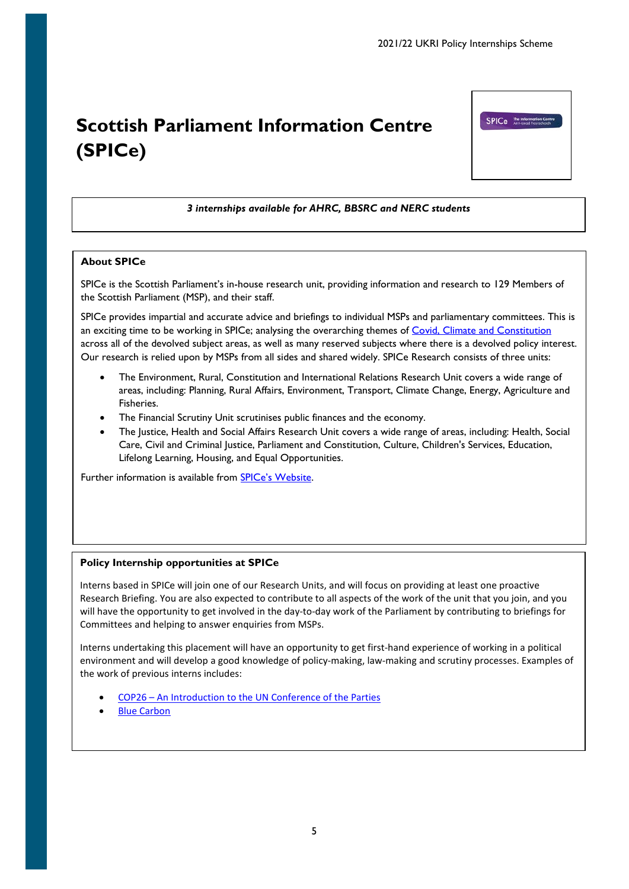# Scottish Parliament Information Centre (SPICe)

*3 internships available for AHRC, BBSRC and NERC students*

**About SPICe**

SPICe is the Scottish Parliament's in-house research unit, providing information and research to 129 Members of the Scottish Parliament (MSP), and their staff.

SPICe provides impartial and accurate advice and briefings to individual MSPs and parliamentary committees. This is an exciting time to be working in SPICe; analysing the overarching themes of Covid, Climate and Constitution across all of the devolved subject areas, as well as many reserved subjects where there is a devolved policy interest. Our research is relied upon by MSPs from all sides and shared widely. SPICe Research consists of three units:

- The Environment, Rural, Constitution and International Relations Research Unit covers a wide range of areas, including: Planning, Rural Affairs, Environment, Transport, Climate Change, Energy, Agriculture and Fisheries.
- The Financial Scrutiny Unit scrutinises public finances and the economy.
- The Justice, Health and Social Affairs Research Unit covers a wide range of areas, including: Health, Social Care, Civil and Criminal Justice, Parliament and Constitution, Culture, Children's Services, Education, Lifelong Learning, Housing, and Equal Opportunities.

Further information is available from SPICe's Website.

**Policy Internship opportunities at SPICe**

Interns based in SPICe will join one of our Research Units, and will focus on providing at least one proactive Research Briefing. You are also expected to contribute to all aspects of the work of the unit that you join, and you will have the opportunity to get involved in the day-to-day work of the Parliament by contributing to briefings for Committees and helping to answer enquiries from MSPs.

Interns undertaking this placement will have an opportunity to get first-hand experience of working in a political environment and will develop a good knowledge of policy-making, law-making and scrutiny processes. Examples of the work of previous interns includes:

- COP26 – An Introduction to the UN Conference of the Parties
- Blue Carbon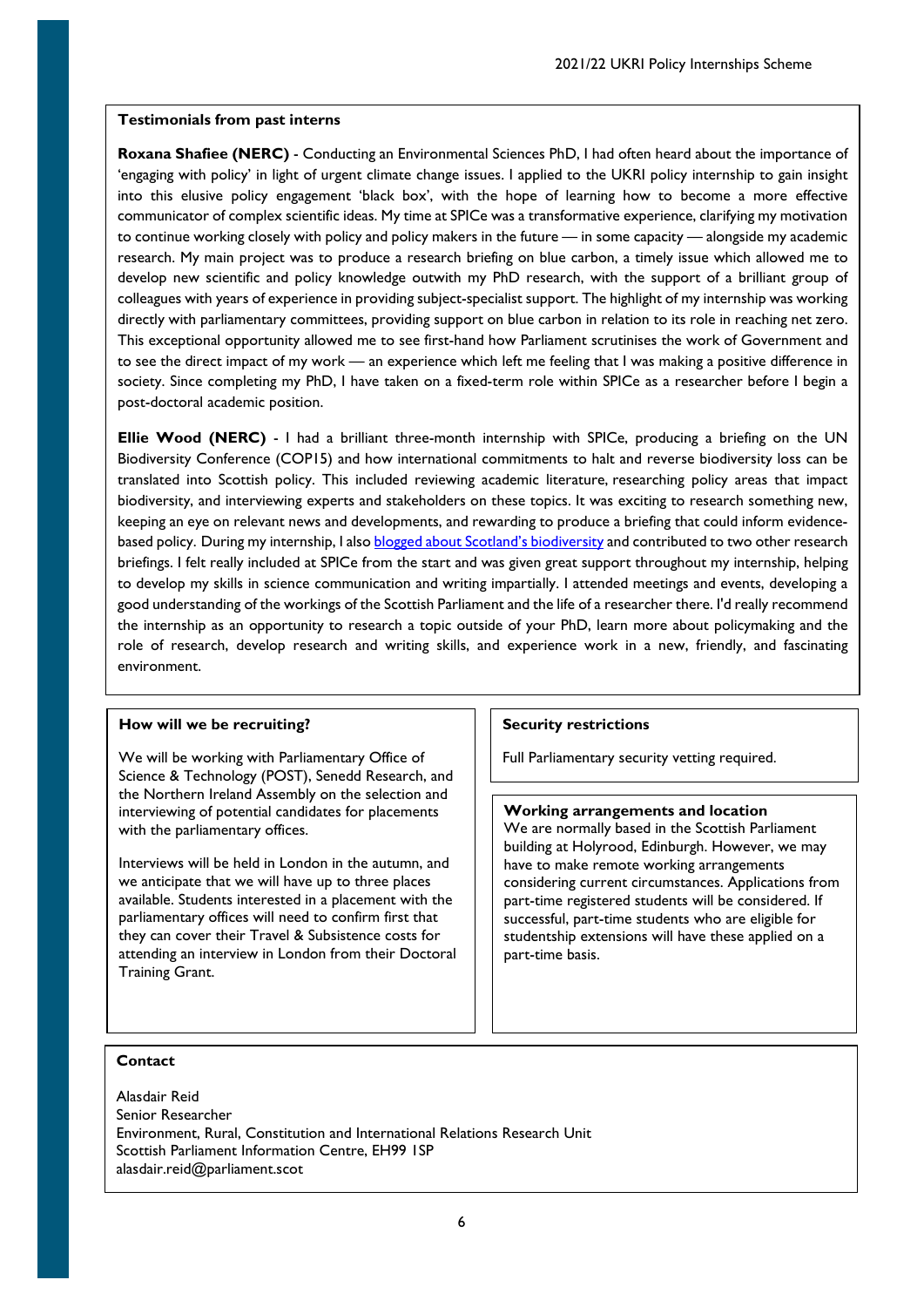### Testimonials from past interns

**Roxana Shafiee (NERC)** - Conducting an Environmental Sciences PhD, I had often heard about the importance of 'engaging with policy' in light of urgent climate change issues. I applied to the UKRI policy internship to gain insight into this elusive policy engagement 'black box', with the hope of learning how to become a more effective communicator of complex scientific ideas. My time at SPICe was a transformative experience, clarifying my motivation to continue working closely with policy and policy makers in the future — in some capacity — alongside my academic research. My main project was to produce a research briefing on blue carbon, a timely issue which allowed me to develop new scientific and policy knowledge outwith my PhD research, with the support of a brilliant group of colleagues with years of experience in providing subject-specialist support. The highlight of my internship was working directly with parliamentary committees, providing support on blue carbon in relation to its role in reaching net zero. This exceptional opportunity allowed me to see first-hand how Parliament scrutinises the work of Government and to see the direct impact of my work — an experience which left me feeling that I was making a positive difference in society. Since completing my PhD, I have taken on a fixed-term role within SPICe as a researcher before I begin a post-doctoral academic position.

**Ellie Wood (NERC)** - I had a brilliant three-month internship with SPICe, producing a briefing on the UN Biodiversity Conference (COP15) and how international commitments to halt and reverse biodiversity loss can be translated into Scottish policy. This included reviewing academic literature, researching policy areas that impact biodiversity, and interviewing experts and stakeholders on these topics. It was exciting to research something new, keeping an eye on relevant news and developments, and rewarding to produce a briefing that could inform evidence-based policy. During my internship, I also blogged about Scotland's biodiversity and contributed to two other research briefings. I felt really included at SPICe from the start and was given great support throughout my internship, helping to develop my skills in science communication and writing impartially. I attended meetings and events, developing a good understanding of the workings of the Scottish Parliament and the life of a researcher there. I'd really recommend the internship as an opportunity to research a topic outside of your PhD, learn more about policymaking and the role of research, develop research and writing skills, and experience work in a new, friendly, and fascinating environment.

### How will we be recruiting?

We will be working with Parliamentary Office of Science & Technology (POST), Senedd Research, and the Northern Ireland Assembly on the selection and interviewing of potential candidates for placements with the parliamentary offices.

Interviews will be held in London in the autumn, and we anticipate that we will have up to three places available. Students interested in a placement with the parliamentary offices will need to confirm first that they can cover their Travel & Subsistence costs for attending an interview in London from their Doctoral Training Grant.

### Security restrictions

Full Parliamentary security vetting required.

### Working arrangements and location

We are normally based in the Scottish Parliament building at Holyrood, Edinburgh. However, we may have to make remote working arrangements considering current circumstances. Applications from part-time registered students will be considered. If successful, part-time students who are eligible for studentship extensions will have these applied on a part-time basis.

### Contact

Alasdair Reid
Senior Researcher
Environment, Rural, Constitution and International Relations Research Unit
Scottish Parliament Information Centre, EH99 1SP
alasdair.reid@parliament.scot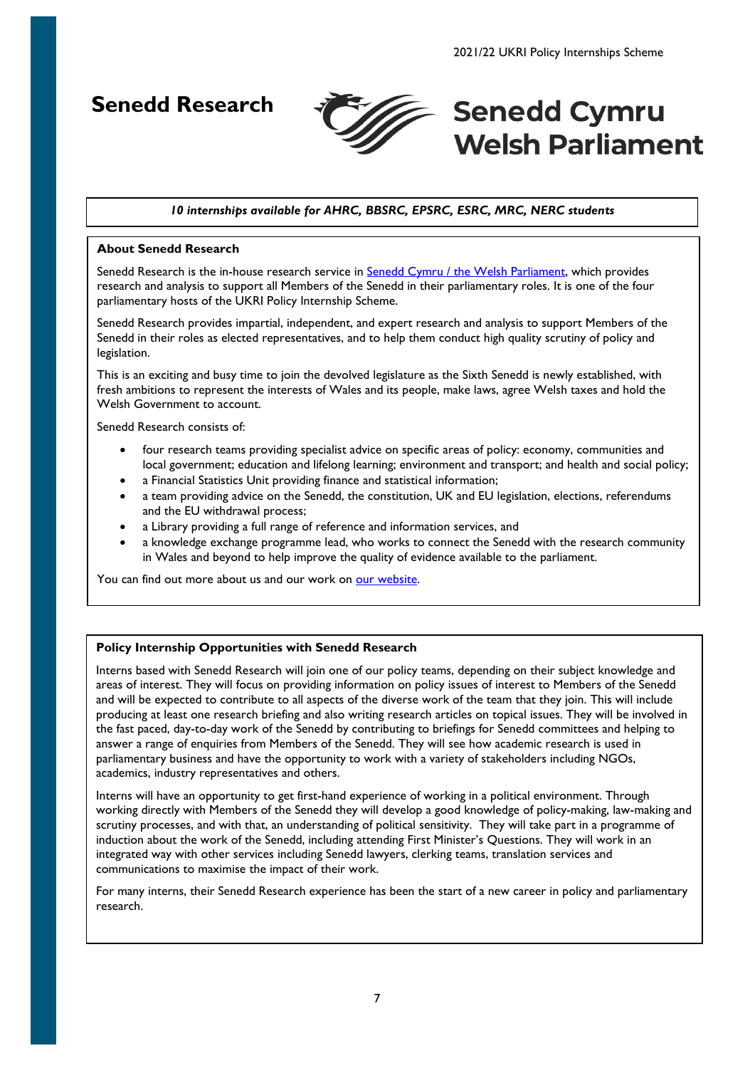# Senedd Research

**Senedd Cymru**
**Welsh Parliament**

***10 internships available for AHRC, BBSRC, EPSRC, ESRC, MRC, NERC students***

**About Senedd Research**

Senedd Research is the in-house research service in Senedd Cymru / the Welsh Parliament, which provides research and analysis to support all Members of the Senedd in their parliamentary roles. It is one of the four parliamentary hosts of the UKRI Policy Internship Scheme.

Senedd Research provides impartial, independent, and expert research and analysis to support Members of the Senedd in their roles as elected representatives, and to help them conduct high quality scrutiny of policy and legislation.

This is an exciting and busy time to join the devolved legislature as the Sixth Senedd is newly established, with fresh ambitions to represent the interests of Wales and its people, make laws, agree Welsh taxes and hold the Welsh Government to account.

Senedd Research consists of:

- four research teams providing specialist advice on specific areas of policy: economy, communities and local government; education and lifelong learning; environment and transport; and health and social policy;
- a Financial Statistics Unit providing finance and statistical information;
- a team providing advice on the Senedd, the constitution, UK and EU legislation, elections, referendums and the EU withdrawal process;
- a Library providing a full range of reference and information services, and
- a knowledge exchange programme lead, who works to connect the Senedd with the research community in Wales and beyond to help improve the quality of evidence available to the parliament.

You can find out more about us and our work on our website.

**Policy Internship Opportunities with Senedd Research**

Interns based with Senedd Research will join one of our policy teams, depending on their subject knowledge and areas of interest. They will focus on providing information on policy issues of interest to Members of the Senedd and will be expected to contribute to all aspects of the diverse work of the team that they join. This will include producing at least one research briefing and also writing research articles on topical issues. They will be involved in the fast paced, day-to-day work of the Senedd by contributing to briefings for Senedd committees and helping to answer a range of enquiries from Members of the Senedd. They will see how academic research is used in parliamentary business and have the opportunity to work with a variety of stakeholders including NGOs, academics, industry representatives and others.

Interns will have an opportunity to get first-hand experience of working in a political environment. Through working directly with Members of the Senedd they will develop a good knowledge of policy-making, law-making and scrutiny processes, and with that, an understanding of political sensitivity. They will take part in a programme of induction about the work of the Senedd, including attending First Minister's Questions. They will work in an integrated way with other services including Senedd lawyers, clerking teams, translation services and communications to maximise the impact of their work.

For many interns, their Senedd Research experience has been the start of a new career in policy and parliamentary research.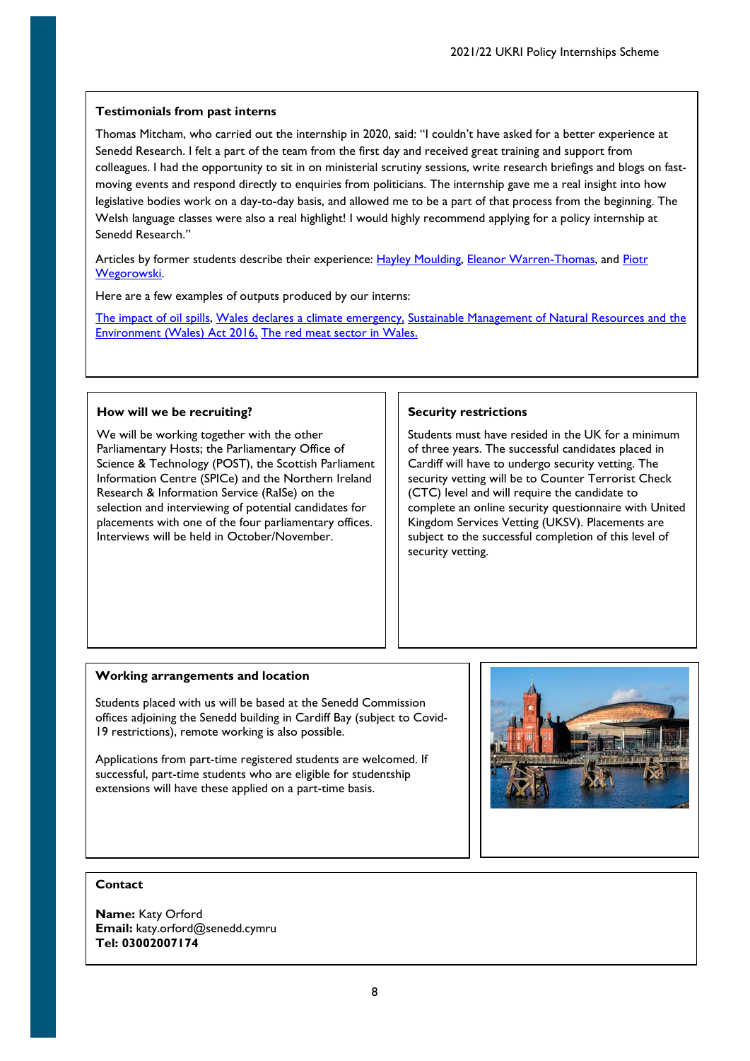### Testimonials from past interns

Thomas Mitcham, who carried out the internship in 2020, said: "I couldn't have asked for a better experience at Senedd Research. I felt a part of the team from the first day and received great training and support from colleagues. I had the opportunity to sit in on ministerial scrutiny sessions, write research briefings and blogs on fast-moving events and respond directly to enquiries from politicians. The internship gave me a real insight into how legislative bodies work on a day-to-day basis, and allowed me to be a part of that process from the beginning. The Welsh language classes were also a real highlight! I would highly recommend applying for a policy internship at Senedd Research."

Articles by former students describe their experience: Hayley Moulding, Eleanor Warren-Thomas, and Piotr Wegorowski.

Here are a few examples of outputs produced by our interns:

The impact of oil spills, Wales declares a climate emergency, Sustainable Management of Natural Resources and the Environment (Wales) Act 2016, The red meat sector in Wales.

### How will we be recruiting?

We will be working together with the other Parliamentary Hosts; the Parliamentary Office of Science & Technology (POST), the Scottish Parliament Information Centre (SPICe) and the Northern Ireland Research & Information Service (RaISe) on the selection and interviewing of potential candidates for placements with one of the four parliamentary offices. Interviews will be held in October/November.

### Security restrictions

Students must have resided in the UK for a minimum of three years. The successful candidates placed in Cardiff will have to undergo security vetting. The security vetting will be to Counter Terrorist Check (CTC) level and will require the candidate to complete an online security questionnaire with United Kingdom Services Vetting (UKSV). Placements are subject to the successful completion of this level of security vetting.

### Working arrangements and location

Students placed with us will be based at the Senedd Commission offices adjoining the Senedd building in Cardiff Bay (subject to Covid-19 restrictions), remote working is also possible.

Applications from part-time registered students are welcomed. If successful, part-time students who are eligible for studentship extensions will have these applied on a part-time basis.

### Contact

**Name:** Katy Orford
**Email:** katy.orford@senedd.cymru
**Tel: 03002007174**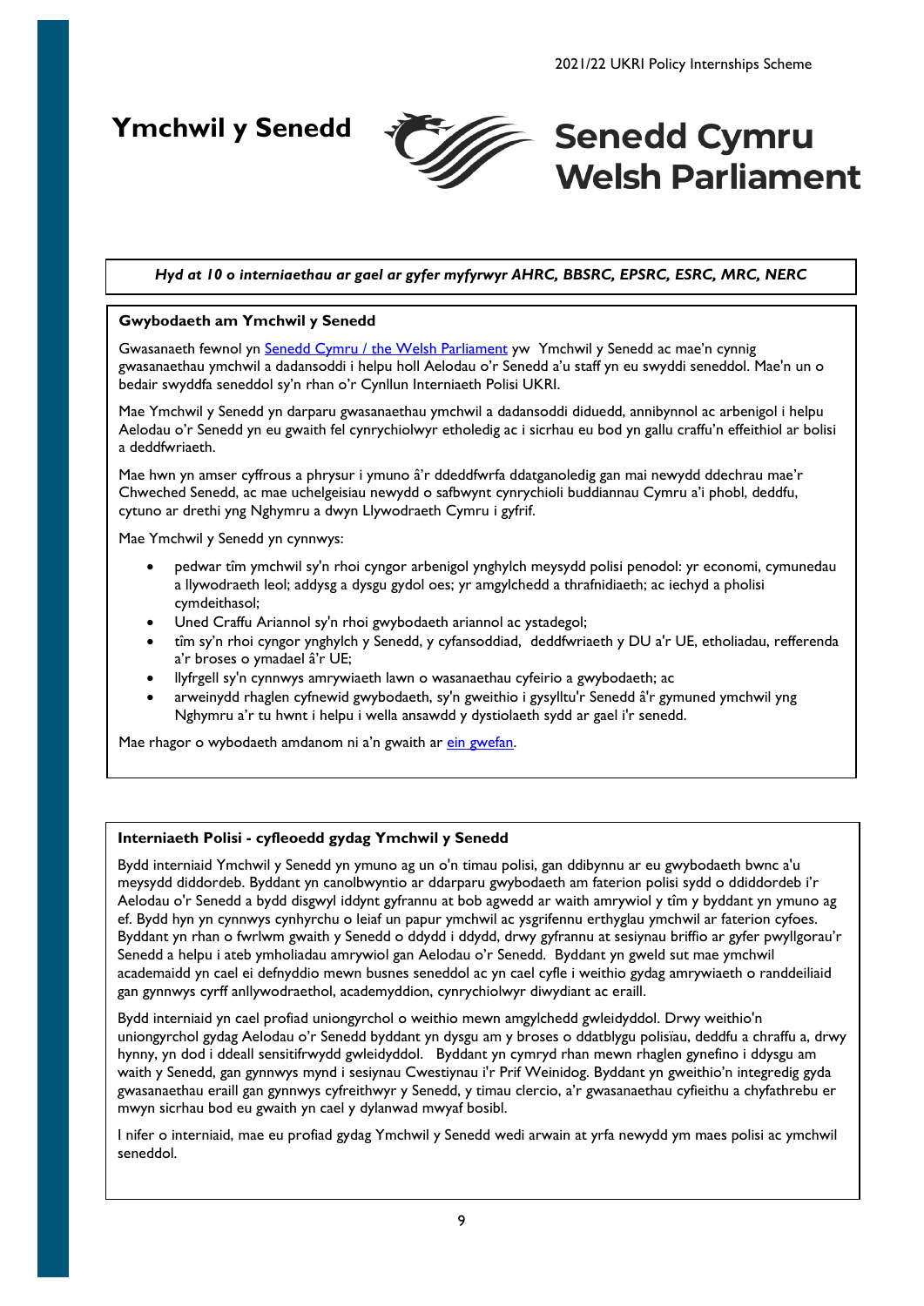# Ymchwil y Senedd

**Senedd Cymru**
**Welsh Parliament**

*Hyd at 10 o interniaethau ar gael ar gyfer myfyrwyr AHRC, BBSRC, EPSRC, ESRC, MRC, NERC*

**Gwybodaeth am Ymchwil y Senedd**

Gwasanaeth fewnol yn Senedd Cymru / the Welsh Parliament yw Ymchwil y Senedd ac mae'n cynnig gwasanaethau ymchwil a dadansoddi i helpu holl Aelodau o'r Senedd a'u staff yn eu swyddi seneddol. Mae'n un o bedair swyddfa seneddol sy'n rhan o'r Cynllun Interniaeth Polisi UKRI.

Mae Ymchwil y Senedd yn darparu gwasanaethau ymchwil a dadansoddi diduedd, annibynnol ac arbenigol i helpu Aelodau o'r Senedd yn eu gwaith fel cynrychiolwyr etholedig ac i sicrhau eu bod yn gallu craffu'n effeithiol ar bolisi a deddfwriaeth.

Mae hwn yn amser cyffrous a phrysur i ymuno â'r ddeddfwrfa ddatganoledig gan mai newydd ddechrau mae'r Chweched Senedd, ac mae uchelgeisiau newydd o safbwynt cynrychioli buddiannau Cymru a'i phobl, deddfu, cytuno ar drethi yng Nghymru a dwyn Llywodraeth Cymru i gyfrif.

Mae Ymchwil y Senedd yn cynnwys:

- pedwar tîm ymchwil sy'n rhoi cyngor arbenigol ynghylch meysydd polisi penodol: yr economi, cymunedau a llywodraeth leol; addysg a dysgu gydol oes; yr amgylchedd a thrafnidiaeth; ac iechyd a pholisi cymdeithasol;
- Uned Craffu Ariannol sy'n rhoi gwybodaeth ariannol ac ystadegol;
- tîm sy'n rhoi cyngor ynghylch y Senedd, y cyfansoddiad, deddfwriaeth y DU a'r UE, etholiadau, refferenda a'r broses o ymadael â'r UE;
- llyfrgell sy'n cynnwys amrywiaeth lawn o wasanaethau cyfeirio a gwybodaeth; ac
- arweinydd rhaglen cyfnewid gwybodaeth, sy'n gweithio i gysylltu'r Senedd â'r gymuned ymchwil yng Nghymru a'r tu hwnt i helpu i wella ansawdd y dystiolaeth sydd ar gael i'r senedd.

Mae rhagor o wybodaeth amdanom ni a'n gwaith ar ein gwefan.

**Interniaeth Polisi - cyfleoedd gydag Ymchwil y Senedd**

Bydd interniaid Ymchwil y Senedd yn ymuno ag un o'n timau polisi, gan ddibynnu ar eu gwybodaeth bwnc a'u meysydd diddordeb. Byddant yn canolbwyntio ar ddarparu gwybodaeth am faterion polisi sydd o ddiddordeb i'r Aelodau o'r Senedd a bydd disgwyl iddynt gyfrannu at bob agwedd ar waith amrywiol y tîm y byddant yn ymuno ag ef. Bydd hyn yn cynnwys cynhyrchu o leiaf un papur ymchwil ac ysgrifennu erthyglau ymchwil ar faterion cyfoes. Byddant yn rhan o fwrlwm gwaith y Senedd o ddydd i ddydd, drwy gyfrannu at sesiynau briffio ar gyfer pwyllgorau'r Senedd a helpu i ateb ymholiadau amrywiol gan Aelodau o'r Senedd. Byddant yn gweld sut mae ymchwil academaidd yn cael ei defnyddio mewn busnes seneddol ac yn cael cyfle i weithio gydag amrywiaeth o randdeiliaid gan gynnwys cyrff anllywodraethol, academyddion, cynrychiolwyr diwydiant ac eraill.

Bydd interniaid yn cael profiad uniongyrchol o weithio mewn amgylchedd gwleidyddol. Drwy weithio'n uniongyrchol gydag Aelodau o'r Senedd byddant yn dysgu am y broses o ddatblygu polisïau, deddfu a chraffu a, drwy hynny, yn dod i ddeall sensitifrwydd gwleidyddol. Byddant yn cymryd rhan mewn rhaglen gynefino i ddysgu am waith y Senedd, gan gynnwys mynd i sesiynau Cwestiynau i'r Prif Weinidog. Byddant yn gweithio'n integredig gyda gwasanaethau eraill gan gynnwys cyfreithwyr y Senedd, y timau clercio, a'r gwasanaethau cyfieithu a chyfathrebu er mwyn sicrhau bod eu gwaith yn cael y dylanwad mwyaf bosibl.

I nifer o interniaid, mae eu profiad gydag Ymchwil y Senedd wedi arwain at yrfa newydd ym maes polisi ac ymchwil seneddol.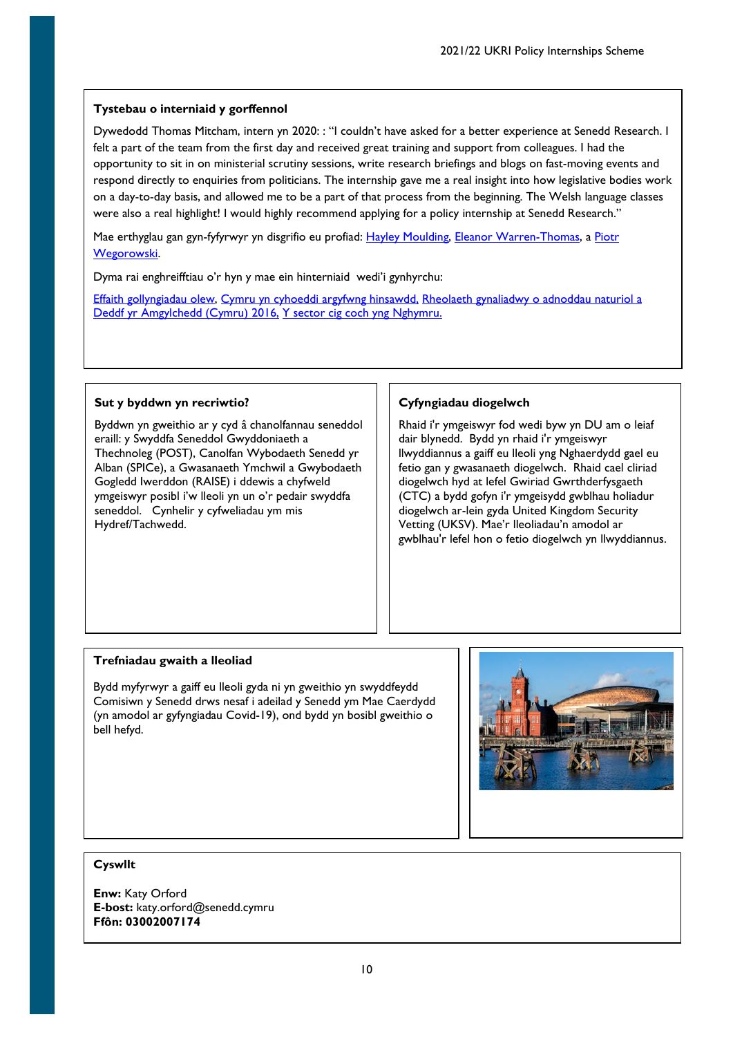### Tystebau o interniaid y gorffennol

Dywedodd Thomas Mitcham, intern yn 2020: : "I couldn't have asked for a better experience at Senedd Research. I felt a part of the team from the first day and received great training and support from colleagues. I had the opportunity to sit in on ministerial scrutiny sessions, write research briefings and blogs on fast-moving events and respond directly to enquiries from politicians. The internship gave me a real insight into how legislative bodies work on a day-to-day basis, and allowed me to be a part of that process from the beginning. The Welsh language classes were also a real highlight! I would highly recommend applying for a policy internship at Senedd Research."

Mae erthyglau gan gyn-fyfyrwyr yn disgrifio eu profiad: Hayley Moulding, Eleanor Warren-Thomas, a Piotr Wegorowski.

Dyma rai enghreifftiau o'r hyn y mae ein hinterniaid wedi'i gynhyrchu:

Effaith gollyngiadau olew, Cymru yn cyhoeddi argyfwng hinsawdd, Rheolaeth gynaliadwy o adnoddau naturiol a Deddf yr Amgylchedd (Cymru) 2016, Y sector cig coch yng Nghymru.

### Sut y byddwn yn recriwtio?

Byddwn yn gweithio ar y cyd â chanolfannau seneddol eraill: y Swyddfa Seneddol Gwyddoniaeth a Thechnoleg (POST), Canolfan Wybodaeth Senedd yr Alban (SPICe), a Gwasanaeth Ymchwil a Gwybodaeth Gogledd Iwerddon (RAISE) i ddewis a chyfweld ymgeiswyr posibl i'w lleoli yn un o'r pedair swyddfa seneddol. Cynhelir y cyfweliadau ym mis Hydref/Tachwedd.

### Cyfyngiadau diogelwch

Rhaid i'r ymgeiswyr fod wedi byw yn DU am o leiaf dair blynedd. Bydd yn rhaid i'r ymgeiswyr llwyddiannus a gaiff eu lleoli yng Nghaerdydd gael eu fetio gan y gwasanaeth diogelwch. Rhaid cael cliriad diogelwch hyd at lefel Gwiriad Gwrthderfysgaeth (CTC) a bydd gofyn i'r ymgeisydd gwblhau holiadur diogelwch ar-lein gyda United Kingdom Security Vetting (UKSV). Mae'r lleoliadau'n amodol ar gwblhau'r lefel hon o fetio diogelwch yn llwyddiannus.

### Trefniadau gwaith a lleoliad

Bydd myfyrwyr a gaiff eu lleoli gyda ni yn gweithio yn swyddfeydd Comisiwn y Senedd drws nesaf i adeilad y Senedd ym Mae Caerdydd (yn amodol ar gyfyngiadau Covid-19), ond bydd yn bosibl gweithio o bell hefyd.

### Cyswllt

**Enw:** Katy Orford
**E-bost:** katy.orford@senedd.cymru
**Ffôn: 03002007174**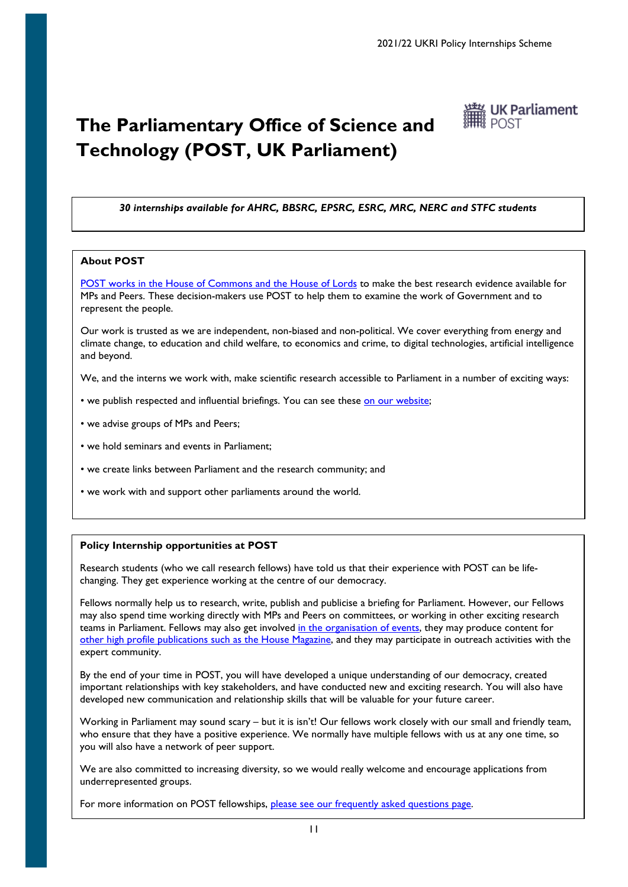# The Parliamentary Office of Science and Technology (POST, UK Parliament)

***30 internships available for AHRC, BBSRC, EPSRC, ESRC, MRC, NERC and STFC students***

**About POST**

POST works in the House of Commons and the House of Lords to make the best research evidence available for MPs and Peers. These decision-makers use POST to help them to examine the work of Government and to represent the people.

Our work is trusted as we are independent, non-biased and non-political. We cover everything from energy and climate change, to education and child welfare, to economics and crime, to digital technologies, artificial intelligence and beyond.

We, and the interns we work with, make scientific research accessible to Parliament in a number of exciting ways:

- we publish respected and influential briefings. You can see these on our website;
- we advise groups of MPs and Peers;
- we hold seminars and events in Parliament;
- we create links between Parliament and the research community; and
- we work with and support other parliaments around the world.

**Policy Internship opportunities at POST**

Research students (who we call research fellows) have told us that their experience with POST can be life-changing. They get experience working at the centre of our democracy.

Fellows normally help us to research, write, publish and publicise a briefing for Parliament. However, our Fellows may also spend time working directly with MPs and Peers on committees, or working in other exciting research teams in Parliament. Fellows may also get involved in the organisation of events, they may produce content for other high profile publications such as the House Magazine, and they may participate in outreach activities with the expert community.

By the end of your time in POST, you will have developed a unique understanding of our democracy, created important relationships with key stakeholders, and have conducted new and exciting research. You will also have developed new communication and relationship skills that will be valuable for your future career.

Working in Parliament may sound scary – but it is isn't! Our fellows work closely with our small and friendly team, who ensure that they have a positive experience. We normally have multiple fellows with us at any one time, so you will also have a network of peer support.

We are also committed to increasing diversity, so we would really welcome and encourage applications from underrepresented groups.

For more information on POST fellowships, please see our frequently asked questions page.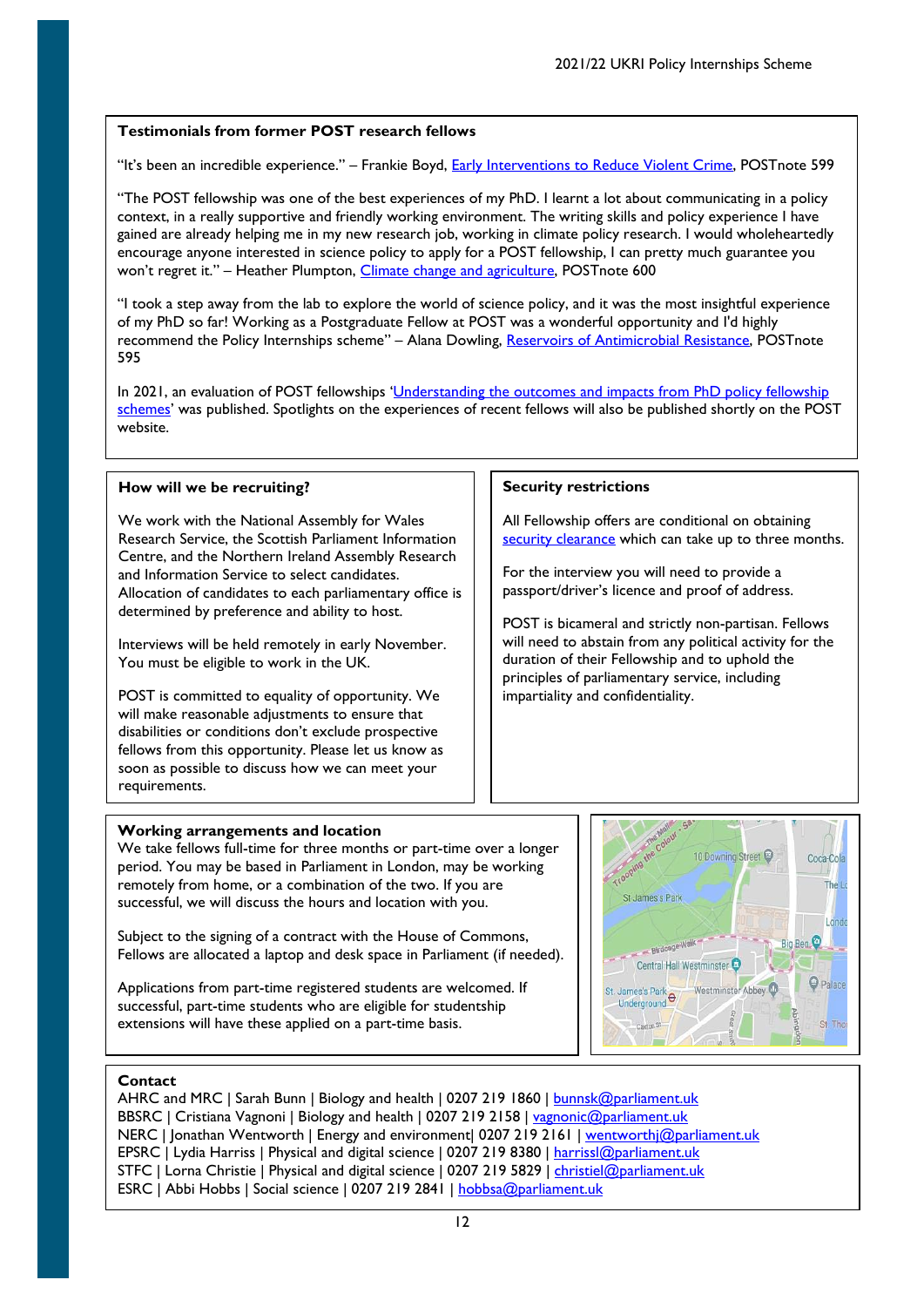## Testimonials from former POST research fellows

"It's been an incredible experience." – Frankie Boyd, Early Interventions to Reduce Violent Crime, POSTnote 599

"The POST fellowship was one of the best experiences of my PhD. I learnt a lot about communicating in a policy context, in a really supportive and friendly working environment. The writing skills and policy experience I have gained are already helping me in my new research job, working in climate policy research. I would wholeheartedly encourage anyone interested in science policy to apply for a POST fellowship, I can pretty much guarantee you won't regret it." – Heather Plumpton, Climate change and agriculture, POSTnote 600

"I took a step away from the lab to explore the world of science policy, and it was the most insightful experience of my PhD so far! Working as a Postgraduate Fellow at POST was a wonderful opportunity and I'd highly recommend the Policy Internships scheme" – Alana Dowling, Reservoirs of Antimicrobial Resistance, POSTnote 595

In 2021, an evaluation of POST fellowships 'Understanding the outcomes and impacts from PhD policy fellowship schemes' was published. Spotlights on the experiences of recent fellows will also be published shortly on the POST website.

## How will we be recruiting?

We work with the National Assembly for Wales Research Service, the Scottish Parliament Information Centre, and the Northern Ireland Assembly Research and Information Service to select candidates. Allocation of candidates to each parliamentary office is determined by preference and ability to host.

Interviews will be held remotely in early November. You must be eligible to work in the UK.

POST is committed to equality of opportunity. We will make reasonable adjustments to ensure that disabilities or conditions don't exclude prospective fellows from this opportunity. Please let us know as soon as possible to discuss how we can meet your requirements.

## Security restrictions

All Fellowship offers are conditional on obtaining security clearance which can take up to three months.

For the interview you will need to provide a passport/driver's licence and proof of address.

POST is bicameral and strictly non-partisan. Fellows will need to abstain from any political activity for the duration of their Fellowship and to uphold the principles of parliamentary service, including impartiality and confidentiality.

## Working arrangements and location

We take fellows full-time for three months or part-time over a longer period. You may be based in Parliament in London, may be working remotely from home, or a combination of the two. If you are successful, we will discuss the hours and location with you.

Subject to the signing of a contract with the House of Commons, Fellows are allocated a laptop and desk space in Parliament (if needed).

Applications from part-time registered students are welcomed. If successful, part-time students who are eligible for studentship extensions will have these applied on a part-time basis.

## Contact

AHRC and MRC | Sarah Bunn | Biology and health | 0207 219 1860 | bunnsk@parliament.uk
BBSRC | Cristiana Vagnoni | Biology and health | 0207 219 2158 | vagnonic@parliament.uk
NERC | Jonathan Wentworth | Energy and environment| 0207 219 2161 | wentworthj@parliament.uk
EPSRC | Lydia Harriss | Physical and digital science | 0207 219 8380 | harrissl@parliament.uk
STFC | Lorna Christie | Physical and digital science | 0207 219 5829 | christiel@parliament.uk
ESRC | Abbi Hobbs | Social science | 0207 219 2841 | hobbsa@parliament.uk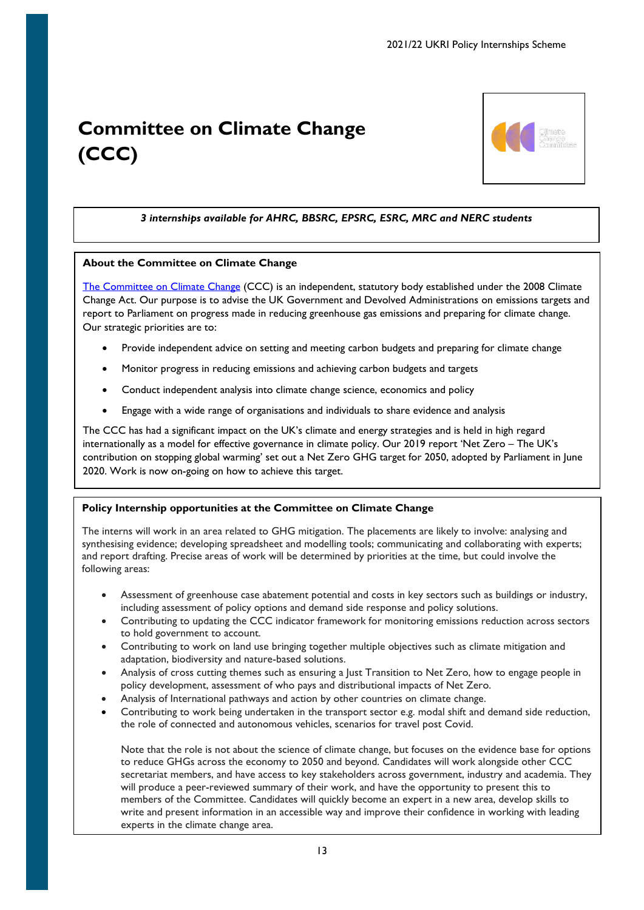# Committee on Climate Change (CCC)

*3 internships available for AHRC, BBSRC, EPSRC, ESRC, MRC and NERC students*

## About the Committee on Climate Change

The Committee on Climate Change (CCC) is an independent, statutory body established under the 2008 Climate Change Act. Our purpose is to advise the UK Government and Devolved Administrations on emissions targets and report to Parliament on progress made in reducing greenhouse gas emissions and preparing for climate change. Our strategic priorities are to:

- Provide independent advice on setting and meeting carbon budgets and preparing for climate change
- Monitor progress in reducing emissions and achieving carbon budgets and targets
- Conduct independent analysis into climate change science, economics and policy
- Engage with a wide range of organisations and individuals to share evidence and analysis

The CCC has had a significant impact on the UK's climate and energy strategies and is held in high regard internationally as a model for effective governance in climate policy. Our 2019 report 'Net Zero – The UK's contribution on stopping global warming' set out a Net Zero GHG target for 2050, adopted by Parliament in June 2020. Work is now on-going on how to achieve this target.

## Policy Internship opportunities at the Committee on Climate Change

The interns will work in an area related to GHG mitigation. The placements are likely to involve: analysing and synthesising evidence; developing spreadsheet and modelling tools; communicating and collaborating with experts; and report drafting. Precise areas of work will be determined by priorities at the time, but could involve the following areas:

- Assessment of greenhouse case abatement potential and costs in key sectors such as buildings or industry, including assessment of policy options and demand side response and policy solutions.
- Contributing to updating the CCC indicator framework for monitoring emissions reduction across sectors to hold government to account.
- Contributing to work on land use bringing together multiple objectives such as climate mitigation and adaptation, biodiversity and nature-based solutions.
- Analysis of cross cutting themes such as ensuring a Just Transition to Net Zero, how to engage people in policy development, assessment of who pays and distributional impacts of Net Zero.
- Analysis of International pathways and action by other countries on climate change.
- Contributing to work being undertaken in the transport sector e.g. modal shift and demand side reduction, the role of connected and autonomous vehicles, scenarios for travel post Covid.

Note that the role is not about the science of climate change, but focuses on the evidence base for options to reduce GHGs across the economy to 2050 and beyond. Candidates will work alongside other CCC secretariat members, and have access to key stakeholders across government, industry and academia. They will produce a peer-reviewed summary of their work, and have the opportunity to present this to members of the Committee. Candidates will quickly become an expert in a new area, develop skills to write and present information in an accessible way and improve their confidence in working with leading experts in the climate change area.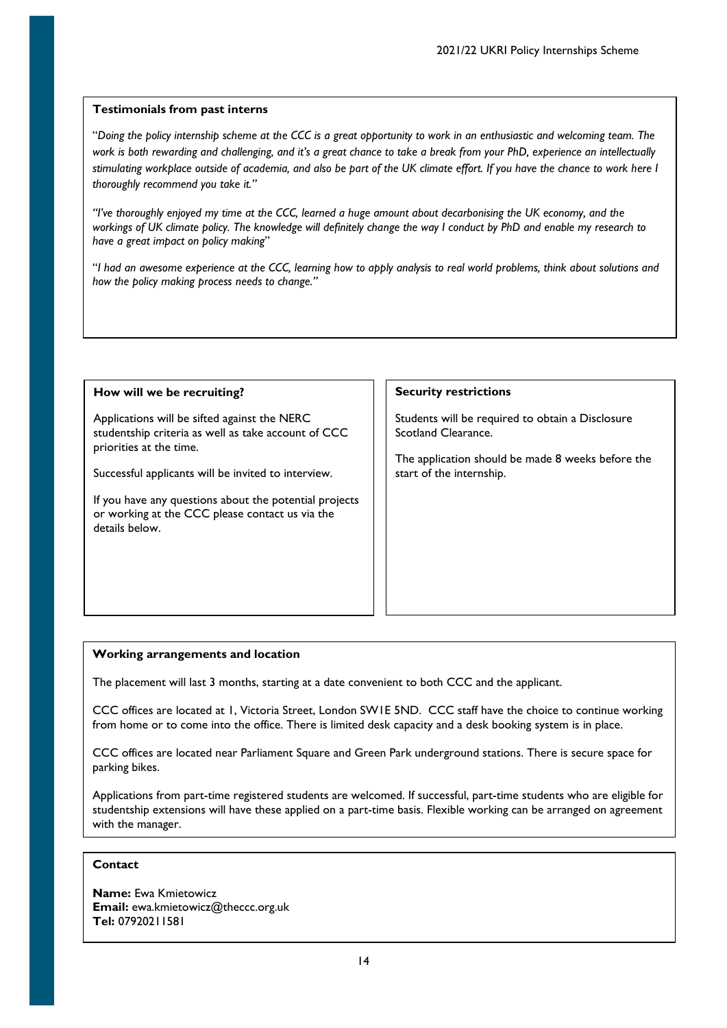**Testimonials from past interns**

"*Doing the policy internship scheme at the CCC is a great opportunity to work in an enthusiastic and welcoming team. The work is both rewarding and challenging, and it's a great chance to take a break from your PhD, experience an intellectually stimulating workplace outside of academia, and also be part of the UK climate effort. If you have the chance to work here I thoroughly recommend you take it.*"

"*I've thoroughly enjoyed my time at the CCC, learned a huge amount about decarbonising the UK economy, and the workings of UK climate policy. The knowledge will definitely change the way I conduct by PhD and enable my research to have a great impact on policy making*"

"*I had an awesome experience at the CCC, learning how to apply analysis to real world problems, think about solutions and how the policy making process needs to change.*"

**How will we be recruiting?**

Applications will be sifted against the NERC studentship criteria as well as take account of CCC priorities at the time.

Successful applicants will be invited to interview.

If you have any questions about the potential projects or working at the CCC please contact us via the details below.

**Security restrictions**

Students will be required to obtain a Disclosure Scotland Clearance.

The application should be made 8 weeks before the start of the internship.

**Working arrangements and location**

The placement will last 3 months, starting at a date convenient to both CCC and the applicant.

CCC offices are located at 1, Victoria Street, London SW1E 5ND. CCC staff have the choice to continue working from home or to come into the office. There is limited desk capacity and a desk booking system is in place.

CCC offices are located near Parliament Square and Green Park underground stations. There is secure space for parking bikes.

Applications from part-time registered students are welcomed. If successful, part-time students who are eligible for studentship extensions will have these applied on a part-time basis. Flexible working can be arranged on agreement with the manager.

**Contact**

**Name:** Ewa Kmietowicz
**Email:** ewa.kmietowicz@theccc.org.uk
**Tel:** 07920211581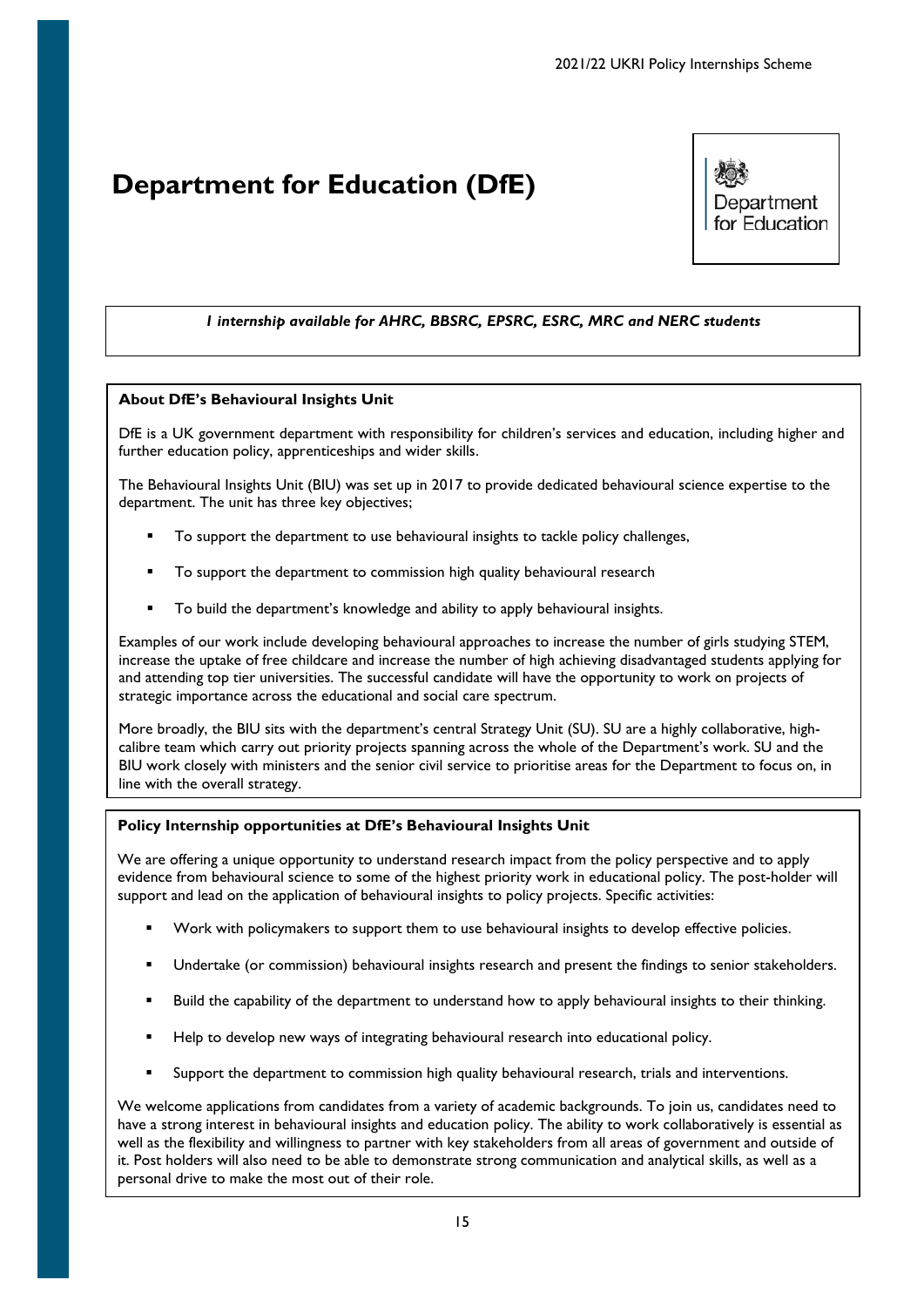# Department for Education (DfE)

*1 internship available for AHRC, BBSRC, EPSRC, ESRC, MRC and NERC students*

**About DfE's Behavioural Insights Unit**

DfE is a UK government department with responsibility for children's services and education, including higher and further education policy, apprenticeships and wider skills.

The Behavioural Insights Unit (BIU) was set up in 2017 to provide dedicated behavioural science expertise to the department. The unit has three key objectives;

- To support the department to use behavioural insights to tackle policy challenges,
- To support the department to commission high quality behavioural research
- To build the department's knowledge and ability to apply behavioural insights.

Examples of our work include developing behavioural approaches to increase the number of girls studying STEM, increase the uptake of free childcare and increase the number of high achieving disadvantaged students applying for and attending top tier universities. The successful candidate will have the opportunity to work on projects of strategic importance across the educational and social care spectrum.

More broadly, the BIU sits with the department's central Strategy Unit (SU). SU are a highly collaborative, high-calibre team which carry out priority projects spanning across the whole of the Department's work. SU and the BIU work closely with ministers and the senior civil service to prioritise areas for the Department to focus on, in line with the overall strategy.

**Policy Internship opportunities at DfE's Behavioural Insights Unit**

We are offering a unique opportunity to understand research impact from the policy perspective and to apply evidence from behavioural science to some of the highest priority work in educational policy. The post-holder will support and lead on the application of behavioural insights to policy projects. Specific activities:

- Work with policymakers to support them to use behavioural insights to develop effective policies.
- Undertake (or commission) behavioural insights research and present the findings to senior stakeholders.
- Build the capability of the department to understand how to apply behavioural insights to their thinking.
- Help to develop new ways of integrating behavioural research into educational policy.
- Support the department to commission high quality behavioural research, trials and interventions.

We welcome applications from candidates from a variety of academic backgrounds. To join us, candidates need to have a strong interest in behavioural insights and education policy. The ability to work collaboratively is essential as well as the flexibility and willingness to partner with key stakeholders from all areas of government and outside of it. Post holders will also need to be able to demonstrate strong communication and analytical skills, as well as a personal drive to make the most out of their role.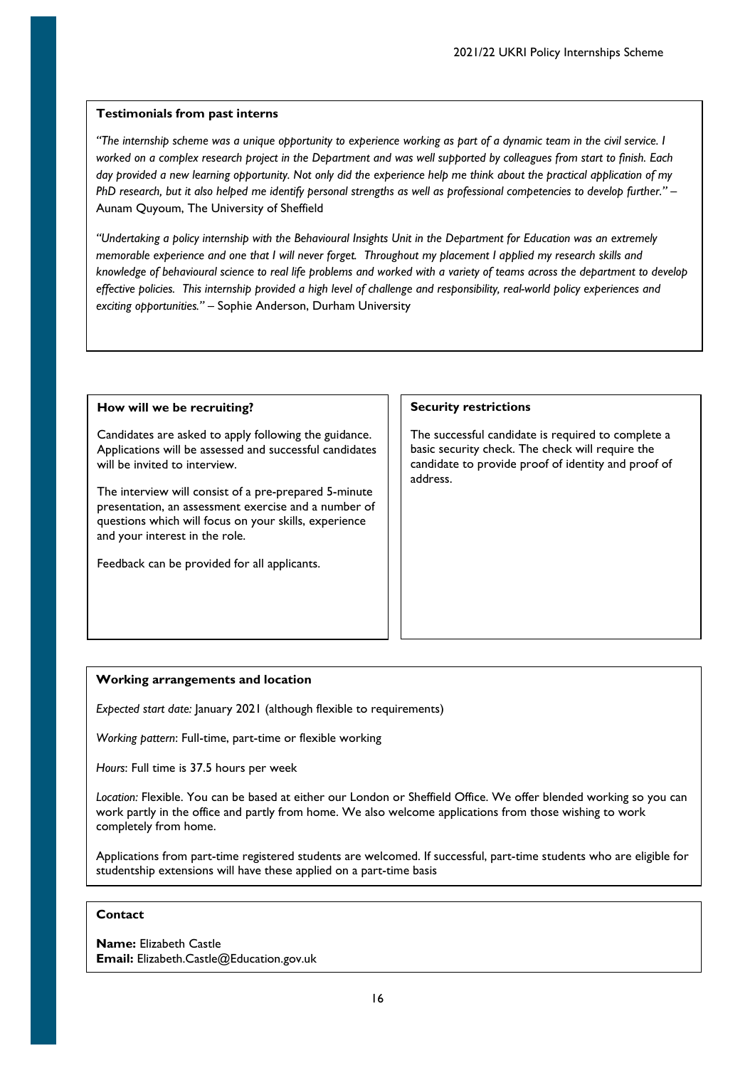### Testimonials from past interns

*"The internship scheme was a unique opportunity to experience working as part of a dynamic team in the civil service. I worked on a complex research project in the Department and was well supported by colleagues from start to finish. Each day provided a new learning opportunity. Not only did the experience help me think about the practical application of my PhD research, but it also helped me identify personal strengths as well as professional competencies to develop further."* – Aunam Quyoum, The University of Sheffield

*"Undertaking a policy internship with the Behavioural Insights Unit in the Department for Education was an extremely memorable experience and one that I will never forget. Throughout my placement I applied my research skills and knowledge of behavioural science to real life problems and worked with a variety of teams across the department to develop effective policies. This internship provided a high level of challenge and responsibility, real-world policy experiences and exciting opportunities."* – Sophie Anderson, Durham University

### How will we be recruiting?

Candidates are asked to apply following the guidance. Applications will be assessed and successful candidates will be invited to interview.

The interview will consist of a pre-prepared 5-minute presentation, an assessment exercise and a number of questions which will focus on your skills, experience and your interest in the role.

Feedback can be provided for all applicants.

### Security restrictions

The successful candidate is required to complete a basic security check. The check will require the candidate to provide proof of identity and proof of address.

### Working arrangements and location

*Expected start date:* January 2021 (although flexible to requirements)

*Working pattern*: Full-time, part-time or flexible working

*Hours*: Full time is 37.5 hours per week

*Location:* Flexible. You can be based at either our London or Sheffield Office. We offer blended working so you can work partly in the office and partly from home. We also welcome applications from those wishing to work completely from home.

Applications from part-time registered students are welcomed. If successful, part-time students who are eligible for studentship extensions will have these applied on a part-time basis

### Contact

**Name:** Elizabeth Castle
**Email:** Elizabeth.Castle@Education.gov.uk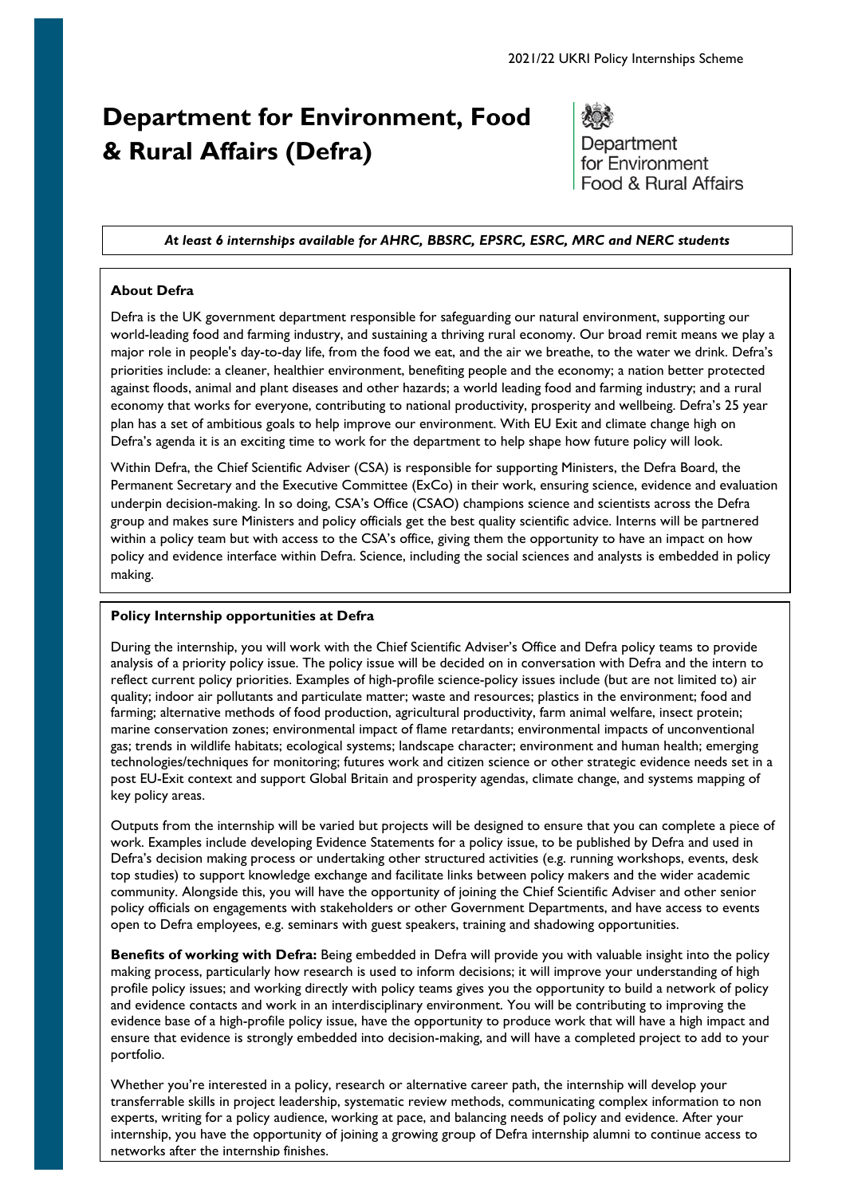# Department for Environment, Food & Rural Affairs (Defra)

Department for Environment Food & Rural Affairs

*At least 6 internships available for AHRC, BBSRC, EPSRC, ESRC, MRC and NERC students*

**About Defra**

Defra is the UK government department responsible for safeguarding our natural environment, supporting our world-leading food and farming industry, and sustaining a thriving rural economy. Our broad remit means we play a major role in people's day-to-day life, from the food we eat, and the air we breathe, to the water we drink. Defra's priorities include: a cleaner, healthier environment, benefiting people and the economy; a nation better protected against floods, animal and plant diseases and other hazards; a world leading food and farming industry; and a rural economy that works for everyone, contributing to national productivity, prosperity and wellbeing. Defra's 25 year plan has a set of ambitious goals to help improve our environment. With EU Exit and climate change high on Defra's agenda it is an exciting time to work for the department to help shape how future policy will look.

Within Defra, the Chief Scientific Adviser (CSA) is responsible for supporting Ministers, the Defra Board, the Permanent Secretary and the Executive Committee (ExCo) in their work, ensuring science, evidence and evaluation underpin decision-making. In so doing, CSA's Office (CSAO) champions science and scientists across the Defra group and makes sure Ministers and policy officials get the best quality scientific advice. Interns will be partnered within a policy team but with access to the CSA's office, giving them the opportunity to have an impact on how policy and evidence interface within Defra. Science, including the social sciences and analysts is embedded in policy making.

**Policy Internship opportunities at Defra**

During the internship, you will work with the Chief Scientific Adviser's Office and Defra policy teams to provide analysis of a priority policy issue. The policy issue will be decided on in conversation with Defra and the intern to reflect current policy priorities. Examples of high-profile science-policy issues include (but are not limited to) air quality; indoor air pollutants and particulate matter; waste and resources; plastics in the environment; food and farming; alternative methods of food production, agricultural productivity, farm animal welfare, insect protein; marine conservation zones; environmental impact of flame retardants; environmental impacts of unconventional gas; trends in wildlife habitats; ecological systems; landscape character; environment and human health; emerging technologies/techniques for monitoring; futures work and citizen science or other strategic evidence needs set in a post EU-Exit context and support Global Britain and prosperity agendas, climate change, and systems mapping of key policy areas.

Outputs from the internship will be varied but projects will be designed to ensure that you can complete a piece of work. Examples include developing Evidence Statements for a policy issue, to be published by Defra and used in Defra's decision making process or undertaking other structured activities (e.g. running workshops, events, desk top studies) to support knowledge exchange and facilitate links between policy makers and the wider academic community. Alongside this, you will have the opportunity of joining the Chief Scientific Adviser and other senior policy officials on engagements with stakeholders or other Government Departments, and have access to events open to Defra employees, e.g. seminars with guest speakers, training and shadowing opportunities.

**Benefits of working with Defra:** Being embedded in Defra will provide you with valuable insight into the policy making process, particularly how research is used to inform decisions; it will improve your understanding of high profile policy issues; and working directly with policy teams gives you the opportunity to build a network of policy and evidence contacts and work in an interdisciplinary environment. You will be contributing to improving the evidence base of a high-profile policy issue, have the opportunity to produce work that will have a high impact and ensure that evidence is strongly embedded into decision-making, and will have a completed project to add to your portfolio.

Whether you're interested in a policy, research or alternative career path, the internship will develop your transferrable skills in project leadership, systematic review methods, communicating complex information to non experts, writing for a policy audience, working at pace, and balancing needs of policy and evidence. After your internship, you have the opportunity of joining a growing group of Defra internship alumni to continue access to networks after the internship finishes.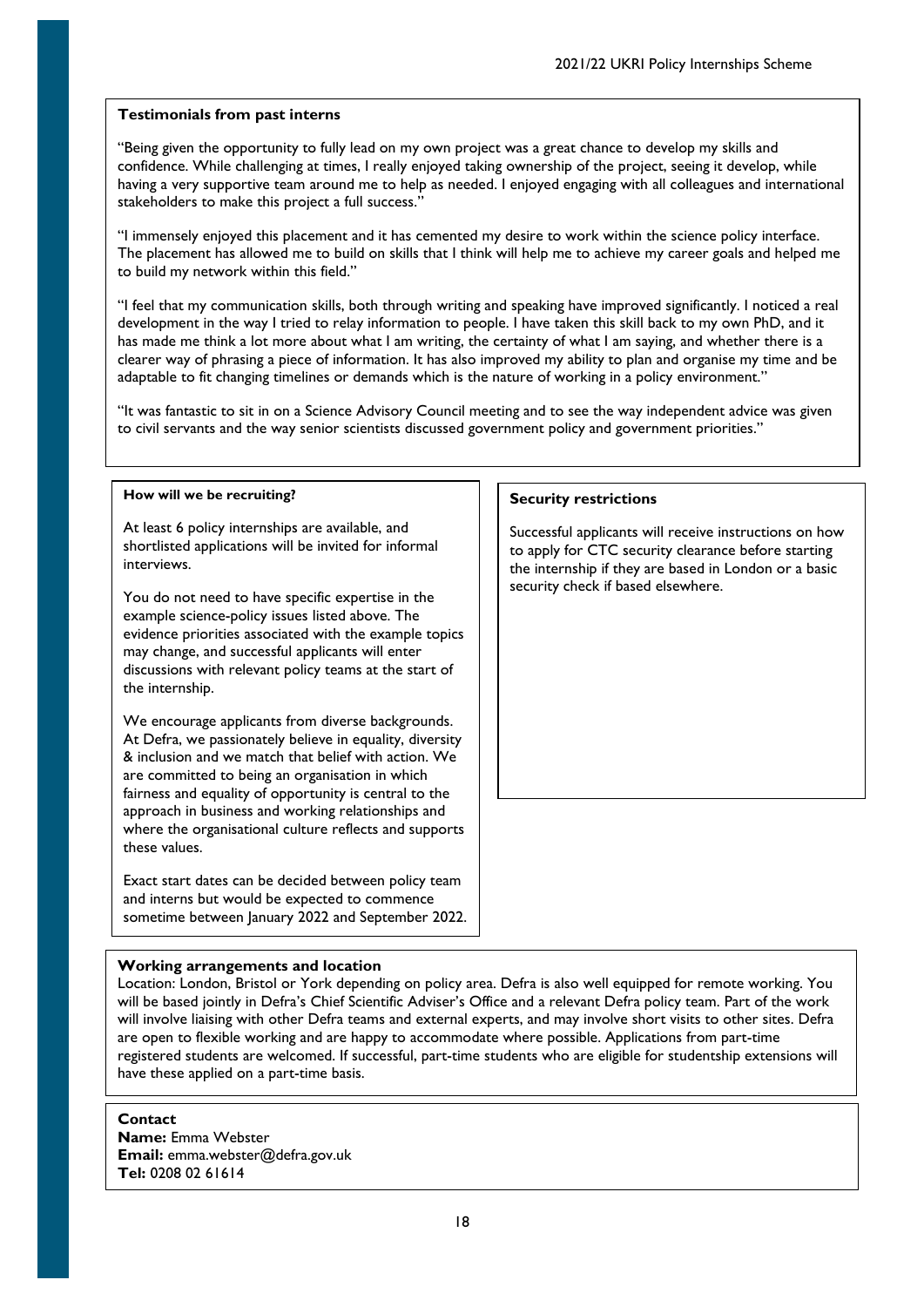**Testimonials from past interns**

"Being given the opportunity to fully lead on my own project was a great chance to develop my skills and confidence. While challenging at times, I really enjoyed taking ownership of the project, seeing it develop, while having a very supportive team around me to help as needed. I enjoyed engaging with all colleagues and international stakeholders to make this project a full success."

"I immensely enjoyed this placement and it has cemented my desire to work within the science policy interface. The placement has allowed me to build on skills that I think will help me to achieve my career goals and helped me to build my network within this field."

"I feel that my communication skills, both through writing and speaking have improved significantly. I noticed a real development in the way I tried to relay information to people. I have taken this skill back to my own PhD, and it has made me think a lot more about what I am writing, the certainty of what I am saying, and whether there is a clearer way of phrasing a piece of information. It has also improved my ability to plan and organise my time and be adaptable to fit changing timelines or demands which is the nature of working in a policy environment."

"It was fantastic to sit in on a Science Advisory Council meeting and to see the way independent advice was given to civil servants and the way senior scientists discussed government policy and government priorities."

**How will we be recruiting?**

At least 6 policy internships are available, and shortlisted applications will be invited for informal interviews.

You do not need to have specific expertise in the example science-policy issues listed above. The evidence priorities associated with the example topics may change, and successful applicants will enter discussions with relevant policy teams at the start of the internship.

We encourage applicants from diverse backgrounds. At Defra, we passionately believe in equality, diversity & inclusion and we match that belief with action. We are committed to being an organisation in which fairness and equality of opportunity is central to the approach in business and working relationships and where the organisational culture reflects and supports these values.

Exact start dates can be decided between policy team and interns but would be expected to commence sometime between January 2022 and September 2022.

**Security restrictions**

Successful applicants will receive instructions on how to apply for CTC security clearance before starting the internship if they are based in London or a basic security check if based elsewhere.

**Working arrangements and location**

Location: London, Bristol or York depending on policy area. Defra is also well equipped for remote working. You will be based jointly in Defra's Chief Scientific Adviser's Office and a relevant Defra policy team. Part of the work will involve liaising with other Defra teams and external experts, and may involve short visits to other sites. Defra are open to flexible working and are happy to accommodate where possible. Applications from part-time registered students are welcomed. If successful, part-time students who are eligible for studentship extensions will have these applied on a part-time basis.

**Contact**

**Name:** Emma Webster

**Email:** emma.webster@defra.gov.uk

**Tel:** 0208 02 61614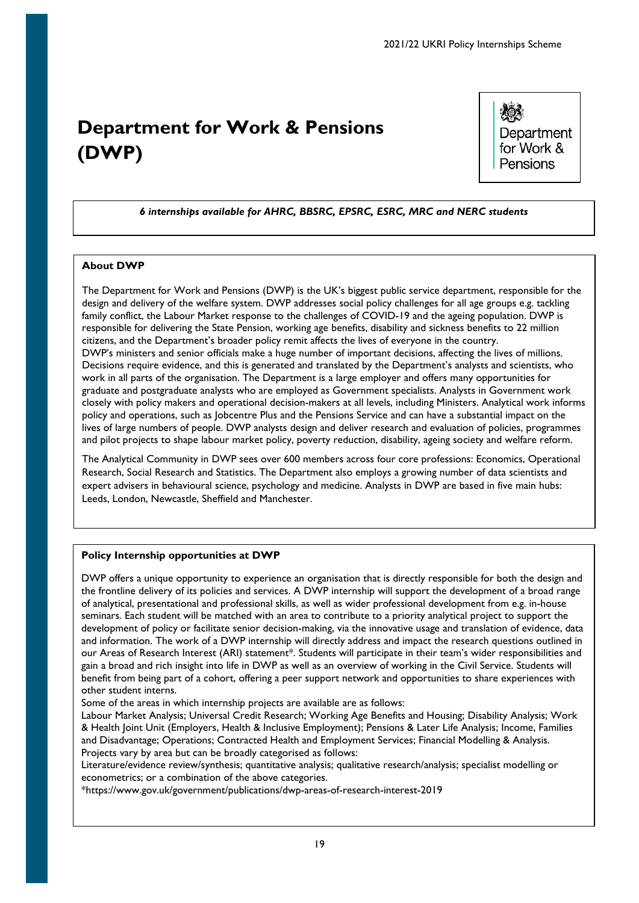# Department for Work & Pensions (DWP)

*6 internships available for AHRC, BBSRC, EPSRC, ESRC, MRC and NERC students*

**About DWP**

The Department for Work and Pensions (DWP) is the UK's biggest public service department, responsible for the design and delivery of the welfare system. DWP addresses social policy challenges for all age groups e.g. tackling family conflict, the Labour Market response to the challenges of COVID-19 and the ageing population. DWP is responsible for delivering the State Pension, working age benefits, disability and sickness benefits to 22 million citizens, and the Department's broader policy remit affects the lives of everyone in the country.
DWP's ministers and senior officials make a huge number of important decisions, affecting the lives of millions. Decisions require evidence, and this is generated and translated by the Department's analysts and scientists, who work in all parts of the organisation. The Department is a large employer and offers many opportunities for graduate and postgraduate analysts who are employed as Government specialists. Analysts in Government work closely with policy makers and operational decision-makers at all levels, including Ministers. Analytical work informs policy and operations, such as Jobcentre Plus and the Pensions Service and can have a substantial impact on the lives of large numbers of people. DWP analysts design and deliver research and evaluation of policies, programmes and pilot projects to shape labour market policy, poverty reduction, disability, ageing society and welfare reform.

The Analytical Community in DWP sees over 600 members across four core professions: Economics, Operational Research, Social Research and Statistics. The Department also employs a growing number of data scientists and expert advisers in behavioural science, psychology and medicine. Analysts in DWP are based in five main hubs: Leeds, London, Newcastle, Sheffield and Manchester.

**Policy Internship opportunities at DWP**

DWP offers a unique opportunity to experience an organisation that is directly responsible for both the design and the frontline delivery of its policies and services. A DWP internship will support the development of a broad range of analytical, presentational and professional skills, as well as wider professional development from e.g. in-house seminars. Each student will be matched with an area to contribute to a priority analytical project to support the development of policy or facilitate senior decision-making, via the innovative usage and translation of evidence, data and information. The work of a DWP internship will directly address and impact the research questions outlined in our Areas of Research Interest (ARI) statement*. Students will participate in their team's wider responsibilities and gain a broad and rich insight into life in DWP as well as an overview of working in the Civil Service. Students will benefit from being part of a cohort, offering a peer support network and opportunities to share experiences with other student interns.
Some of the areas in which internship projects are available are as follows:
Labour Market Analysis; Universal Credit Research; Working Age Benefits and Housing; Disability Analysis; Work & Health Joint Unit (Employers, Health & Inclusive Employment); Pensions & Later Life Analysis; Income, Families and Disadvantage; Operations; Contracted Health and Employment Services; Financial Modelling & Analysis.
Projects vary by area but can be broadly categorised as follows:
Literature/evidence review/synthesis; quantitative analysis; qualitative research/analysis; specialist modelling or econometrics; or a combination of the above categories.
*https://www.gov.uk/government/publications/dwp-areas-of-research-interest-2019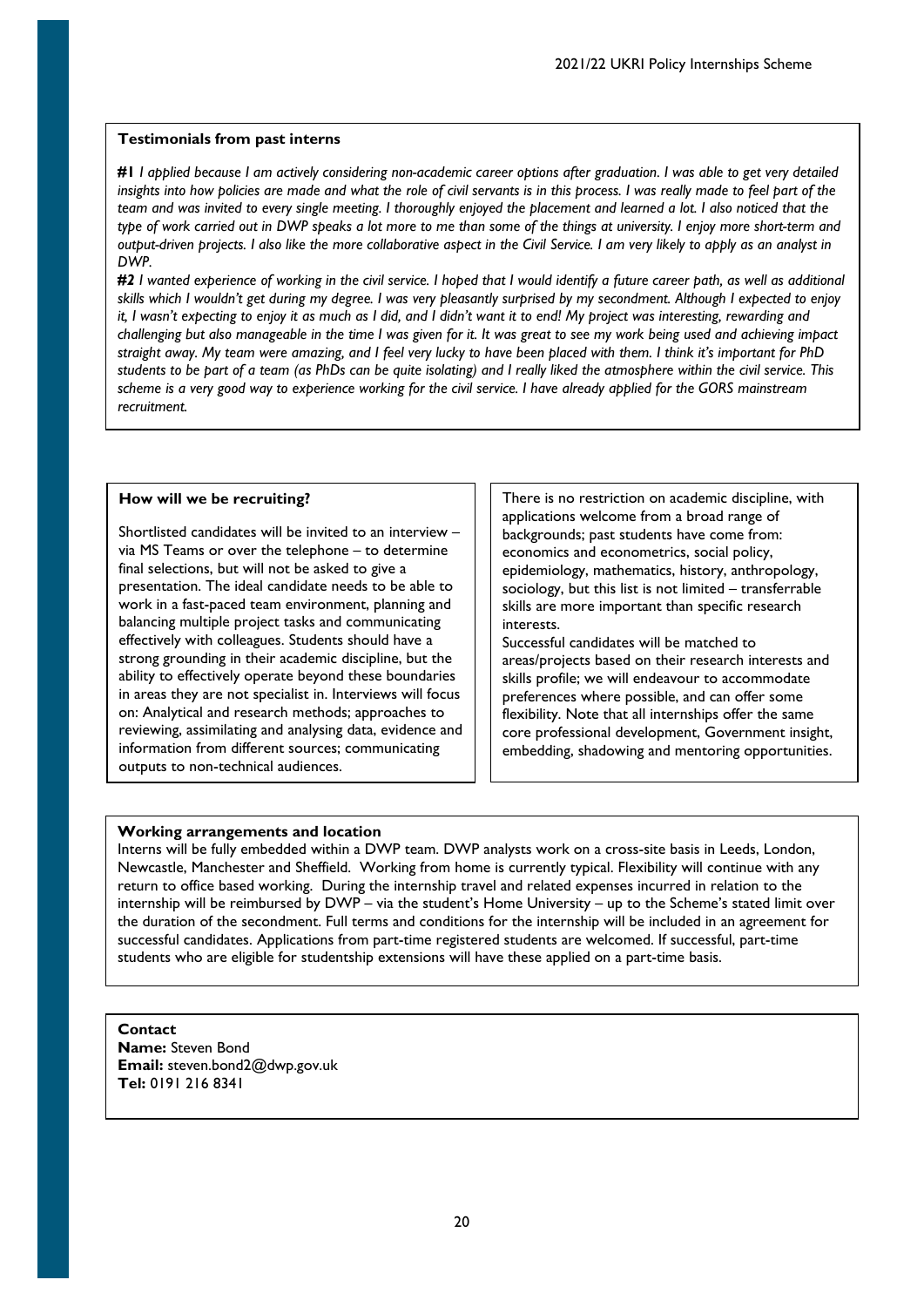**Testimonials from past interns**

***#1*** *I applied because I am actively considering non-academic career options after graduation. I was able to get very detailed insights into how policies are made and what the role of civil servants is in this process. I was really made to feel part of the team and was invited to every single meeting. I thoroughly enjoyed the placement and learned a lot. I also noticed that the type of work carried out in DWP speaks a lot more to me than some of the things at university. I enjoy more short-term and output-driven projects. I also like the more collaborative aspect in the Civil Service. I am very likely to apply as an analyst in DWP.*

***#2*** *I wanted experience of working in the civil service. I hoped that I would identify a future career path, as well as additional skills which I wouldn't get during my degree. I was very pleasantly surprised by my secondment. Although I expected to enjoy it, I wasn't expecting to enjoy it as much as I did, and I didn't want it to end! My project was interesting, rewarding and challenging but also manageable in the time I was given for it. It was great to see my work being used and achieving impact straight away. My team were amazing, and I feel very lucky to have been placed with them. I think it's important for PhD students to be part of a team (as PhDs can be quite isolating) and I really liked the atmosphere within the civil service. This scheme is a very good way to experience working for the civil service. I have already applied for the GORS mainstream recruitment.*

**How will we be recruiting?**

Shortlisted candidates will be invited to an interview – via MS Teams or over the telephone – to determine final selections, but will not be asked to give a presentation. The ideal candidate needs to be able to work in a fast-paced team environment, planning and balancing multiple project tasks and communicating effectively with colleagues. Students should have a strong grounding in their academic discipline, but the ability to effectively operate beyond these boundaries in areas they are not specialist in. Interviews will focus on: Analytical and research methods; approaches to reviewing, assimilating and analysing data, evidence and information from different sources; communicating outputs to non-technical audiences.

There is no restriction on academic discipline, with applications welcome from a broad range of backgrounds; past students have come from: economics and econometrics, social policy, epidemiology, mathematics, history, anthropology, sociology, but this list is not limited – transferrable skills are more important than specific research interests.

Successful candidates will be matched to areas/projects based on their research interests and skills profile; we will endeavour to accommodate preferences where possible, and can offer some flexibility. Note that all internships offer the same core professional development, Government insight, embedding, shadowing and mentoring opportunities.

**Working arrangements and location**

Interns will be fully embedded within a DWP team. DWP analysts work on a cross-site basis in Leeds, London, Newcastle, Manchester and Sheffield. Working from home is currently typical. Flexibility will continue with any return to office based working. During the internship travel and related expenses incurred in relation to the internship will be reimbursed by DWP – via the student's Home University – up to the Scheme's stated limit over the duration of the secondment. Full terms and conditions for the internship will be included in an agreement for successful candidates. Applications from part-time registered students are welcomed. If successful, part-time students who are eligible for studentship extensions will have these applied on a part-time basis.

**Contact**
**Name:** Steven Bond
**Email:** steven.bond2@dwp.gov.uk
**Tel:** 0191 216 8341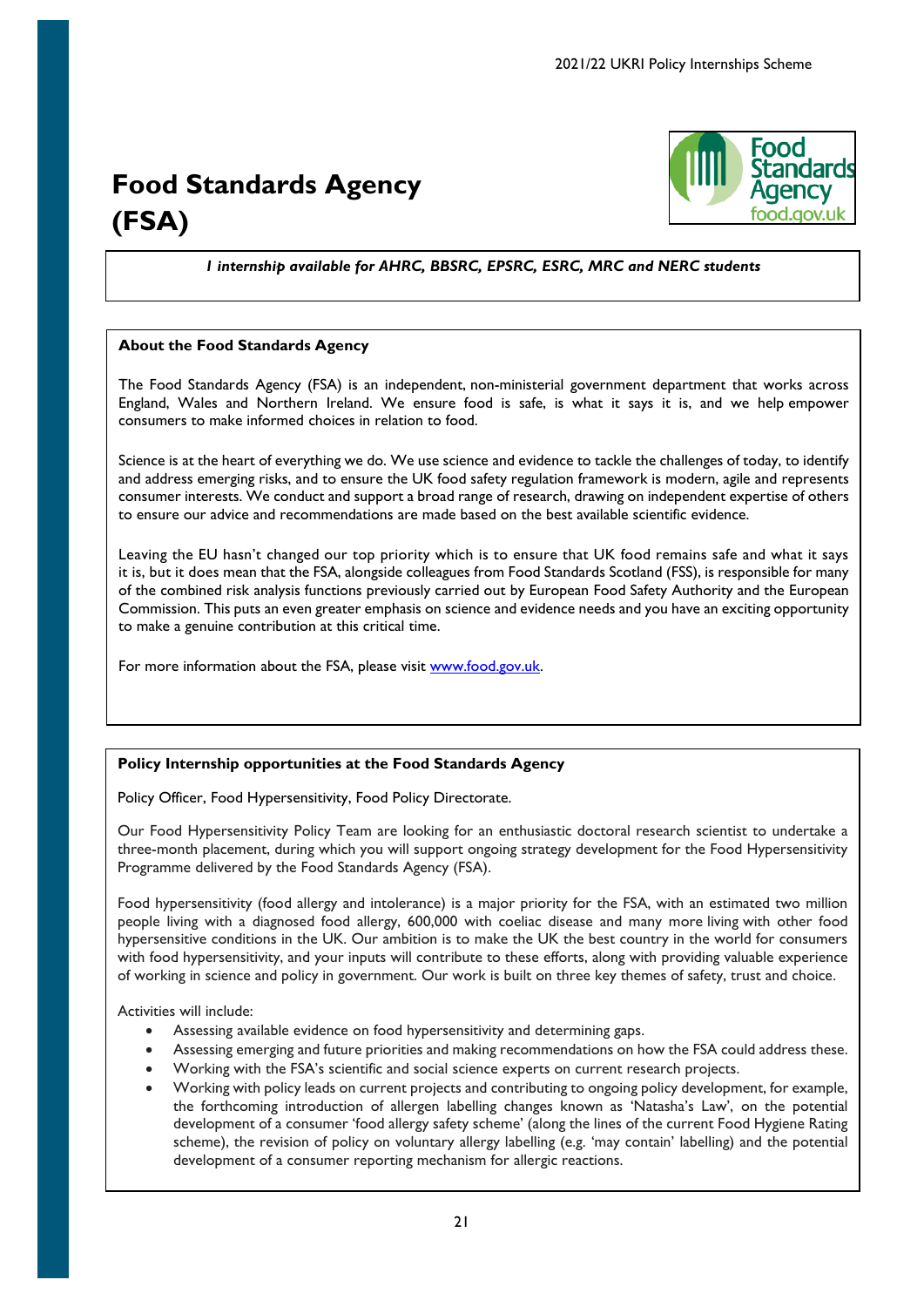# Food Standards Agency (FSA)

*1 internship available for AHRC, BBSRC, EPSRC, ESRC, MRC and NERC students*

**About the Food Standards Agency**

The Food Standards Agency (FSA) is an independent, non-ministerial government department that works across England, Wales and Northern Ireland. We ensure food is safe, is what it says it is, and we help empower consumers to make informed choices in relation to food.

Science is at the heart of everything we do. We use science and evidence to tackle the challenges of today, to identify and address emerging risks, and to ensure the UK food safety regulation framework is modern, agile and represents consumer interests. We conduct and support a broad range of research, drawing on independent expertise of others to ensure our advice and recommendations are made based on the best available scientific evidence.

Leaving the EU hasn't changed our top priority which is to ensure that UK food remains safe and what it says it is, but it does mean that the FSA, alongside colleagues from Food Standards Scotland (FSS), is responsible for many of the combined risk analysis functions previously carried out by European Food Safety Authority and the European Commission. This puts an even greater emphasis on science and evidence needs and you have an exciting opportunity to make a genuine contribution at this critical time.

For more information about the FSA, please visit [www.food.gov.uk](www.food.gov.uk).

**Policy Internship opportunities at the Food Standards Agency**

Policy Officer, Food Hypersensitivity, Food Policy Directorate.

Our Food Hypersensitivity Policy Team are looking for an enthusiastic doctoral research scientist to undertake a three-month placement, during which you will support ongoing strategy development for the Food Hypersensitivity Programme delivered by the Food Standards Agency (FSA).

Food hypersensitivity (food allergy and intolerance) is a major priority for the FSA, with an estimated two million people living with a diagnosed food allergy, 600,000 with coeliac disease and many more living with other food hypersensitive conditions in the UK. Our ambition is to make the UK the best country in the world for consumers with food hypersensitivity, and your inputs will contribute to these efforts, along with providing valuable experience of working in science and policy in government. Our work is built on three key themes of safety, trust and choice.

Activities will include:

- Assessing available evidence on food hypersensitivity and determining gaps.
- Assessing emerging and future priorities and making recommendations on how the FSA could address these.
- Working with the FSA's scientific and social science experts on current research projects.
- Working with policy leads on current projects and contributing to ongoing policy development, for example, the forthcoming introduction of allergen labelling changes known as 'Natasha's Law', on the potential development of a consumer 'food allergy safety scheme' (along the lines of the current Food Hygiene Rating scheme), the revision of policy on voluntary allergy labelling (e.g. 'may contain' labelling) and the potential development of a consumer reporting mechanism for allergic reactions.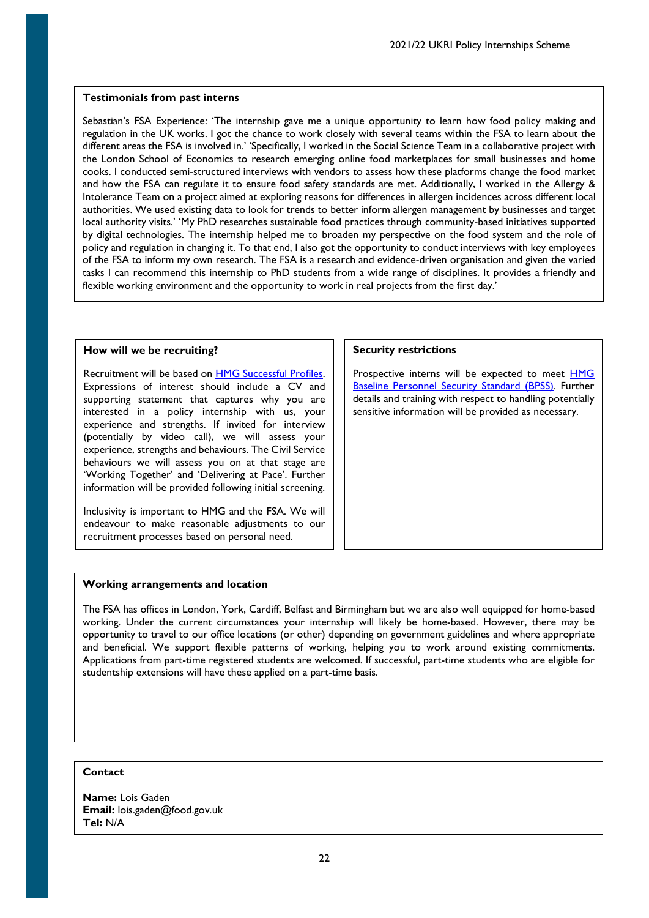### Testimonials from past interns

Sebastian's FSA Experience: 'The internship gave me a unique opportunity to learn how food policy making and regulation in the UK works. I got the chance to work closely with several teams within the FSA to learn about the different areas the FSA is involved in.' 'Specifically, I worked in the Social Science Team in a collaborative project with the London School of Economics to research emerging online food marketplaces for small businesses and home cooks. I conducted semi-structured interviews with vendors to assess how these platforms change the food market and how the FSA can regulate it to ensure food safety standards are met. Additionally, I worked in the Allergy & Intolerance Team on a project aimed at exploring reasons for differences in allergen incidences across different local authorities. We used existing data to look for trends to better inform allergen management by businesses and target local authority visits.' 'My PhD researches sustainable food practices through community-based initiatives supported by digital technologies. The internship helped me to broaden my perspective on the food system and the role of policy and regulation in changing it. To that end, I also got the opportunity to conduct interviews with key employees of the FSA to inform my own research. The FSA is a research and evidence-driven organisation and given the varied tasks I can recommend this internship to PhD students from a wide range of disciplines. It provides a friendly and flexible working environment and the opportunity to work in real projects from the first day.'

### How will we be recruiting?

Recruitment will be based on [HMG Successful Profiles](). Expressions of interest should include a CV and supporting statement that captures why you are interested in a policy internship with us, your experience and strengths. If invited for interview (potentially by video call), we will assess your experience, strengths and behaviours. The Civil Service behaviours we will assess you on at that stage are 'Working Together' and 'Delivering at Pace'. Further information will be provided following initial screening.

Inclusivity is important to HMG and the FSA. We will endeavour to make reasonable adjustments to our recruitment processes based on personal need.

### Security restrictions

Prospective interns will be expected to meet [HMG Baseline Personnel Security Standard (BPSS)](). Further details and training with respect to handling potentially sensitive information will be provided as necessary.

### Working arrangements and location

The FSA has offices in London, York, Cardiff, Belfast and Birmingham but we are also well equipped for home-based working. Under the current circumstances your internship will likely be home-based. However, there may be opportunity to travel to our office locations (or other) depending on government guidelines and where appropriate and beneficial. We support flexible patterns of working, helping you to work around existing commitments. Applications from part-time registered students are welcomed. If successful, part-time students who are eligible for studentship extensions will have these applied on a part-time basis.

### Contact

**Name:** Lois Gaden
**Email:** lois.gaden@food.gov.uk
**Tel:** N/A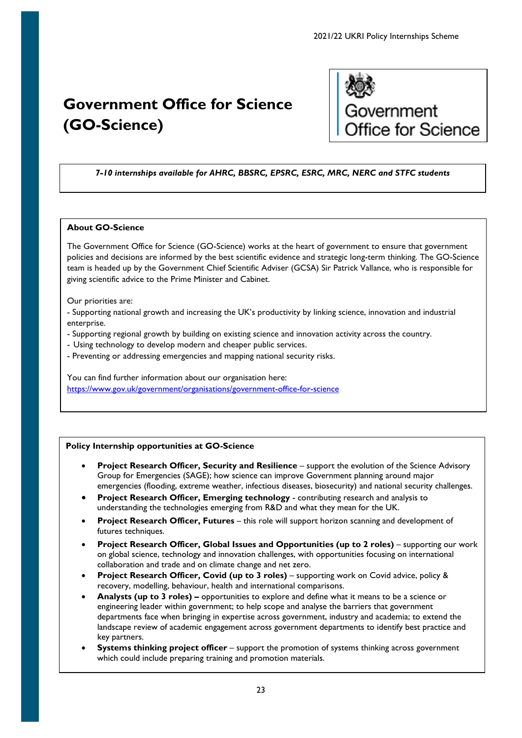# Government Office for Science (GO-Science)

*7-10 internships available for AHRC, BBSRC, EPSRC, ESRC, MRC, NERC and STFC students*

**About GO-Science**

The Government Office for Science (GO-Science) works at the heart of government to ensure that government policies and decisions are informed by the best scientific evidence and strategic long-term thinking. The GO-Science team is headed up by the Government Chief Scientific Adviser (GCSA) Sir Patrick Vallance, who is responsible for giving scientific advice to the Prime Minister and Cabinet.

Our priorities are:
- Supporting national growth and increasing the UK's productivity by linking science, innovation and industrial enterprise.
- Supporting regional growth by building on existing science and innovation activity across the country.
- Using technology to develop modern and cheaper public services.
- Preventing or addressing emergencies and mapping national security risks.

You can find further information about our organisation here:
https://www.gov.uk/government/organisations/government-office-for-science

**Policy Internship opportunities at GO-Science**

- **Project Research Officer, Security and Resilience** – support the evolution of the Science Advisory Group for Emergencies (SAGE); how science can improve Government planning around major emergencies (flooding, extreme weather, infectious diseases, biosecurity) and national security challenges.
- **Project Research Officer, Emerging technology** - contributing research and analysis to understanding the technologies emerging from R&D and what they mean for the UK.
- **Project Research Officer, Futures** – this role will support horizon scanning and development of futures techniques.
- **Project Research Officer, Global Issues and Opportunities (up to 2 roles)** – supporting our work on global science, technology and innovation challenges, with opportunities focusing on international collaboration and trade and on climate change and net zero.
- **Project Research Officer, Covid (up to 3 roles)** – supporting work on Covid advice, policy & recovery, modelling, behaviour, health and international comparisons.
- **Analysts (up to 3 roles) –** opportunities to explore and define what it means to be a science or engineering leader within government; to help scope and analyse the barriers that government departments face when bringing in expertise across government, industry and academia; to extend the landscape review of academic engagement across government departments to identify best practice and key partners.
- **Systems thinking project officer** – support the promotion of systems thinking across government which could include preparing training and promotion materials.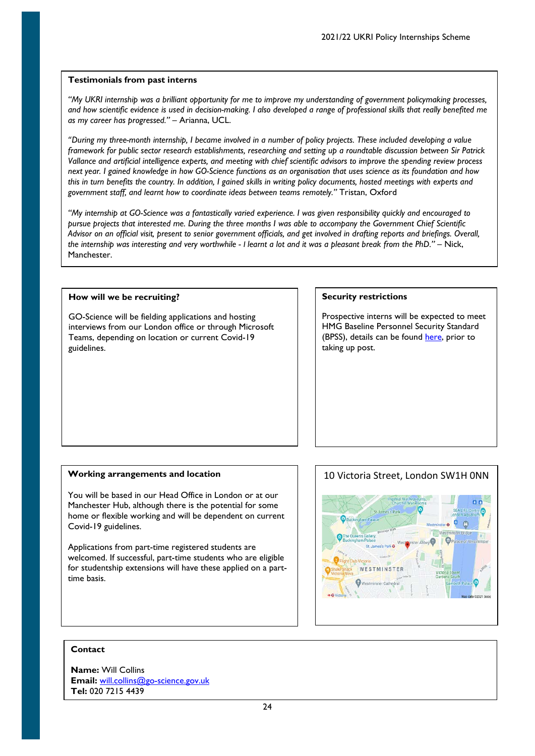### Testimonials from past interns

*"My UKRI internship was a brilliant opportunity for me to improve my understanding of government policymaking processes, and how scientific evidence is used in decision-making. I also developed a range of professional skills that really benefited me as my career has progressed."* – Arianna, UCL.

*"During my three-month internship, I became involved in a number of policy projects. These included developing a value framework for public sector research establishments, researching and setting up a roundtable discussion between Sir Patrick Vallance and artificial intelligence experts, and meeting with chief scientific advisors to improve the spending review process next year. I gained knowledge in how GO-Science functions as an organisation that uses science as its foundation and how this in turn benefits the country. In addition, I gained skills in writing policy documents, hosted meetings with experts and government staff, and learnt how to coordinate ideas between teams remotely."* Tristan, Oxford

*"My internship at GO-Science was a fantastically varied experience. I was given responsibility quickly and encouraged to pursue projects that interested me. During the three months I was able to accompany the Government Chief Scientific Advisor on an official visit, present to senior government officials, and get involved in drafting reports and briefings. Overall, the internship was interesting and very worthwhile - I learnt a lot and it was a pleasant break from the PhD."* – Nick, Manchester.

### How will we be recruiting?

GO-Science will be fielding applications and hosting interviews from our London office or through Microsoft Teams, depending on location or current Covid-19 guidelines.

### Security restrictions

Prospective interns will be expected to meet HMG Baseline Personnel Security Standard (BPSS), details can be found here, prior to taking up post.

### Working arrangements and location

You will be based in our Head Office in London or at our Manchester Hub, although there is the potential for some home or flexible working and will be dependent on current Covid-19 guidelines.

Applications from part-time registered students are welcomed. If successful, part-time students who are eligible for studentship extensions will have these applied on a part-time basis.

### 10 Victoria Street, London SW1H 0NN

### Contact

**Name:** Will Collins
**Email:** will.collins@go-science.gov.uk
**Tel:** 020 7215 4439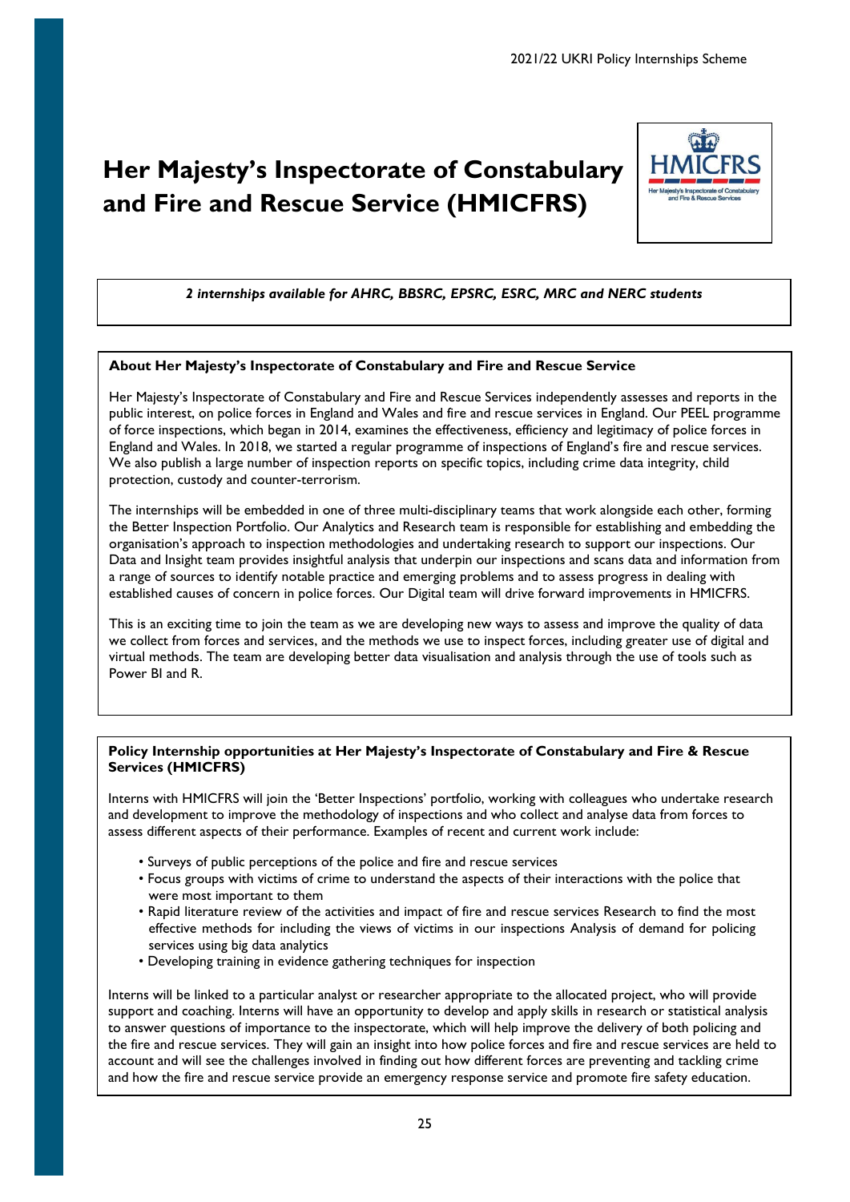# Her Majesty's Inspectorate of Constabulary and Fire and Rescue Service (HMICFRS)

*2 internships available for AHRC, BBSRC, EPSRC, ESRC, MRC and NERC students*

**About Her Majesty's Inspectorate of Constabulary and Fire and Rescue Service**

Her Majesty's Inspectorate of Constabulary and Fire and Rescue Services independently assesses and reports in the public interest, on police forces in England and Wales and fire and rescue services in England. Our PEEL programme of force inspections, which began in 2014, examines the effectiveness, efficiency and legitimacy of police forces in England and Wales. In 2018, we started a regular programme of inspections of England's fire and rescue services. We also publish a large number of inspection reports on specific topics, including crime data integrity, child protection, custody and counter-terrorism.

The internships will be embedded in one of three multi-disciplinary teams that work alongside each other, forming the Better Inspection Portfolio. Our Analytics and Research team is responsible for establishing and embedding the organisation's approach to inspection methodologies and undertaking research to support our inspections. Our Data and Insight team provides insightful analysis that underpin our inspections and scans data and information from a range of sources to identify notable practice and emerging problems and to assess progress in dealing with established causes of concern in police forces. Our Digital team will drive forward improvements in HMICFRS.

This is an exciting time to join the team as we are developing new ways to assess and improve the quality of data we collect from forces and services, and the methods we use to inspect forces, including greater use of digital and virtual methods. The team are developing better data visualisation and analysis through the use of tools such as Power BI and R.

**Policy Internship opportunities at Her Majesty's Inspectorate of Constabulary and Fire & Rescue Services (HMICFRS)**

Interns with HMICFRS will join the 'Better Inspections' portfolio, working with colleagues who undertake research and development to improve the methodology of inspections and who collect and analyse data from forces to assess different aspects of their performance. Examples of recent and current work include:

- Surveys of public perceptions of the police and fire and rescue services
- Focus groups with victims of crime to understand the aspects of their interactions with the police that were most important to them
- Rapid literature review of the activities and impact of fire and rescue services Research to find the most effective methods for including the views of victims in our inspections Analysis of demand for policing services using big data analytics
- Developing training in evidence gathering techniques for inspection

Interns will be linked to a particular analyst or researcher appropriate to the allocated project, who will provide support and coaching. Interns will have an opportunity to develop and apply skills in research or statistical analysis to answer questions of importance to the inspectorate, which will help improve the delivery of both policing and the fire and rescue services. They will gain an insight into how police forces and fire and rescue services are held to account and will see the challenges involved in finding out how different forces are preventing and tackling crime and how the fire and rescue service provide an emergency response service and promote fire safety education.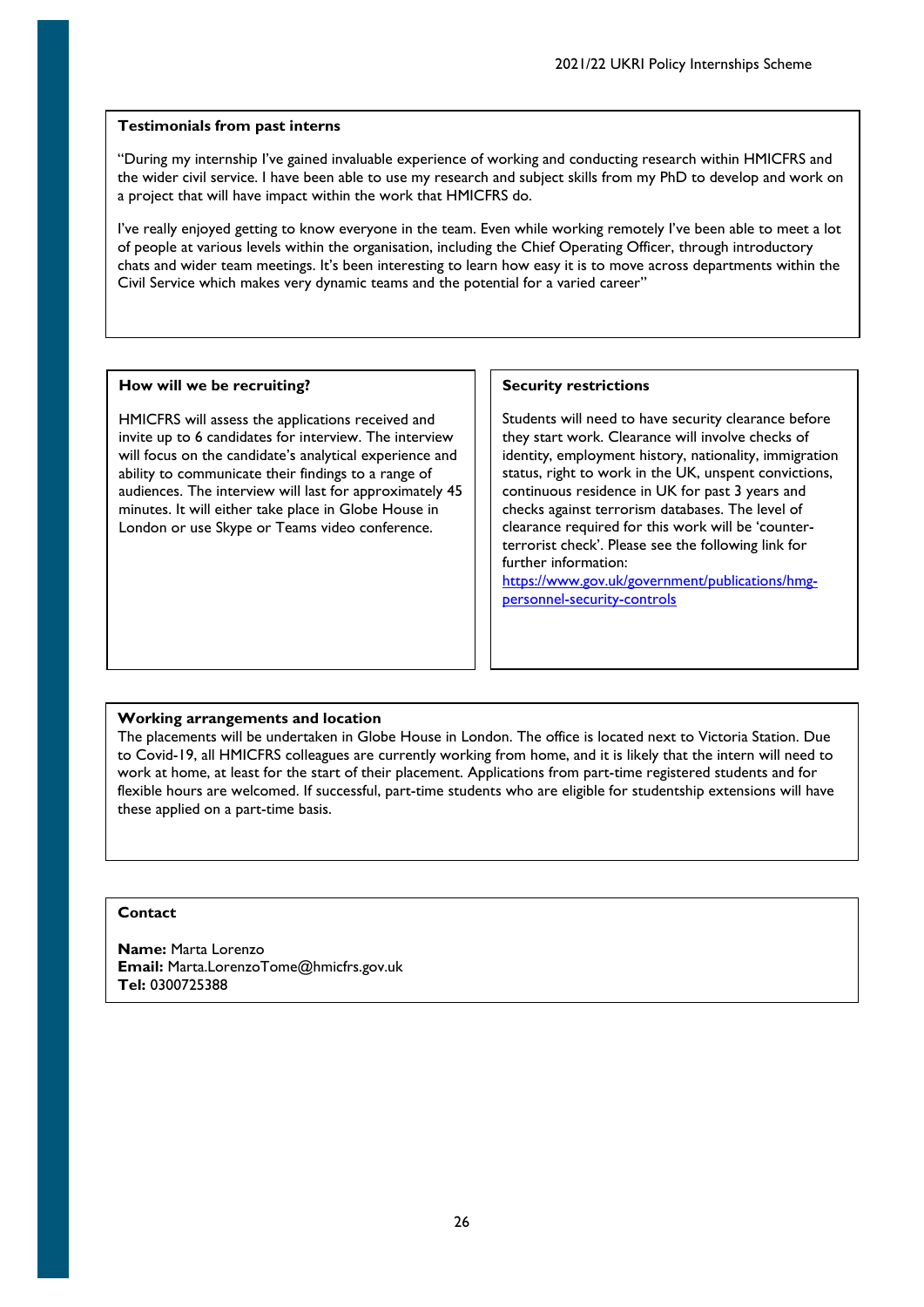**Testimonials from past interns**

"During my internship I've gained invaluable experience of working and conducting research within HMICFRS and the wider civil service. I have been able to use my research and subject skills from my PhD to develop and work on a project that will have impact within the work that HMICFRS do.

I've really enjoyed getting to know everyone in the team. Even while working remotely I've been able to meet a lot of people at various levels within the organisation, including the Chief Operating Officer, through introductory chats and wider team meetings. It's been interesting to learn how easy it is to move across departments within the Civil Service which makes very dynamic teams and the potential for a varied career"

**How will we be recruiting?**

HMICFRS will assess the applications received and invite up to 6 candidates for interview. The interview will focus on the candidate's analytical experience and ability to communicate their findings to a range of audiences. The interview will last for approximately 45 minutes. It will either take place in Globe House in London or use Skype or Teams video conference.

**Security restrictions**

Students will need to have security clearance before they start work. Clearance will involve checks of identity, employment history, nationality, immigration status, right to work in the UK, unspent convictions, continuous residence in UK for past 3 years and checks against terrorism databases. The level of clearance required for this work will be 'counter-terrorist check'. Please see the following link for further information: [https://www.gov.uk/government/publications/hmg-personnel-security-controls](https://www.gov.uk/government/publications/hmg-personnel-security-controls)

**Working arrangements and location**

The placements will be undertaken in Globe House in London. The office is located next to Victoria Station. Due to Covid-19, all HMICFRS colleagues are currently working from home, and it is likely that the intern will need to work at home, at least for the start of their placement. Applications from part-time registered students and for flexible hours are welcomed. If successful, part-time students who are eligible for studentship extensions will have these applied on a part-time basis.

**Contact**

**Name:** Marta Lorenzo
**Email:** Marta.LorenzoTome@hmicfrs.gov.uk
**Tel:** 0300725388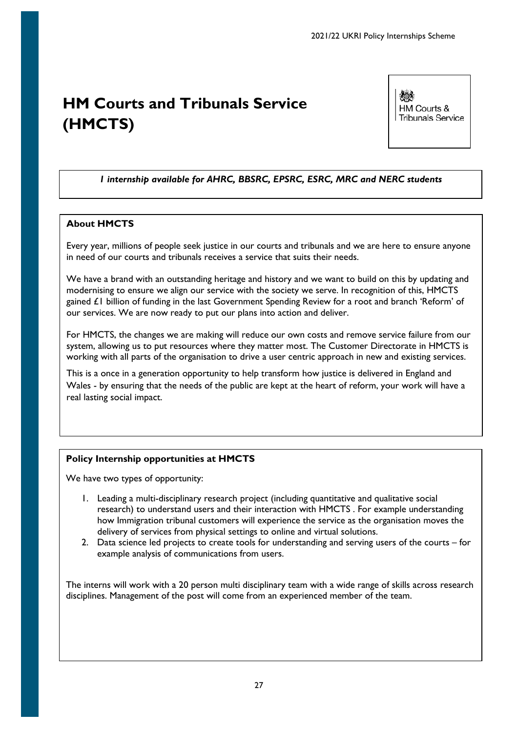# HM Courts and Tribunals Service (HMCTS)

*1 internship available for AHRC, BBSRC, EPSRC, ESRC, MRC and NERC students*

**About HMCTS**

Every year, millions of people seek justice in our courts and tribunals and we are here to ensure anyone in need of our courts and tribunals receives a service that suits their needs.

We have a brand with an outstanding heritage and history and we want to build on this by updating and modernising to ensure we align our service with the society we serve. In recognition of this, HMCTS gained £1 billion of funding in the last Government Spending Review for a root and branch 'Reform' of our services. We are now ready to put our plans into action and deliver.

For HMCTS, the changes we are making will reduce our own costs and remove service failure from our system, allowing us to put resources where they matter most. The Customer Directorate in HMCTS is working with all parts of the organisation to drive a user centric approach in new and existing services.

This is a once in a generation opportunity to help transform how justice is delivered in England and Wales - by ensuring that the needs of the public are kept at the heart of reform, your work will have a real lasting social impact.

**Policy Internship opportunities at HMCTS**

We have two types of opportunity:

1. Leading a multi-disciplinary research project (including quantitative and qualitative social research) to understand users and their interaction with HMCTS . For example understanding how Immigration tribunal customers will experience the service as the organisation moves the delivery of services from physical settings to online and virtual solutions.
2. Data science led projects to create tools for understanding and serving users of the courts – for example analysis of communications from users.

The interns will work with a 20 person multi disciplinary team with a wide range of skills across research disciplines. Management of the post will come from an experienced member of the team.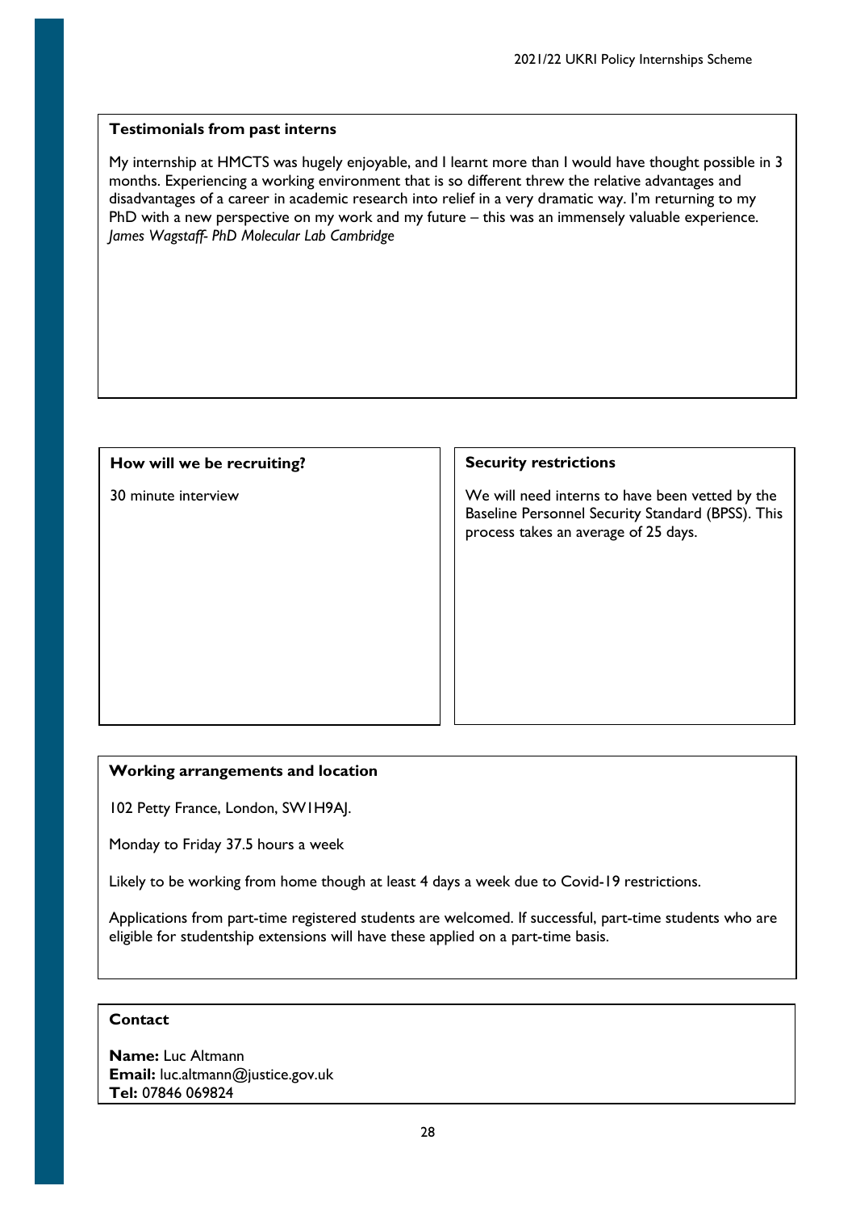### Testimonials from past interns

My internship at HMCTS was hugely enjoyable, and I learnt more than I would have thought possible in 3 months. Experiencing a working environment that is so different threw the relative advantages and disadvantages of a career in academic research into relief in a very dramatic way. I'm returning to my PhD with a new perspective on my work and my future – this was an immensely valuable experience.
*James Wagstaff- PhD Molecular Lab Cambridge*

### How will we be recruiting?

30 minute interview

### Security restrictions

We will need interns to have been vetted by the Baseline Personnel Security Standard (BPSS). This process takes an average of 25 days.

### Working arrangements and location

102 Petty France, London, SW1H9AJ.

Monday to Friday 37.5 hours a week

Likely to be working from home though at least 4 days a week due to Covid-19 restrictions.

Applications from part-time registered students are welcomed. If successful, part-time students who are eligible for studentship extensions will have these applied on a part-time basis.

### Contact

**Name:** Luc Altmann
**Email:** luc.altmann@justice.gov.uk
**Tel:** 07846 069824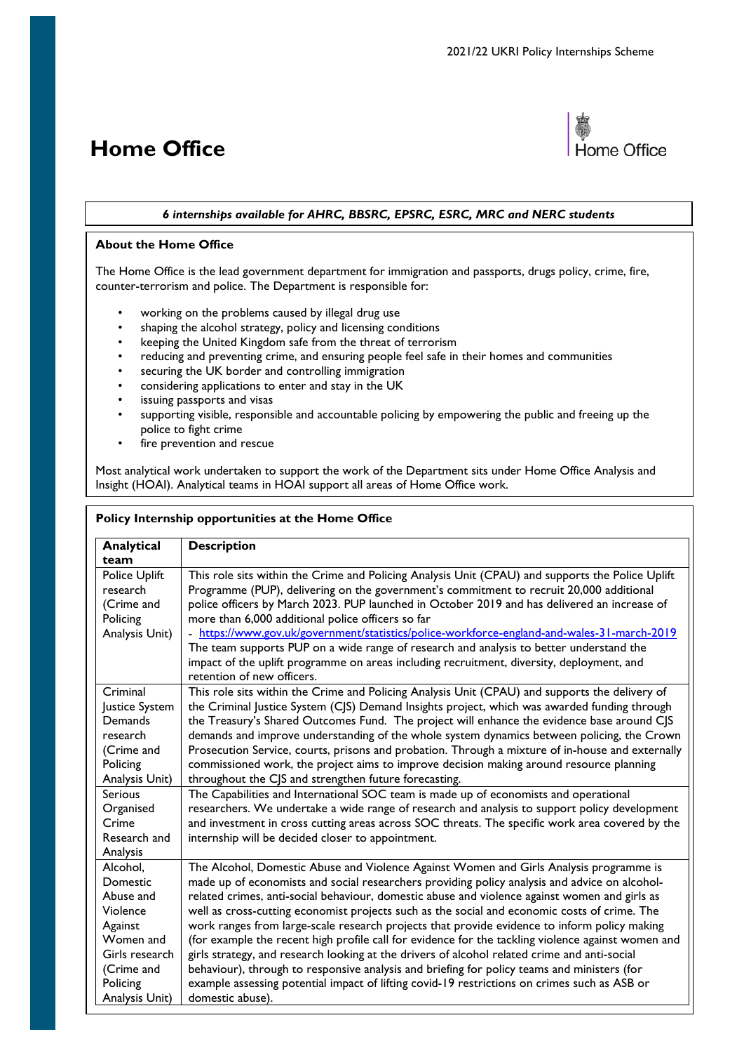# Home Office

*6 internships available for AHRC, BBSRC, EPSRC, ESRC, MRC and NERC students*

**About the Home Office**

The Home Office is the lead government department for immigration and passports, drugs policy, crime, fire, counter-terrorism and police. The Department is responsible for:

- working on the problems caused by illegal drug use
- shaping the alcohol strategy, policy and licensing conditions
- keeping the United Kingdom safe from the threat of terrorism
- reducing and preventing crime, and ensuring people feel safe in their homes and communities
- securing the UK border and controlling immigration
- considering applications to enter and stay in the UK
- issuing passports and visas
- supporting visible, responsible and accountable policing by empowering the public and freeing up the police to fight crime
- fire prevention and rescue

Most analytical work undertaken to support the work of the Department sits under Home Office Analysis and Insight (HOAI). Analytical teams in HOAI support all areas of Home Office work.

**Policy Internship opportunities at the Home Office**

| Analytical team | Description |
|---|---|
| Police Uplift research (Crime and Policing Analysis Unit) | This role sits within the Crime and Policing Analysis Unit (CPAU) and supports the Police Uplift Programme (PUP), delivering on the government's commitment to recruit 20,000 additional police officers by March 2023. PUP launched in October 2019 and has delivered an increase of more than 6,000 additional police officers so far - https://www.gov.uk/government/statistics/police-workforce-england-and-wales-31-march-2019 The team supports PUP on a wide range of research and analysis to better understand the impact of the uplift programme on areas including recruitment, diversity, deployment, and retention of new officers. |
| Criminal Justice System Demands research (Crime and Policing Analysis Unit) | This role sits within the Crime and Policing Analysis Unit (CPAU) and supports the delivery of the Criminal Justice System (CJS) Demand Insights project, which was awarded funding through the Treasury's Shared Outcomes Fund. The project will enhance the evidence base around CJS demands and improve understanding of the whole system dynamics between policing, the Crown Prosecution Service, courts, prisons and probation. Through a mixture of in-house and externally commissioned work, the project aims to improve decision making around resource planning throughout the CJS and strengthen future forecasting. |
| Serious Organised Crime Research and Analysis | The Capabilities and International SOC team is made up of economists and operational researchers. We undertake a wide range of research and analysis to support policy development and investment in cross cutting areas across SOC threats. The specific work area covered by the internship will be decided closer to appointment. |
| Alcohol, Domestic Abuse and Violence Against Women and Girls research (Crime and Policing Analysis Unit) | The Alcohol, Domestic Abuse and Violence Against Women and Girls Analysis programme is made up of economists and social researchers providing policy analysis and advice on alcohol-related crimes, anti-social behaviour, domestic abuse and violence against women and girls as well as cross-cutting economist projects such as the social and economic costs of crime. The work ranges from large-scale research projects that provide evidence to inform policy making (for example the recent high profile call for evidence for the tackling violence against women and girls strategy, and research looking at the drivers of alcohol related crime and anti-social behaviour), through to responsive analysis and briefing for policy teams and ministers (for example assessing potential impact of lifting covid-19 restrictions on crimes such as ASB or domestic abuse). |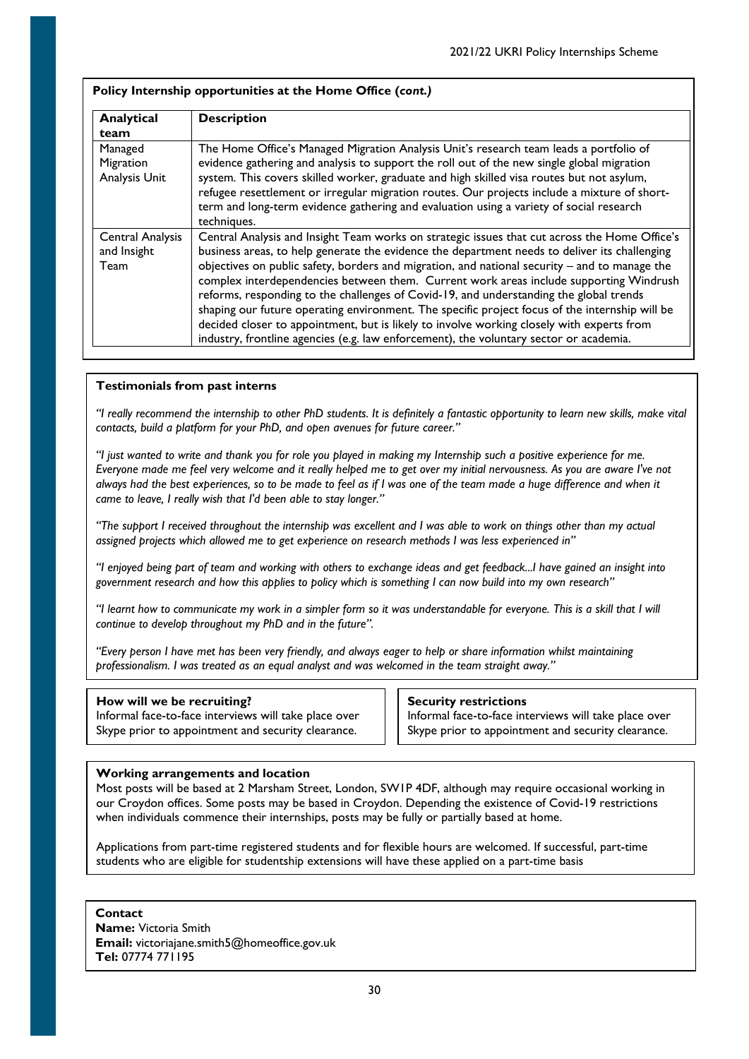**Policy Internship opportunities at the Home Office (*cont.)***

| Analytical team | Description |
|---|---|
| Managed Migration Analysis Unit | The Home Office's Managed Migration Analysis Unit's research team leads a portfolio of evidence gathering and analysis to support the roll out of the new single global migration system. This covers skilled worker, graduate and high skilled visa routes but not asylum, refugee resettlement or irregular migration routes. Our projects include a mixture of short-term and long-term evidence gathering and evaluation using a variety of social research techniques. |
| Central Analysis and Insight Team | Central Analysis and Insight Team works on strategic issues that cut across the Home Office's business areas, to help generate the evidence the department needs to deliver its challenging objectives on public safety, borders and migration, and national security – and to manage the complex interdependencies between them. Current work areas include supporting Windrush reforms, responding to the challenges of Covid-19, and understanding the global trends shaping our future operating environment. The specific project focus of the internship will be decided closer to appointment, but is likely to involve working closely with experts from industry, frontline agencies (e.g. law enforcement), the voluntary sector or academia. |

**Testimonials from past interns**

*"I really recommend the internship to other PhD students. It is definitely a fantastic opportunity to learn new skills, make vital contacts, build a platform for your PhD, and open avenues for future career."*

*"I just wanted to write and thank you for role you played in making my Internship such a positive experience for me. Everyone made me feel very welcome and it really helped me to get over my initial nervousness. As you are aware I've not always had the best experiences, so to be made to feel as if I was one of the team made a huge difference and when it came to leave, I really wish that I'd been able to stay longer."*

*"The support I received throughout the internship was excellent and I was able to work on things other than my actual assigned projects which allowed me to get experience on research methods I was less experienced in"*

*"I enjoyed being part of team and working with others to exchange ideas and get feedback...I have gained an insight into government research and how this applies to policy which is something I can now build into my own research"*

*"I learnt how to communicate my work in a simpler form so it was understandable for everyone. This is a skill that I will continue to develop throughout my PhD and in the future".*

*"Every person I have met has been very friendly, and always eager to help or share information whilst maintaining professionalism. I was treated as an equal analyst and was welcomed in the team straight away."*

**How will we be recruiting?**
Informal face-to-face interviews will take place over Skype prior to appointment and security clearance.

**Security restrictions**
Informal face-to-face interviews will take place over Skype prior to appointment and security clearance.

**Working arrangements and location**
Most posts will be based at 2 Marsham Street, London, SW1P 4DF, although may require occasional working in our Croydon offices. Some posts may be based in Croydon. Depending the existence of Covid-19 restrictions when individuals commence their internships, posts may be fully or partially based at home.

Applications from part-time registered students and for flexible hours are welcomed. If successful, part-time students who are eligible for studentship extensions will have these applied on a part-time basis

**Contact**
**Name:** Victoria Smith
**Email:** victoriajane.smith5@homeoffice.gov.uk
**Tel:** 07774 771195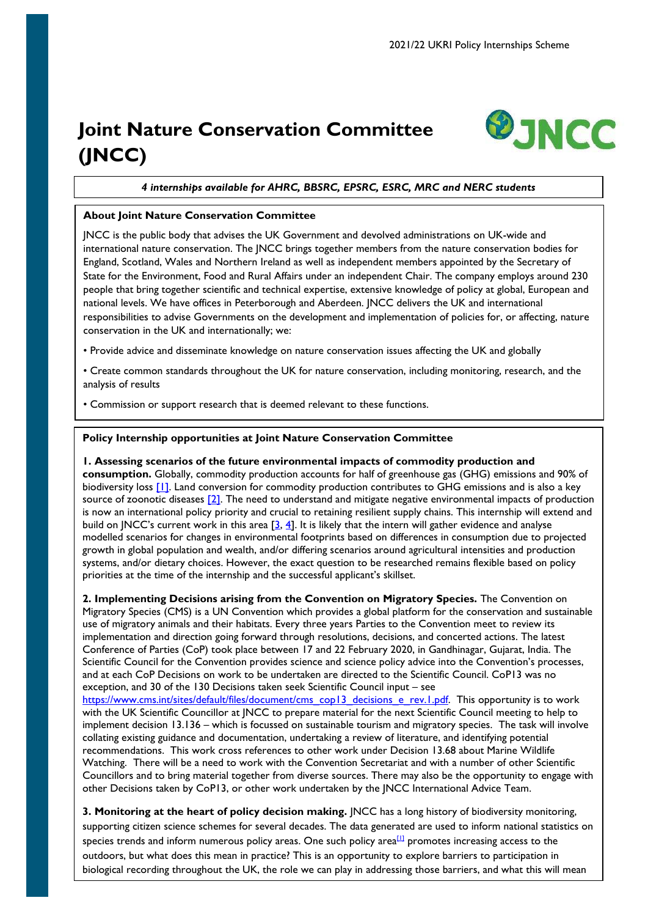# Joint Nature Conservation Committee (JNCC)

*4 internships available for AHRC, BBSRC, EPSRC, ESRC, MRC and NERC students*

**About Joint Nature Conservation Committee**

JNCC is the public body that advises the UK Government and devolved administrations on UK-wide and international nature conservation. The JNCC brings together members from the nature conservation bodies for England, Scotland, Wales and Northern Ireland as well as independent members appointed by the Secretary of State for the Environment, Food and Rural Affairs under an independent Chair. The company employs around 230 people that bring together scientific and technical expertise, extensive knowledge of policy at global, European and national levels. We have offices in Peterborough and Aberdeen. JNCC delivers the UK and international responsibilities to advise Governments on the development and implementation of policies for, or affecting, nature conservation in the UK and internationally; we:

• Provide advice and disseminate knowledge on nature conservation issues affecting the UK and globally

• Create common standards throughout the UK for nature conservation, including monitoring, research, and the analysis of results

• Commission or support research that is deemed relevant to these functions.

**Policy Internship opportunities at Joint Nature Conservation Committee**

**1. Assessing scenarios of the future environmental impacts of commodity production and consumption.** Globally, commodity production accounts for half of greenhouse gas (GHG) emissions and 90% of biodiversity loss [1]. Land conversion for commodity production contributes to GHG emissions and is also a key source of zoonotic diseases [2]. The need to understand and mitigate negative environmental impacts of production is now an international policy priority and crucial to retaining resilient supply chains. This internship will extend and build on JNCC's current work in this area [3, 4]. It is likely that the intern will gather evidence and analyse modelled scenarios for changes in environmental footprints based on differences in consumption due to projected growth in global population and wealth, and/or differing scenarios around agricultural intensities and production systems, and/or dietary choices. However, the exact question to be researched remains flexible based on policy priorities at the time of the internship and the successful applicant's skillset.

**2. Implementing Decisions arising from the Convention on Migratory Species.** The Convention on Migratory Species (CMS) is a UN Convention which provides a global platform for the conservation and sustainable use of migratory animals and their habitats. Every three years Parties to the Convention meet to review its implementation and direction going forward through resolutions, decisions, and concerted actions. The latest Conference of Parties (CoP) took place between 17 and 22 February 2020, in Gandhinagar, Gujarat, India. The Scientific Council for the Convention provides science and science policy advice into the Convention's processes, and at each CoP Decisions on work to be undertaken are directed to the Scientific Council. CoP13 was no exception, and 30 of the 130 Decisions taken seek Scientific Council input – see https://www.cms.int/sites/default/files/document/cms_cop13_decisions_e_rev.1.pdf. This opportunity is to work with the UK Scientific Councillor at JNCC to prepare material for the next Scientific Council meeting to help to implement decision 13.136 – which is focussed on sustainable tourism and migratory species. The task will involve collating existing guidance and documentation, undertaking a review of literature, and identifying potential recommendations. This work cross references to other work under Decision 13.68 about Marine Wildlife Watching. There will be a need to work with the Convention Secretariat and with a number of other Scientific Councillors and to bring material together from diverse sources. There may also be the opportunity to engage with other Decisions taken by CoP13, or other work undertaken by the JNCC International Advice Team.

**3. Monitoring at the heart of policy decision making.** JNCC has a long history of biodiversity monitoring, supporting citizen science schemes for several decades. The data generated are used to inform national statistics on species trends and inform numerous policy areas. One such policy area[1] promotes increasing access to the outdoors, but what does this mean in practice? This is an opportunity to explore barriers to participation in biological recording throughout the UK, the role we can play in addressing those barriers, and what this will mean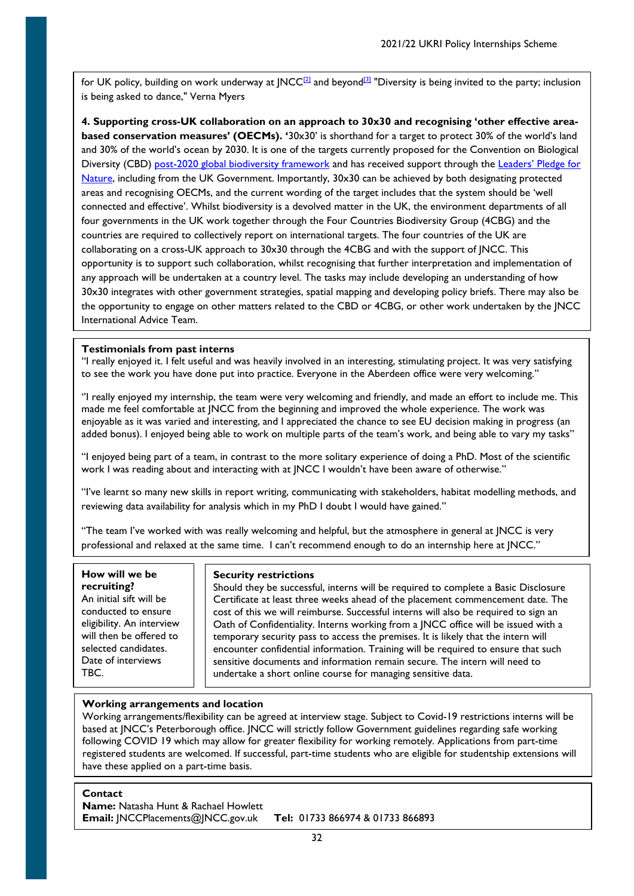for UK policy, building on work underway at JNCC[2] and beyond[3] "Diversity is being invited to the party; inclusion is being asked to dance," Verna Myers

**4. Supporting cross-UK collaboration on an approach to 30x30 and recognising 'other effective area-based conservation measures' (OECMs).** '30x30' is shorthand for a target to protect 30% of the world's land and 30% of the world's ocean by 2030. It is one of the targets currently proposed for the Convention on Biological Diversity (CBD) [post-2020 global biodiversity framework]() and has received support through the [Leaders' Pledge for Nature](), including from the UK Government. Importantly, 30x30 can be achieved by both designating protected areas and recognising OECMs, and the current wording of the target includes that the system should be 'well connected and effective'. Whilst biodiversity is a devolved matter in the UK, the environment departments of all four governments in the UK work together through the Four Countries Biodiversity Group (4CBG) and the countries are required to collectively report on international targets. The four countries of the UK are collaborating on a cross-UK approach to 30x30 through the 4CBG and with the support of JNCC. This opportunity is to support such collaboration, whilst recognising that further interpretation and implementation of any approach will be undertaken at a country level. The tasks may include developing an understanding of how 30x30 integrates with other government strategies, spatial mapping and developing policy briefs. There may also be the opportunity to engage on other matters related to the CBD or 4CBG, or other work undertaken by the JNCC International Advice Team.

**Testimonials from past interns**

"I really enjoyed it. I felt useful and was heavily involved in an interesting, stimulating project. It was very satisfying to see the work you have done put into practice. Everyone in the Aberdeen office were very welcoming."

"I really enjoyed my internship, the team were very welcoming and friendly, and made an effort to include me. This made me feel comfortable at JNCC from the beginning and improved the whole experience. The work was enjoyable as it was varied and interesting, and I appreciated the chance to see EU decision making in progress (an added bonus). I enjoyed being able to work on multiple parts of the team's work, and being able to vary my tasks"

"I enjoyed being part of a team, in contrast to the more solitary experience of doing a PhD. Most of the scientific work I was reading about and interacting with at JNCC I wouldn't have been aware of otherwise."

"I've learnt so many new skills in report writing, communicating with stakeholders, habitat modelling methods, and reviewing data availability for analysis which in my PhD I doubt I would have gained."

"The team I've worked with was really welcoming and helpful, but the atmosphere in general at JNCC is very professional and relaxed at the same time. I can't recommend enough to do an internship here at JNCC."

**How will we be recruiting?**

An initial sift will be conducted to ensure eligibility. An interview will then be offered to selected candidates. Date of interviews TBC.

**Security restrictions**

Should they be successful, interns will be required to complete a Basic Disclosure Certificate at least three weeks ahead of the placement commencement date. The cost of this we will reimburse. Successful interns will also be required to sign an Oath of Confidentiality. Interns working from a JNCC office will be issued with a temporary security pass to access the premises. It is likely that the intern will encounter confidential information. Training will be required to ensure that such sensitive documents and information remain secure. The intern will need to undertake a short online course for managing sensitive data.

**Working arrangements and location**

Working arrangements/flexibility can be agreed at interview stage. Subject to Covid-19 restrictions interns will be based at JNCC's Peterborough office. JNCC will strictly follow Government guidelines regarding safe working following COVID 19 which may allow for greater flexibility for working remotely. Applications from part-time registered students are welcomed. If successful, part-time students who are eligible for studentship extensions will have these applied on a part-time basis.

**Contact**

**Name:** Natasha Hunt & Rachael Howlett
**Email:** JNCCPlacements@JNCC.gov.uk **Tel:** 01733 866974 & 01733 866893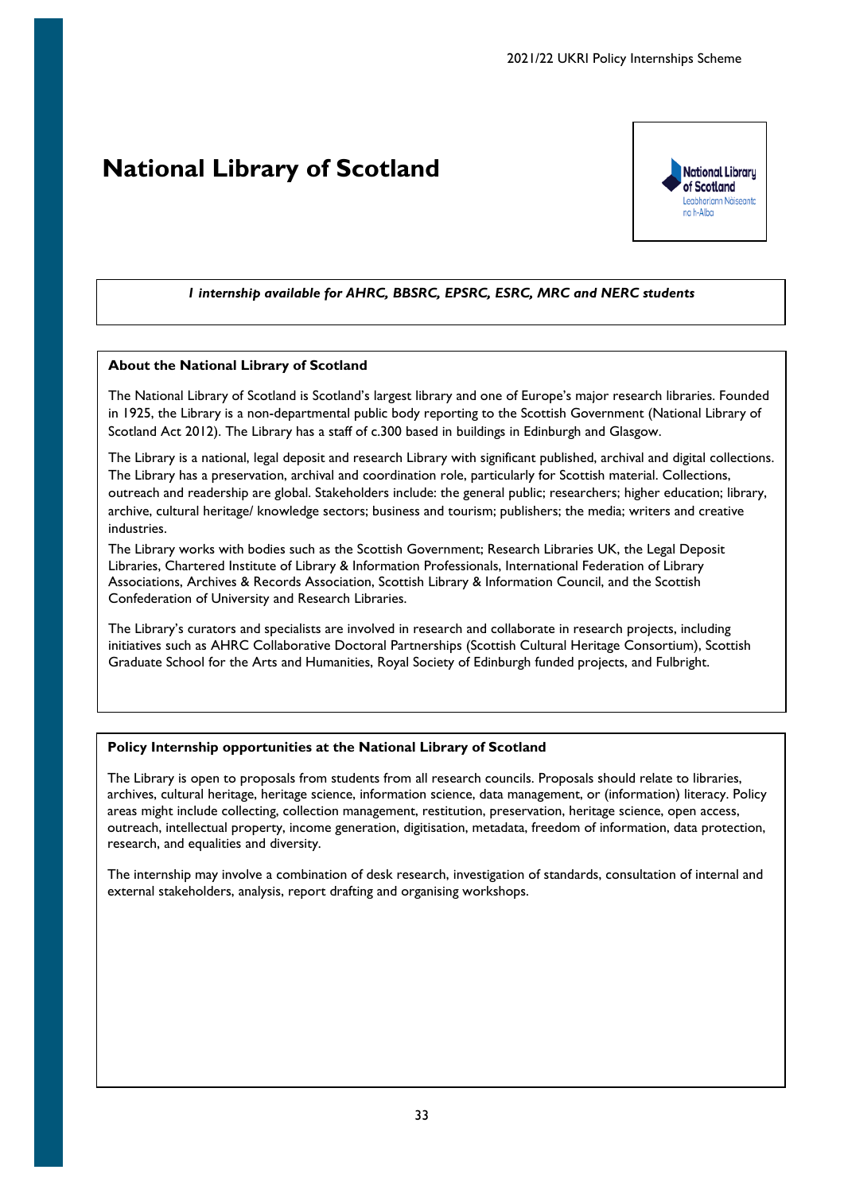# National Library of Scotland

*1 internship available for AHRC, BBSRC, EPSRC, ESRC, MRC and NERC students*

**About the National Library of Scotland**

The National Library of Scotland is Scotland's largest library and one of Europe's major research libraries. Founded in 1925, the Library is a non-departmental public body reporting to the Scottish Government (National Library of Scotland Act 2012). The Library has a staff of c.300 based in buildings in Edinburgh and Glasgow.

The Library is a national, legal deposit and research Library with significant published, archival and digital collections. The Library has a preservation, archival and coordination role, particularly for Scottish material. Collections, outreach and readership are global. Stakeholders include: the general public; researchers; higher education; library, archive, cultural heritage/ knowledge sectors; business and tourism; publishers; the media; writers and creative industries.

The Library works with bodies such as the Scottish Government; Research Libraries UK, the Legal Deposit Libraries, Chartered Institute of Library & Information Professionals, International Federation of Library Associations, Archives & Records Association, Scottish Library & Information Council, and the Scottish Confederation of University and Research Libraries.

The Library's curators and specialists are involved in research and collaborate in research projects, including initiatives such as AHRC Collaborative Doctoral Partnerships (Scottish Cultural Heritage Consortium), Scottish Graduate School for the Arts and Humanities, Royal Society of Edinburgh funded projects, and Fulbright.

**Policy Internship opportunities at the National Library of Scotland**

The Library is open to proposals from students from all research councils. Proposals should relate to libraries, archives, cultural heritage, heritage science, information science, data management, or (information) literacy. Policy areas might include collecting, collection management, restitution, preservation, heritage science, open access, outreach, intellectual property, income generation, digitisation, metadata, freedom of information, data protection, research, and equalities and diversity.

The internship may involve a combination of desk research, investigation of standards, consultation of internal and external stakeholders, analysis, report drafting and organising workshops.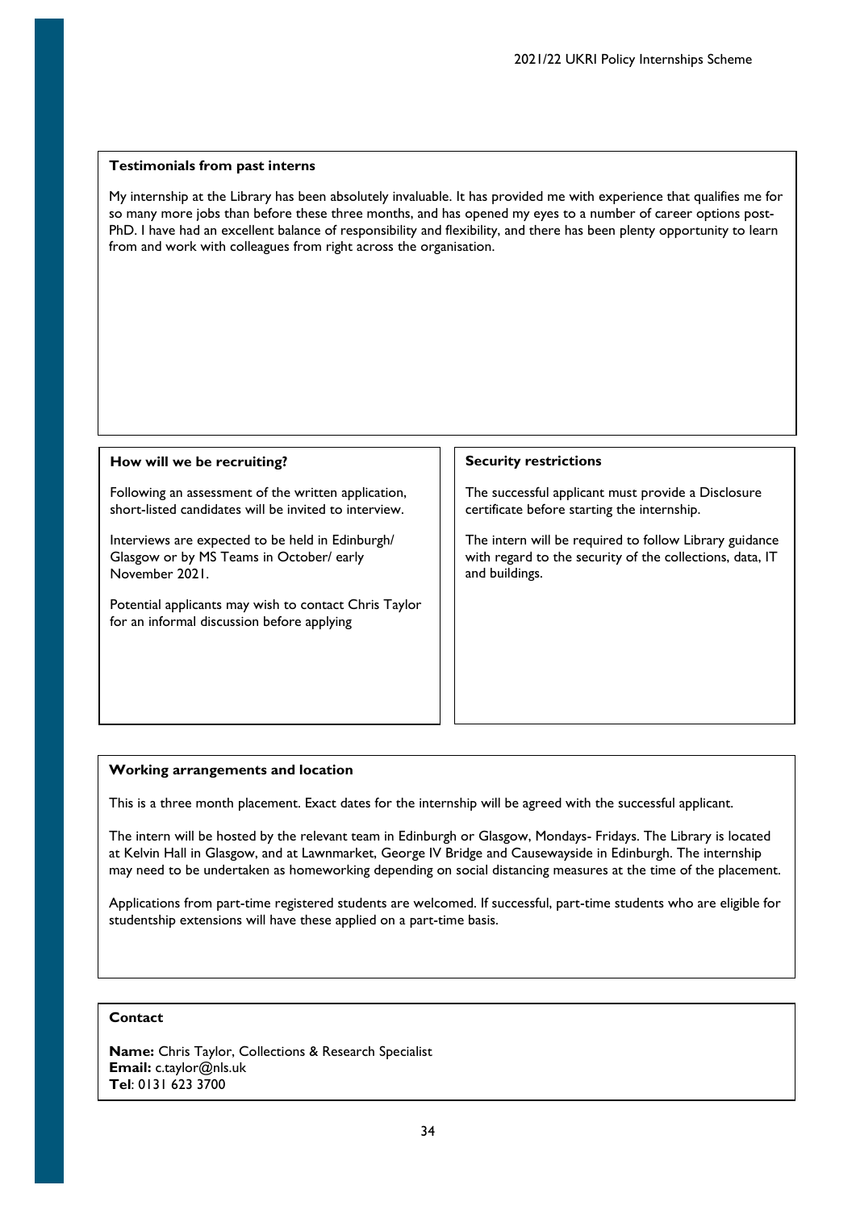**Testimonials from past interns**

My internship at the Library has been absolutely invaluable. It has provided me with experience that qualifies me for so many more jobs than before these three months, and has opened my eyes to a number of career options post-PhD. I have had an excellent balance of responsibility and flexibility, and there has been plenty opportunity to learn from and work with colleagues from right across the organisation.

**How will we be recruiting?**

Following an assessment of the written application, short-listed candidates will be invited to interview.

Interviews are expected to be held in Edinburgh/ Glasgow or by MS Teams in October/ early November 2021.

Potential applicants may wish to contact Chris Taylor for an informal discussion before applying

**Security restrictions**

The successful applicant must provide a Disclosure certificate before starting the internship.

The intern will be required to follow Library guidance with regard to the security of the collections, data, IT and buildings.

**Working arrangements and location**

This is a three month placement. Exact dates for the internship will be agreed with the successful applicant.

The intern will be hosted by the relevant team in Edinburgh or Glasgow, Mondays- Fridays. The Library is located at Kelvin Hall in Glasgow, and at Lawnmarket, George IV Bridge and Causewayside in Edinburgh. The internship may need to be undertaken as homeworking depending on social distancing measures at the time of the placement.

Applications from part-time registered students are welcomed. If successful, part-time students who are eligible for studentship extensions will have these applied on a part-time basis.

**Contact**

**Name:** Chris Taylor, Collections & Research Specialist
**Email:** c.taylor@nls.uk
**Tel**: 0131 623 3700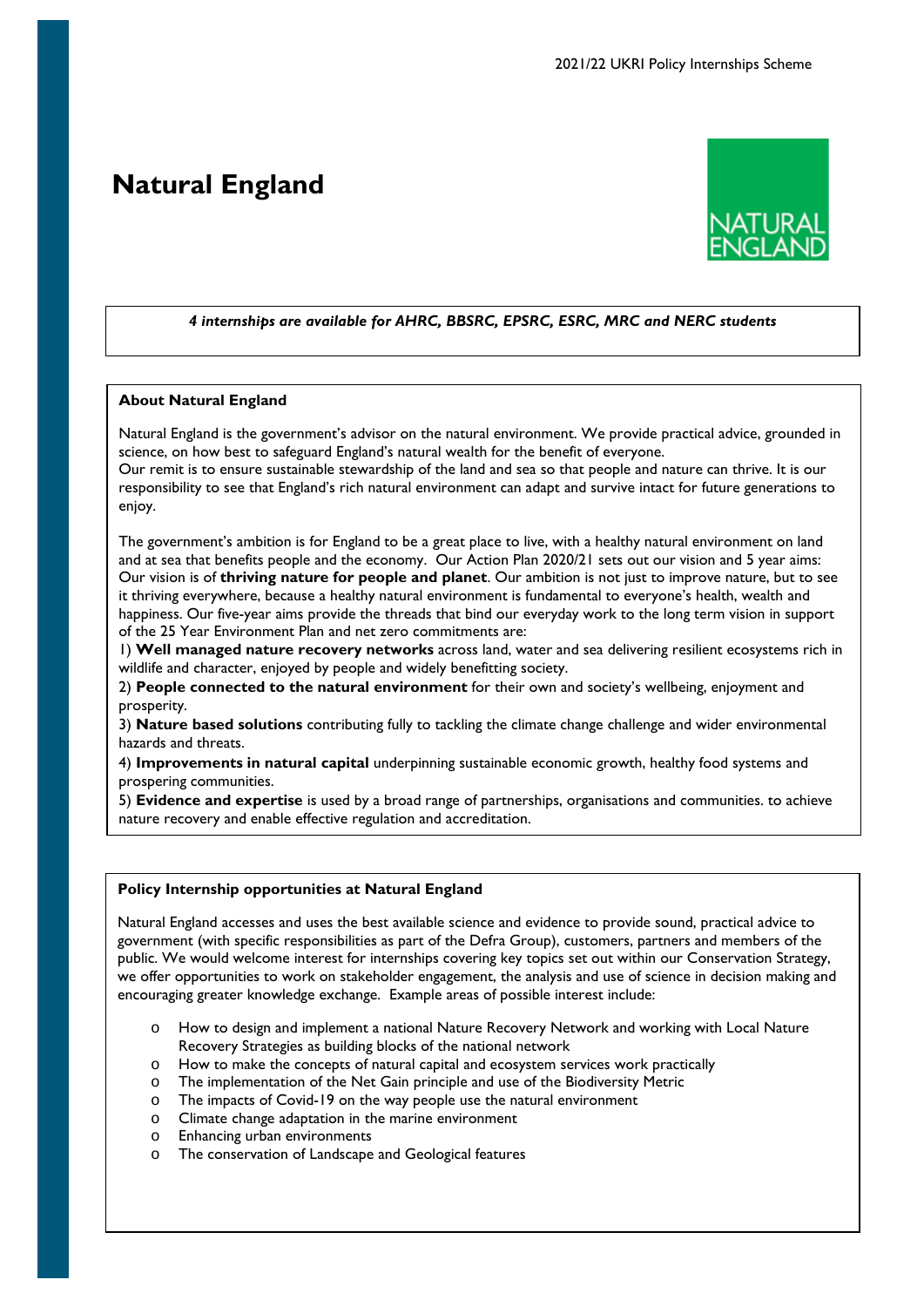# Natural England

*4 internships are available for AHRC, BBSRC, EPSRC, ESRC, MRC and NERC students*

**About Natural England**

Natural England is the government's advisor on the natural environment. We provide practical advice, grounded in science, on how best to safeguard England's natural wealth for the benefit of everyone.
Our remit is to ensure sustainable stewardship of the land and sea so that people and nature can thrive. It is our responsibility to see that England's rich natural environment can adapt and survive intact for future generations to enjoy.

The government's ambition is for England to be a great place to live, with a healthy natural environment on land and at sea that benefits people and the economy. Our Action Plan 2020/21 sets out our vision and 5 year aims: Our vision is of **thriving nature for people and planet**. Our ambition is not just to improve nature, but to see it thriving everywhere, because a healthy natural environment is fundamental to everyone's health, wealth and happiness. Our five-year aims provide the threads that bind our everyday work to the long term vision in support of the 25 Year Environment Plan and net zero commitments are:
1) **Well managed nature recovery networks** across land, water and sea delivering resilient ecosystems rich in wildlife and character, enjoyed by people and widely benefitting society.
2) **People connected to the natural environment** for their own and society's wellbeing, enjoyment and prosperity.
3) **Nature based solutions** contributing fully to tackling the climate change challenge and wider environmental hazards and threats.
4) **Improvements in natural capital** underpinning sustainable economic growth, healthy food systems and prospering communities.
5) **Evidence and expertise** is used by a broad range of partnerships, organisations and communities. to achieve nature recovery and enable effective regulation and accreditation.

**Policy Internship opportunities at Natural England**

Natural England accesses and uses the best available science and evidence to provide sound, practical advice to government (with specific responsibilities as part of the Defra Group), customers, partners and members of the public. We would welcome interest for internships covering key topics set out within our Conservation Strategy, we offer opportunities to work on stakeholder engagement, the analysis and use of science in decision making and encouraging greater knowledge exchange. Example areas of possible interest include:

- How to design and implement a national Nature Recovery Network and working with Local Nature Recovery Strategies as building blocks of the national network
- How to make the concepts of natural capital and ecosystem services work practically
- The implementation of the Net Gain principle and use of the Biodiversity Metric
- The impacts of Covid-19 on the way people use the natural environment
- Climate change adaptation in the marine environment
- Enhancing urban environments
- The conservation of Landscape and Geological features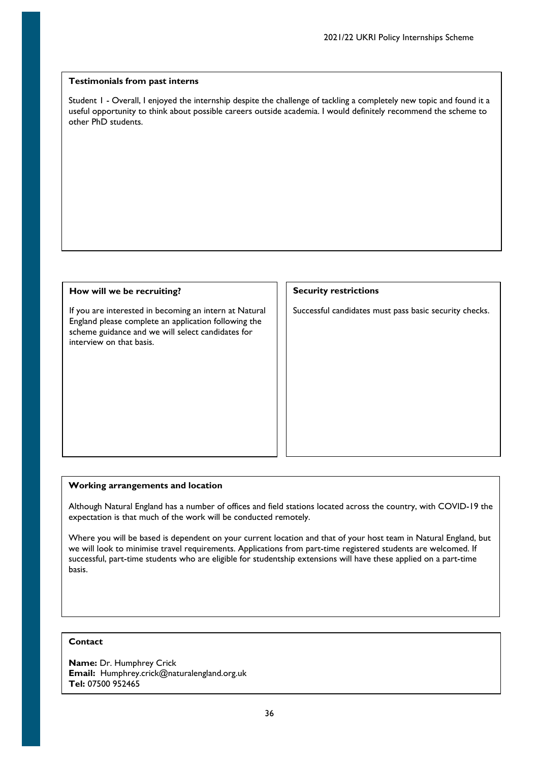**Testimonials from past interns**

Student 1 - Overall, I enjoyed the internship despite the challenge of tackling a completely new topic and found it a useful opportunity to think about possible careers outside academia. I would definitely recommend the scheme to other PhD students.

**How will we be recruiting?**

If you are interested in becoming an intern at Natural England please complete an application following the scheme guidance and we will select candidates for interview on that basis.

**Security restrictions**

Successful candidates must pass basic security checks.

**Working arrangements and location**

Although Natural England has a number of offices and field stations located across the country, with COVID-19 the expectation is that much of the work will be conducted remotely.

Where you will be based is dependent on your current location and that of your host team in Natural England, but we will look to minimise travel requirements. Applications from part-time registered students are welcomed. If successful, part-time students who are eligible for studentship extensions will have these applied on a part-time basis.

**Contact**

**Name:** Dr. Humphrey Crick
**Email:** Humphrey.crick@naturalengland.org.uk
**Tel:** 07500 952465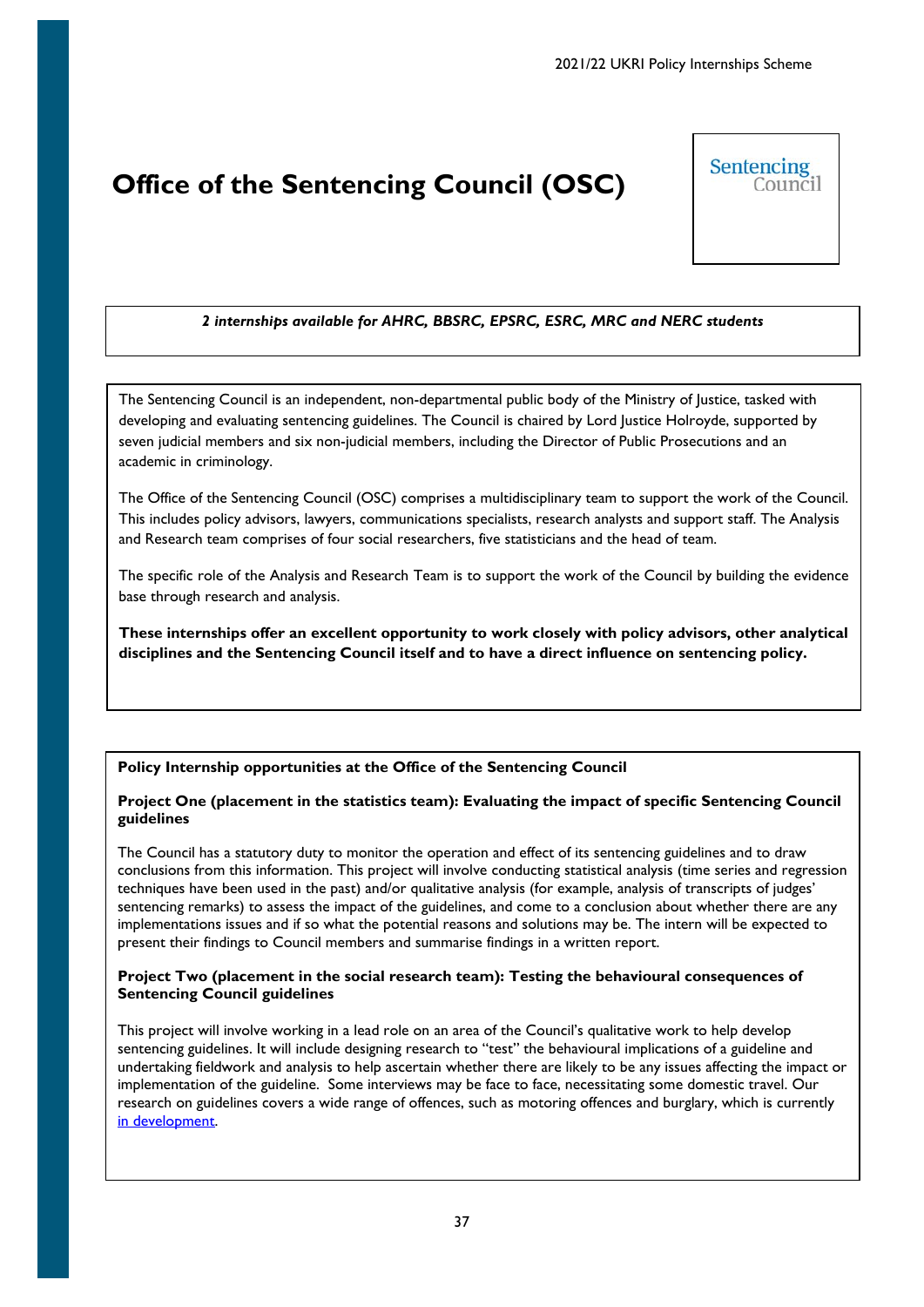# Office of the Sentencing Council (OSC)

Sentencing Council

***2 internships available for AHRC, BBSRC, EPSRC, ESRC, MRC and NERC students***

The Sentencing Council is an independent, non-departmental public body of the Ministry of Justice, tasked with developing and evaluating sentencing guidelines. The Council is chaired by Lord Justice Holroyde, supported by seven judicial members and six non-judicial members, including the Director of Public Prosecutions and an academic in criminology.

The Office of the Sentencing Council (OSC) comprises a multidisciplinary team to support the work of the Council. This includes policy advisors, lawyers, communications specialists, research analysts and support staff. The Analysis and Research team comprises of four social researchers, five statisticians and the head of team.

The specific role of the Analysis and Research Team is to support the work of the Council by building the evidence base through research and analysis.

**These internships offer an excellent opportunity to work closely with policy advisors, other analytical disciplines and the Sentencing Council itself and to have a direct influence on sentencing policy.**

**Policy Internship opportunities at the Office of the Sentencing Council**

**Project One (placement in the statistics team): Evaluating the impact of specific Sentencing Council guidelines**

The Council has a statutory duty to monitor the operation and effect of its sentencing guidelines and to draw conclusions from this information. This project will involve conducting statistical analysis (time series and regression techniques have been used in the past) and/or qualitative analysis (for example, analysis of transcripts of judges' sentencing remarks) to assess the impact of the guidelines, and come to a conclusion about whether there are any implementations issues and if so what the potential reasons and solutions may be. The intern will be expected to present their findings to Council members and summarise findings in a written report.

**Project Two (placement in the social research team): Testing the behavioural consequences of Sentencing Council guidelines**

This project will involve working in a lead role on an area of the Council's qualitative work to help develop sentencing guidelines. It will include designing research to "test" the behavioural implications of a guideline and undertaking fieldwork and analysis to help ascertain whether there are likely to be any issues affecting the impact or implementation of the guideline. Some interviews may be face to face, necessitating some domestic travel. Our research on guidelines covers a wide range of offences, such as motoring offences and burglary, which is currently in development.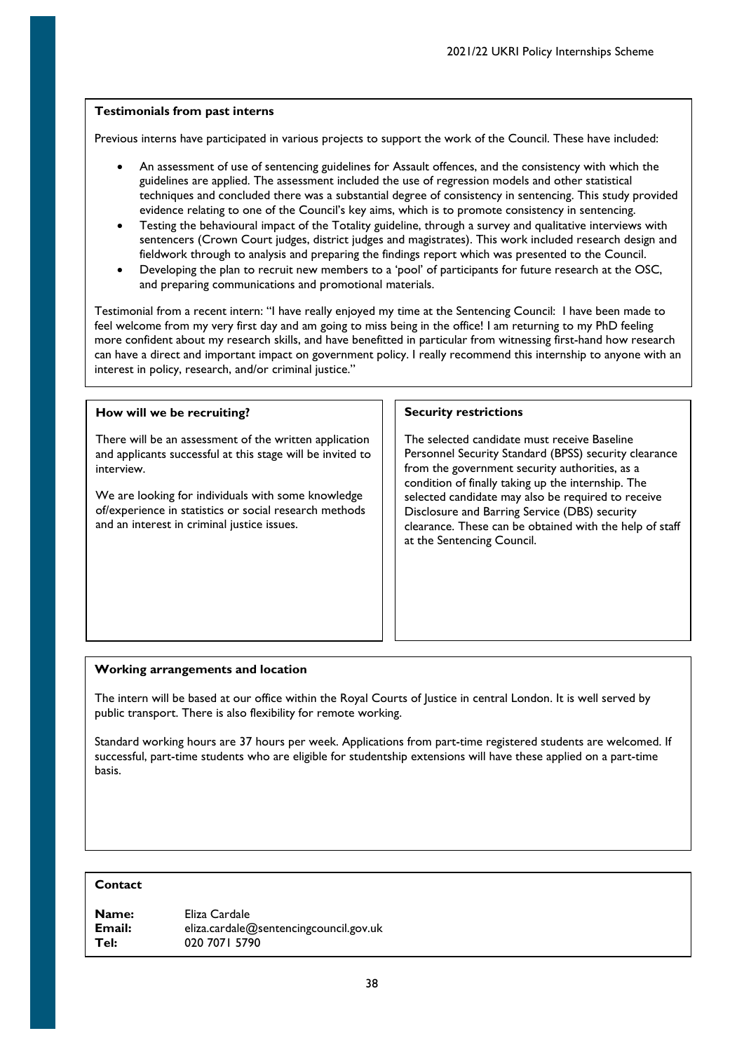### Testimonials from past interns

Previous interns have participated in various projects to support the work of the Council. These have included:

- An assessment of use of sentencing guidelines for Assault offences, and the consistency with which the guidelines are applied. The assessment included the use of regression models and other statistical techniques and concluded there was a substantial degree of consistency in sentencing. This study provided evidence relating to one of the Council's key aims, which is to promote consistency in sentencing.
- Testing the behavioural impact of the Totality guideline, through a survey and qualitative interviews with sentencers (Crown Court judges, district judges and magistrates). This work included research design and fieldwork through to analysis and preparing the findings report which was presented to the Council.
- Developing the plan to recruit new members to a 'pool' of participants for future research at the OSC, and preparing communications and promotional materials.

Testimonial from a recent intern: "I have really enjoyed my time at the Sentencing Council: I have been made to feel welcome from my very first day and am going to miss being in the office! I am returning to my PhD feeling more confident about my research skills, and have benefitted in particular from witnessing first-hand how research can have a direct and important impact on government policy. I really recommend this internship to anyone with an interest in policy, research, and/or criminal justice."

### How will we be recruiting?

There will be an assessment of the written application and applicants successful at this stage will be invited to interview.

We are looking for individuals with some knowledge of/experience in statistics or social research methods and an interest in criminal justice issues.

### Security restrictions

The selected candidate must receive Baseline Personnel Security Standard (BPSS) security clearance from the government security authorities, as a condition of finally taking up the internship. The selected candidate may also be required to receive Disclosure and Barring Service (DBS) security clearance. These can be obtained with the help of staff at the Sentencing Council.

### Working arrangements and location

The intern will be based at our office within the Royal Courts of Justice in central London. It is well served by public transport. There is also flexibility for remote working.

Standard working hours are 37 hours per week. Applications from part-time registered students are welcomed. If successful, part-time students who are eligible for studentship extensions will have these applied on a part-time basis.

### Contact

**Name:** Eliza Cardale
**Email:** eliza.cardale@sentencingcouncil.gov.uk
**Tel:** 020 7071 5790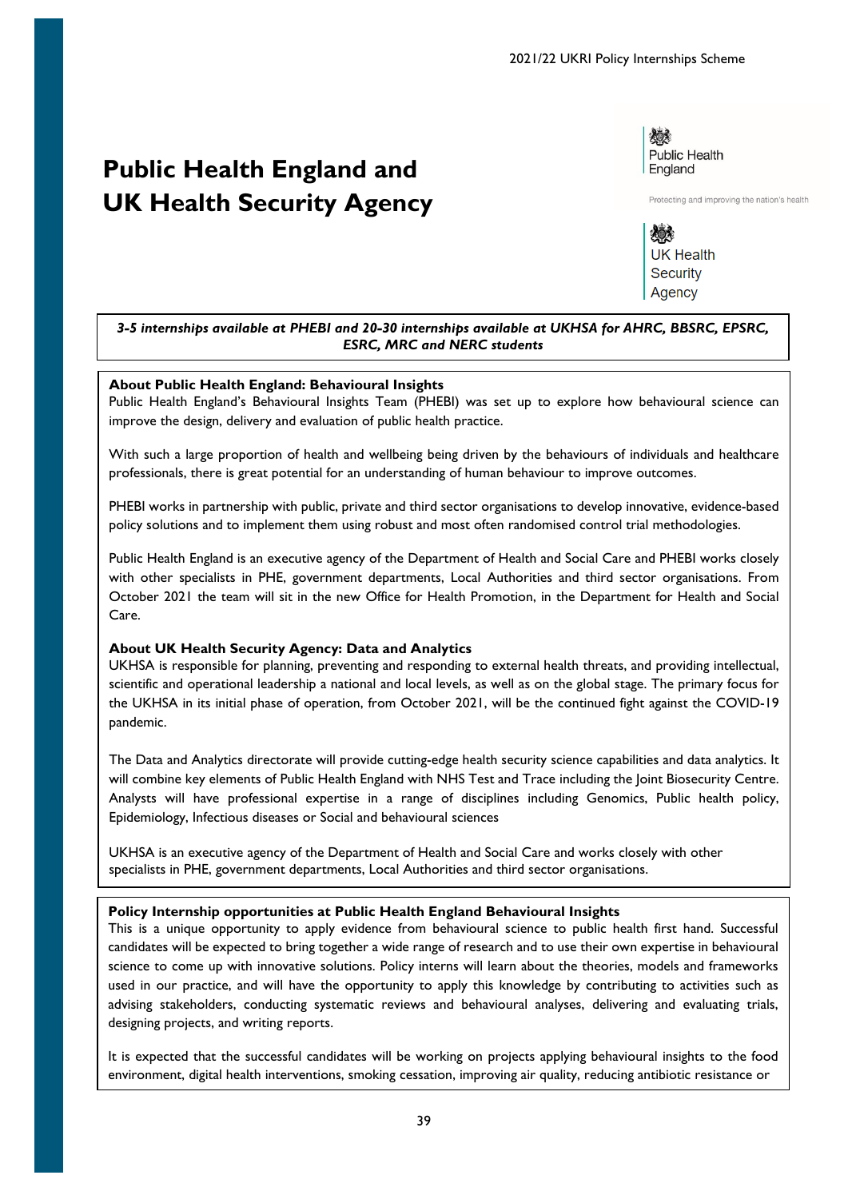# Public Health England and UK Health Security Agency

Public Health England

Protecting and improving the nation's health

UK Health Security Agency

***3-5 internships available at PHEBI and 20-30 internships available at UKHSA for AHRC, BBSRC, EPSRC, ESRC, MRC and NERC students***

**About Public Health England: Behavioural Insights**

Public Health England's Behavioural Insights Team (PHEBI) was set up to explore how behavioural science can improve the design, delivery and evaluation of public health practice.

With such a large proportion of health and wellbeing being driven by the behaviours of individuals and healthcare professionals, there is great potential for an understanding of human behaviour to improve outcomes.

PHEBI works in partnership with public, private and third sector organisations to develop innovative, evidence-based policy solutions and to implement them using robust and most often randomised control trial methodologies.

Public Health England is an executive agency of the Department of Health and Social Care and PHEBI works closely with other specialists in PHE, government departments, Local Authorities and third sector organisations. From October 2021 the team will sit in the new Office for Health Promotion, in the Department for Health and Social Care.

**About UK Health Security Agency: Data and Analytics**

UKHSA is responsible for planning, preventing and responding to external health threats, and providing intellectual, scientific and operational leadership a national and local levels, as well as on the global stage. The primary focus for the UKHSA in its initial phase of operation, from October 2021, will be the continued fight against the COVID-19 pandemic.

The Data and Analytics directorate will provide cutting-edge health security science capabilities and data analytics. It will combine key elements of Public Health England with NHS Test and Trace including the Joint Biosecurity Centre. Analysts will have professional expertise in a range of disciplines including Genomics, Public health policy, Epidemiology, Infectious diseases or Social and behavioural sciences

UKHSA is an executive agency of the Department of Health and Social Care and works closely with other specialists in PHE, government departments, Local Authorities and third sector organisations.

**Policy Internship opportunities at Public Health England Behavioural Insights**

This is a unique opportunity to apply evidence from behavioural science to public health first hand. Successful candidates will be expected to bring together a wide range of research and to use their own expertise in behavioural science to come up with innovative solutions. Policy interns will learn about the theories, models and frameworks used in our practice, and will have the opportunity to apply this knowledge by contributing to activities such as advising stakeholders, conducting systematic reviews and behavioural analyses, delivering and evaluating trials, designing projects, and writing reports.

It is expected that the successful candidates will be working on projects applying behavioural insights to the food environment, digital health interventions, smoking cessation, improving air quality, reducing antibiotic resistance or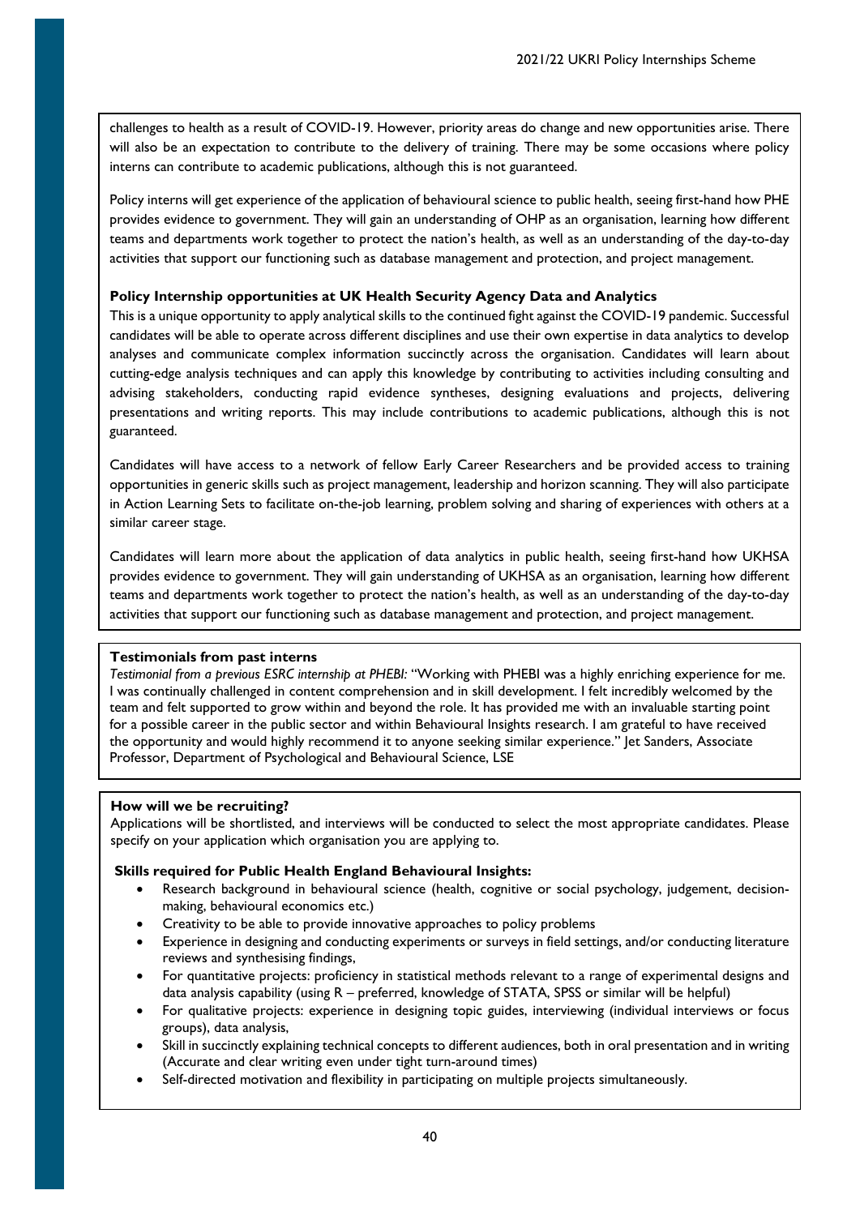challenges to health as a result of COVID-19. However, priority areas do change and new opportunities arise. There will also be an expectation to contribute to the delivery of training. There may be some occasions where policy interns can contribute to academic publications, although this is not guaranteed.

Policy interns will get experience of the application of behavioural science to public health, seeing first-hand how PHE provides evidence to government. They will gain an understanding of OHP as an organisation, learning how different teams and departments work together to protect the nation's health, as well as an understanding of the day-to-day activities that support our functioning such as database management and protection, and project management.

**Policy Internship opportunities at UK Health Security Agency Data and Analytics**

This is a unique opportunity to apply analytical skills to the continued fight against the COVID-19 pandemic. Successful candidates will be able to operate across different disciplines and use their own expertise in data analytics to develop analyses and communicate complex information succinctly across the organisation. Candidates will learn about cutting-edge analysis techniques and can apply this knowledge by contributing to activities including consulting and advising stakeholders, conducting rapid evidence syntheses, designing evaluations and projects, delivering presentations and writing reports. This may include contributions to academic publications, although this is not guaranteed.

Candidates will have access to a network of fellow Early Career Researchers and be provided access to training opportunities in generic skills such as project management, leadership and horizon scanning. They will also participate in Action Learning Sets to facilitate on-the-job learning, problem solving and sharing of experiences with others at a similar career stage.

Candidates will learn more about the application of data analytics in public health, seeing first-hand how UKHSA provides evidence to government. They will gain understanding of UKHSA as an organisation, learning how different teams and departments work together to protect the nation's health, as well as an understanding of the day-to-day activities that support our functioning such as database management and protection, and project management.

**Testimonials from past interns**

*Testimonial from a previous ESRC internship at PHEBI:* "Working with PHEBI was a highly enriching experience for me. I was continually challenged in content comprehension and in skill development. I felt incredibly welcomed by the team and felt supported to grow within and beyond the role. It has provided me with an invaluable starting point for a possible career in the public sector and within Behavioural Insights research. I am grateful to have received the opportunity and would highly recommend it to anyone seeking similar experience." Jet Sanders, Associate Professor, Department of Psychological and Behavioural Science, LSE

**How will we be recruiting?**

Applications will be shortlisted, and interviews will be conducted to select the most appropriate candidates. Please specify on your application which organisation you are applying to.

**Skills required for Public Health England Behavioural Insights:**

- Research background in behavioural science (health, cognitive or social psychology, judgement, decision-making, behavioural economics etc.)
- Creativity to be able to provide innovative approaches to policy problems
- Experience in designing and conducting experiments or surveys in field settings, and/or conducting literature reviews and synthesising findings,
- For quantitative projects: proficiency in statistical methods relevant to a range of experimental designs and data analysis capability (using R – preferred, knowledge of STATA, SPSS or similar will be helpful)
- For qualitative projects: experience in designing topic guides, interviewing (individual interviews or focus groups), data analysis,
- Skill in succinctly explaining technical concepts to different audiences, both in oral presentation and in writing (Accurate and clear writing even under tight turn-around times)
- Self-directed motivation and flexibility in participating on multiple projects simultaneously.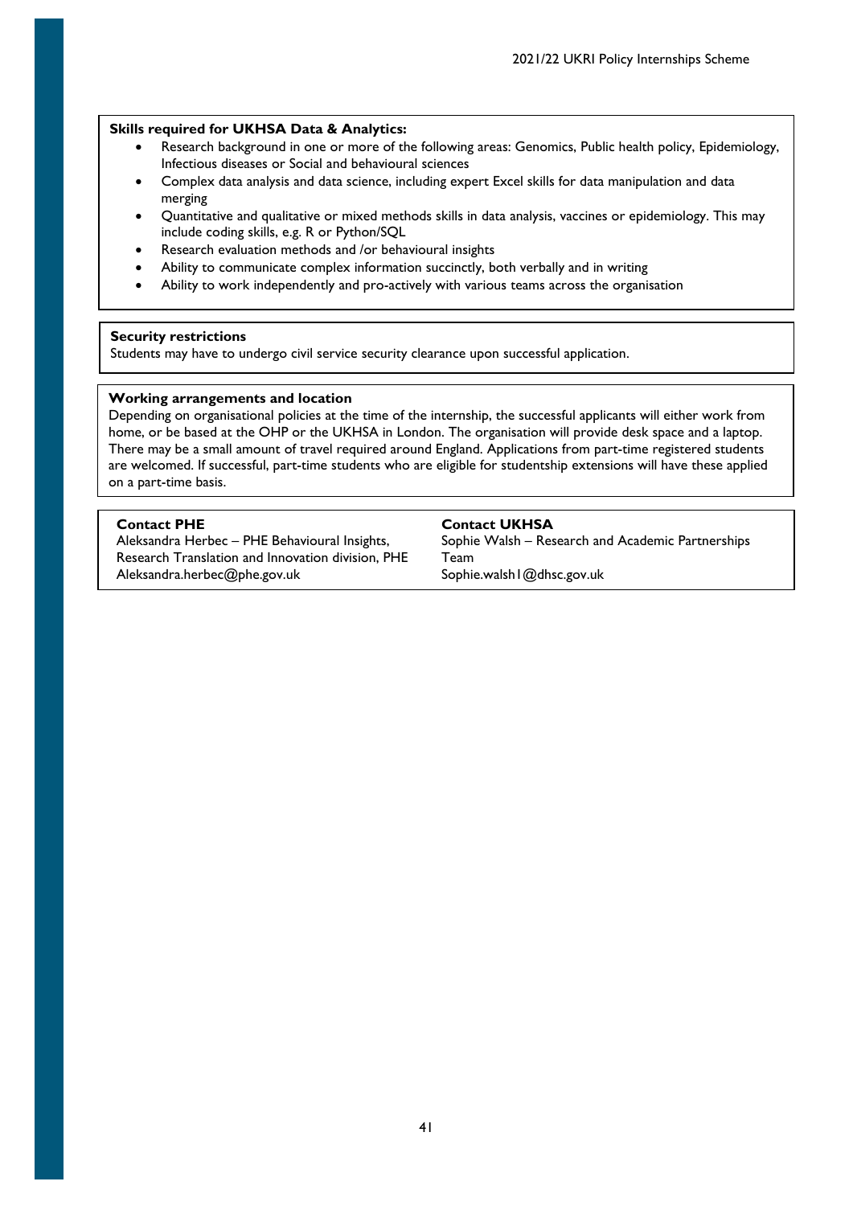**Skills required for UKHSA Data & Analytics:**

- Research background in one or more of the following areas: Genomics, Public health policy, Epidemiology, Infectious diseases or Social and behavioural sciences
- Complex data analysis and data science, including expert Excel skills for data manipulation and data merging
- Quantitative and qualitative or mixed methods skills in data analysis, vaccines or epidemiology. This may include coding skills, e.g. R or Python/SQL
- Research evaluation methods and /or behavioural insights
- Ability to communicate complex information succinctly, both verbally and in writing
- Ability to work independently and pro-actively with various teams across the organisation

**Security restrictions**

Students may have to undergo civil service security clearance upon successful application.

**Working arrangements and location**

Depending on organisational policies at the time of the internship, the successful applicants will either work from home, or be based at the OHP or the UKHSA in London. The organisation will provide desk space and a laptop. There may be a small amount of travel required around England. Applications from part-time registered students are welcomed. If successful, part-time students who are eligible for studentship extensions will have these applied on a part-time basis.

**Contact PHE**

Aleksandra Herbec – PHE Behavioural Insights, Research Translation and Innovation division, PHE
Aleksandra.herbec@phe.gov.uk

**Contact UKHSA**

Sophie Walsh – Research and Academic Partnerships Team
Sophie.walsh1@dhsc.gov.uk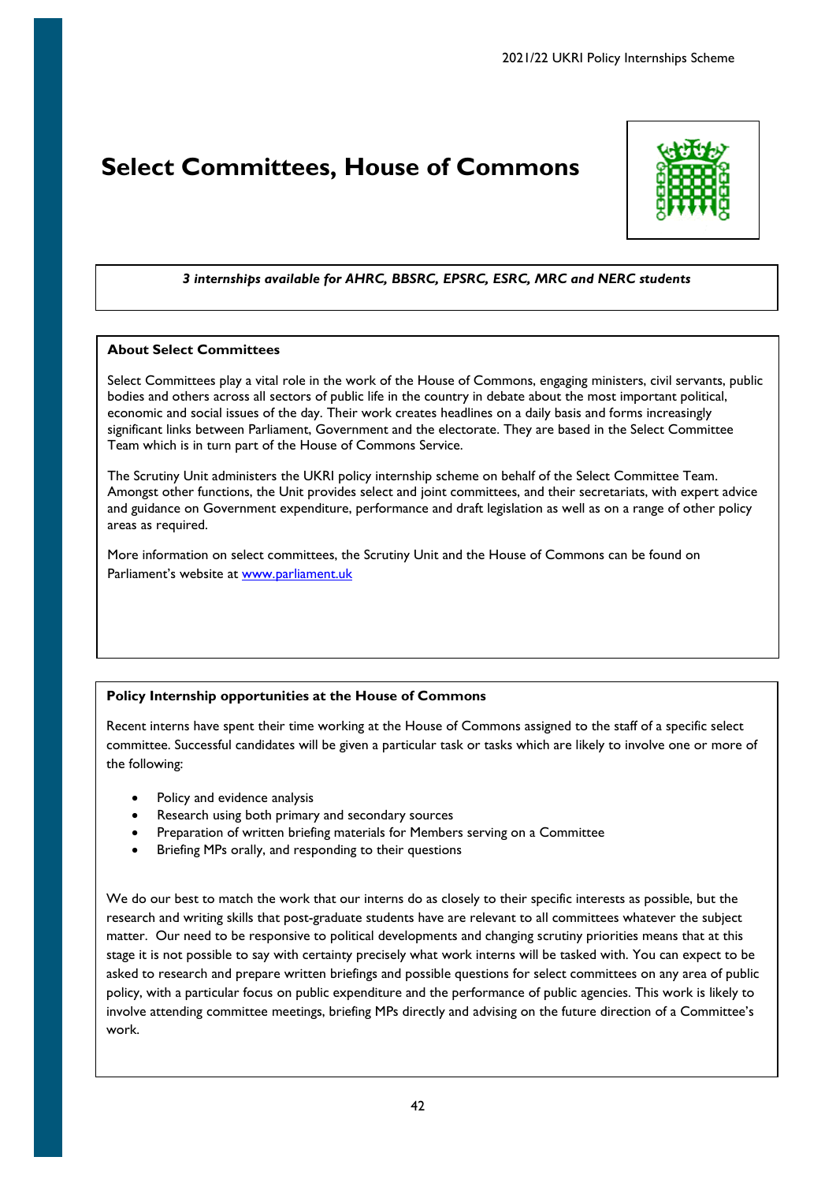# Select Committees, House of Commons

*3 internships available for AHRC, BBSRC, EPSRC, ESRC, MRC and NERC students*

### About Select Committees

Select Committees play a vital role in the work of the House of Commons, engaging ministers, civil servants, public bodies and others across all sectors of public life in the country in debate about the most important political, economic and social issues of the day. Their work creates headlines on a daily basis and forms increasingly significant links between Parliament, Government and the electorate. They are based in the Select Committee Team which is in turn part of the House of Commons Service.

The Scrutiny Unit administers the UKRI policy internship scheme on behalf of the Select Committee Team. Amongst other functions, the Unit provides select and joint committees, and their secretariats, with expert advice and guidance on Government expenditure, performance and draft legislation as well as on a range of other policy areas as required.

More information on select committees, the Scrutiny Unit and the House of Commons can be found on Parliament's website at [www.parliament.uk](http://www.parliament.uk)

### Policy Internship opportunities at the House of Commons

Recent interns have spent their time working at the House of Commons assigned to the staff of a specific select committee. Successful candidates will be given a particular task or tasks which are likely to involve one or more of the following:

- Policy and evidence analysis
- Research using both primary and secondary sources
- Preparation of written briefing materials for Members serving on a Committee
- Briefing MPs orally, and responding to their questions

We do our best to match the work that our interns do as closely to their specific interests as possible, but the research and writing skills that post-graduate students have are relevant to all committees whatever the subject matter. Our need to be responsive to political developments and changing scrutiny priorities means that at this stage it is not possible to say with certainty precisely what work interns will be tasked with. You can expect to be asked to research and prepare written briefings and possible questions for select committees on any area of public policy, with a particular focus on public expenditure and the performance of public agencies. This work is likely to involve attending committee meetings, briefing MPs directly and advising on the future direction of a Committee's work.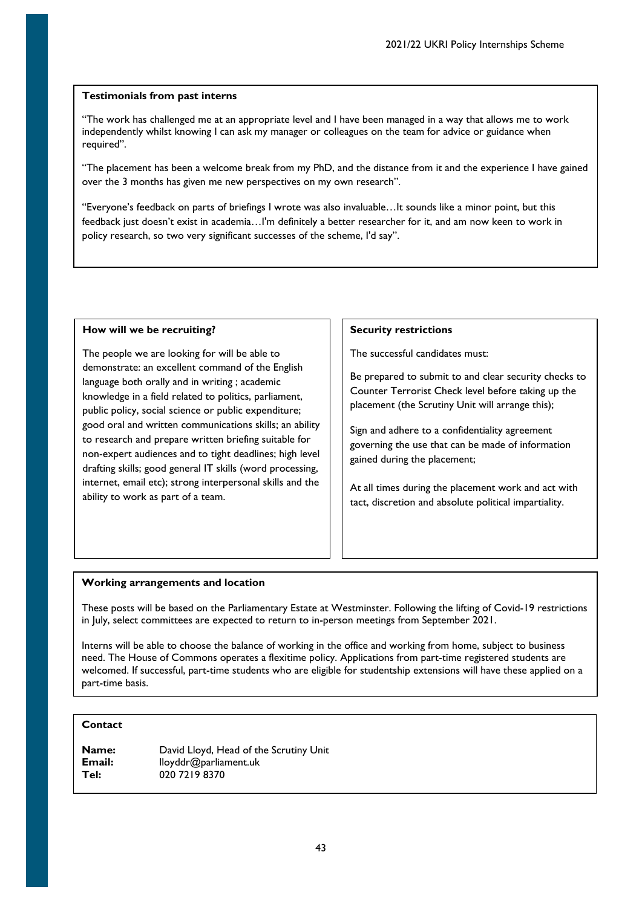**Testimonials from past interns**

"The work has challenged me at an appropriate level and I have been managed in a way that allows me to work independently whilst knowing I can ask my manager or colleagues on the team for advice or guidance when required".

"The placement has been a welcome break from my PhD, and the distance from it and the experience I have gained over the 3 months has given me new perspectives on my own research".

"Everyone's feedback on parts of briefings I wrote was also invaluable…It sounds like a minor point, but this feedback just doesn't exist in academia…I'm definitely a better researcher for it, and am now keen to work in policy research, so two very significant successes of the scheme, I'd say".

**How will we be recruiting?**

The people we are looking for will be able to demonstrate: an excellent command of the English language both orally and in writing ; academic knowledge in a field related to politics, parliament, public policy, social science or public expenditure; good oral and written communications skills; an ability to research and prepare written briefing suitable for non-expert audiences and to tight deadlines; high level drafting skills; good general IT skills (word processing, internet, email etc); strong interpersonal skills and the ability to work as part of a team.

**Security restrictions**

The successful candidates must:

Be prepared to submit to and clear security checks to Counter Terrorist Check level before taking up the placement (the Scrutiny Unit will arrange this);

Sign and adhere to a confidentiality agreement governing the use that can be made of information gained during the placement;

At all times during the placement work and act with tact, discretion and absolute political impartiality.

**Working arrangements and location**

These posts will be based on the Parliamentary Estate at Westminster. Following the lifting of Covid-19 restrictions in July, select committees are expected to return to in-person meetings from September 2021.

Interns will be able to choose the balance of working in the office and working from home, subject to business need. The House of Commons operates a flexitime policy. Applications from part-time registered students are welcomed. If successful, part-time students who are eligible for studentship extensions will have these applied on a part-time basis.

**Contact**

**Name:** David Lloyd, Head of the Scrutiny Unit
**Email:** lloyddr@parliament.uk
**Tel:** 020 7219 8370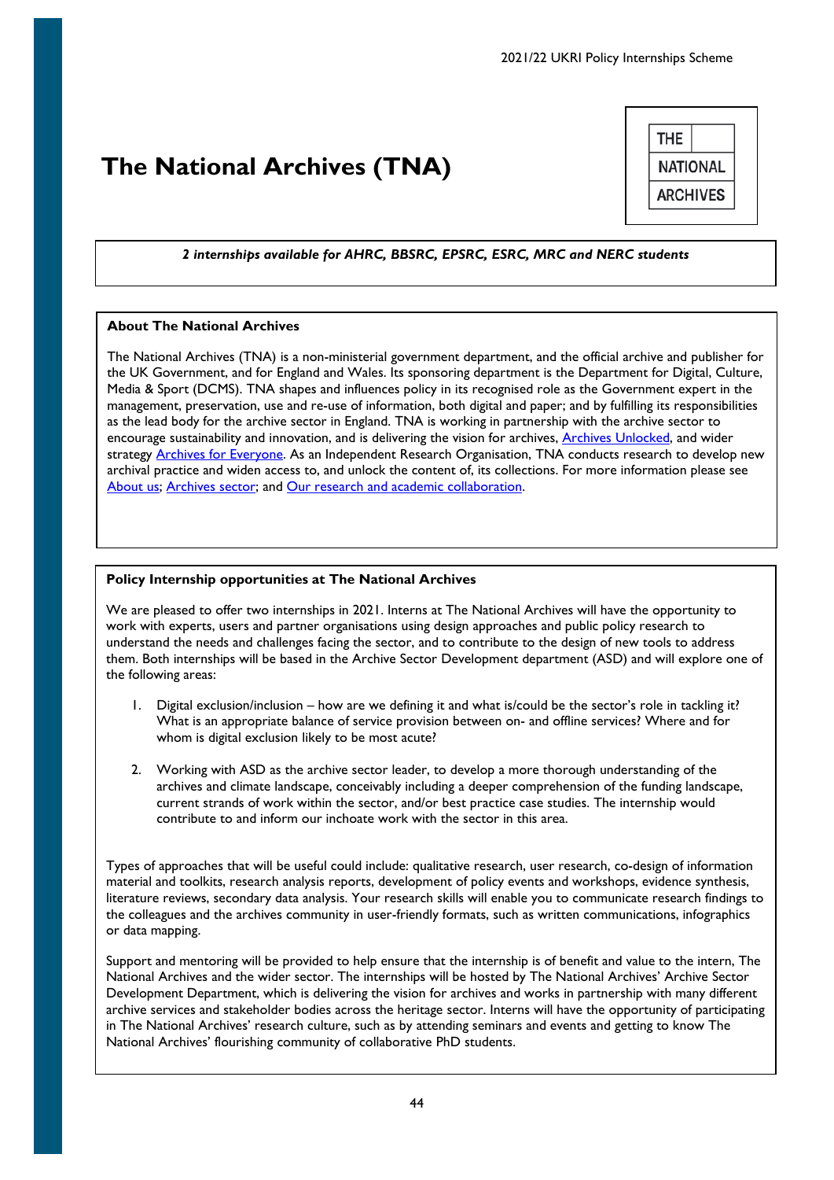# The National Archives (TNA)

*2 internships available for AHRC, BBSRC, EPSRC, ESRC, MRC and NERC students*

**About The National Archives**

The National Archives (TNA) is a non-ministerial government department, and the official archive and publisher for the UK Government, and for England and Wales. Its sponsoring department is the Department for Digital, Culture, Media & Sport (DCMS). TNA shapes and influences policy in its recognised role as the Government expert in the management, preservation, use and re-use of information, both digital and paper; and by fulfilling its responsibilities as the lead body for the archive sector in England. TNA is working in partnership with the archive sector to encourage sustainability and innovation, and is delivering the vision for archives, Archives Unlocked, and wider strategy Archives for Everyone. As an Independent Research Organisation, TNA conducts research to develop new archival practice and widen access to, and unlock the content of, its collections. For more information please see About us; Archives sector; and Our research and academic collaboration.

**Policy Internship opportunities at The National Archives**

We are pleased to offer two internships in 2021. Interns at The National Archives will have the opportunity to work with experts, users and partner organisations using design approaches and public policy research to understand the needs and challenges facing the sector, and to contribute to the design of new tools to address them. Both internships will be based in the Archive Sector Development department (ASD) and will explore one of the following areas:

1. Digital exclusion/inclusion – how are we defining it and what is/could be the sector's role in tackling it? What is an appropriate balance of service provision between on- and offline services? Where and for whom is digital exclusion likely to be most acute?

2. Working with ASD as the archive sector leader, to develop a more thorough understanding of the archives and climate landscape, conceivably including a deeper comprehension of the funding landscape, current strands of work within the sector, and/or best practice case studies. The internship would contribute to and inform our inchoate work with the sector in this area.

Types of approaches that will be useful could include: qualitative research, user research, co-design of information material and toolkits, research analysis reports, development of policy events and workshops, evidence synthesis, literature reviews, secondary data analysis. Your research skills will enable you to communicate research findings to the colleagues and the archives community in user-friendly formats, such as written communications, infographics or data mapping.

Support and mentoring will be provided to help ensure that the internship is of benefit and value to the intern, The National Archives and the wider sector. The internships will be hosted by The National Archives' Archive Sector Development Department, which is delivering the vision for archives and works in partnership with many different archive services and stakeholder bodies across the heritage sector. Interns will have the opportunity of participating in The National Archives' research culture, such as by attending seminars and events and getting to know The National Archives' flourishing community of collaborative PhD students.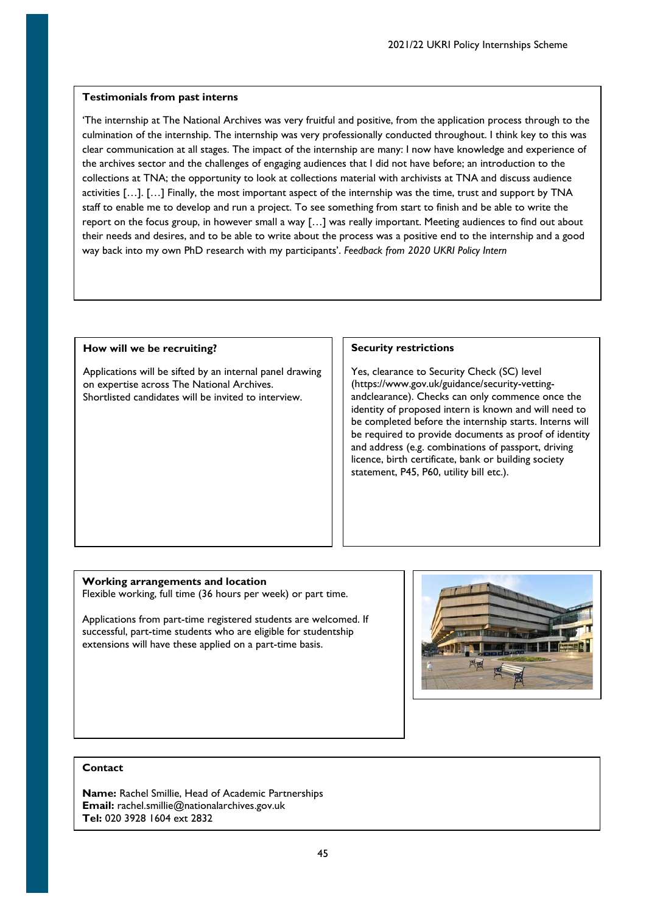### Testimonials from past interns

'The internship at The National Archives was very fruitful and positive, from the application process through to the culmination of the internship. The internship was very professionally conducted throughout. I think key to this was clear communication at all stages. The impact of the internship are many: I now have knowledge and experience of the archives sector and the challenges of engaging audiences that I did not have before; an introduction to the collections at TNA; the opportunity to look at collections material with archivists at TNA and discuss audience activities […]. […] Finally, the most important aspect of the internship was the time, trust and support by TNA staff to enable me to develop and run a project. To see something from start to finish and be able to write the report on the focus group, in however small a way […] was really important. Meeting audiences to find out about their needs and desires, and to be able to write about the process was a positive end to the internship and a good way back into my own PhD research with my participants'. *Feedback from 2020 UKRI Policy Intern*

### How will we be recruiting?

Applications will be sifted by an internal panel drawing on expertise across The National Archives. Shortlisted candidates will be invited to interview.

### Security restrictions

Yes, clearance to Security Check (SC) level (https://www.gov.uk/guidance/security-vetting-andclearance). Checks can only commence once the identity of proposed intern is known and will need to be completed before the internship starts. Interns will be required to provide documents as proof of identity and address (e.g. combinations of passport, driving licence, birth certificate, bank or building society statement, P45, P60, utility bill etc.).

### Working arrangements and location

Flexible working, full time (36 hours per week) or part time.

Applications from part-time registered students are welcomed. If successful, part-time students who are eligible for studentship extensions will have these applied on a part-time basis.

### Contact

**Name:** Rachel Smillie, Head of Academic Partnerships
**Email:** rachel.smillie@nationalarchives.gov.uk
**Tel:** 020 3928 1604 ext 2832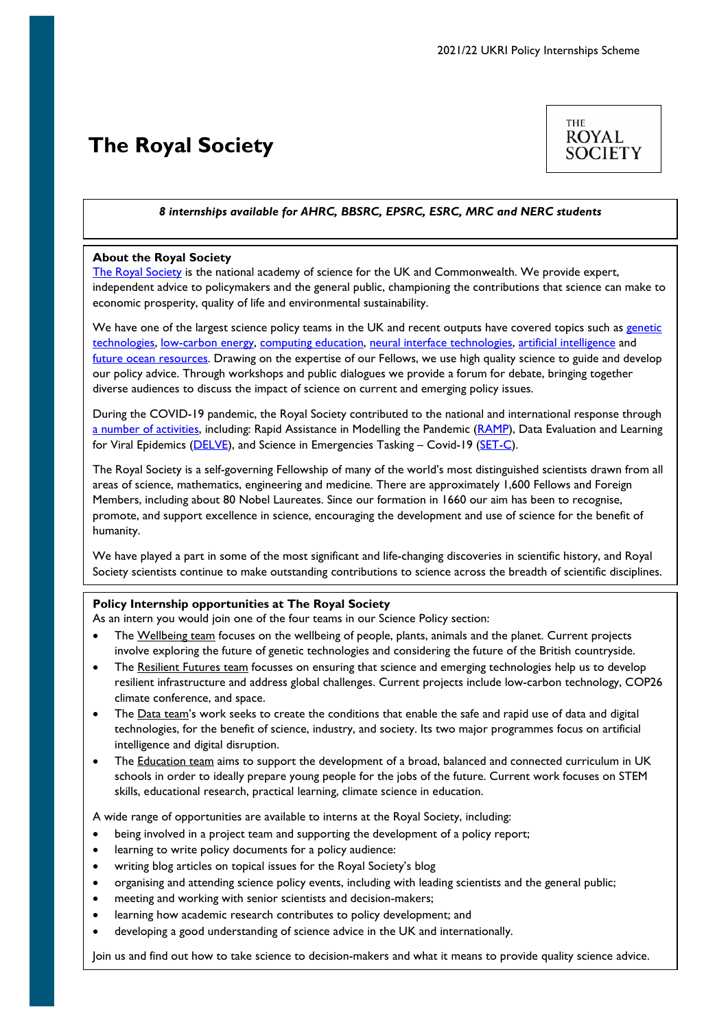# The Royal Society

*8 internships available for AHRC, BBSRC, EPSRC, ESRC, MRC and NERC students*

**About the Royal Society**

The Royal Society is the national academy of science for the UK and Commonwealth. We provide expert, independent advice to policymakers and the general public, championing the contributions that science can make to economic prosperity, quality of life and environmental sustainability.

We have one of the largest science policy teams in the UK and recent outputs have covered topics such as genetic technologies, low-carbon energy, computing education, neural interface technologies, artificial intelligence and future ocean resources. Drawing on the expertise of our Fellows, we use high quality science to guide and develop our policy advice. Through workshops and public dialogues we provide a forum for debate, bringing together diverse audiences to discuss the impact of science on current and emerging policy issues.

During the COVID-19 pandemic, the Royal Society contributed to the national and international response through a number of activities, including: Rapid Assistance in Modelling the Pandemic (RAMP), Data Evaluation and Learning for Viral Epidemics (DELVE), and Science in Emergencies Tasking – Covid-19 (SET-C).

The Royal Society is a self-governing Fellowship of many of the world's most distinguished scientists drawn from all areas of science, mathematics, engineering and medicine. There are approximately 1,600 Fellows and Foreign Members, including about 80 Nobel Laureates. Since our formation in 1660 our aim has been to recognise, promote, and support excellence in science, encouraging the development and use of science for the benefit of humanity.

We have played a part in some of the most significant and life-changing discoveries in scientific history, and Royal Society scientists continue to make outstanding contributions to science across the breadth of scientific disciplines.

**Policy Internship opportunities at The Royal Society**

As an intern you would join one of the four teams in our Science Policy section:

- The Wellbeing team focuses on the wellbeing of people, plants, animals and the planet. Current projects involve exploring the future of genetic technologies and considering the future of the British countryside.
- The Resilient Futures team focusses on ensuring that science and emerging technologies help us to develop resilient infrastructure and address global challenges. Current projects include low-carbon technology, COP26 climate conference, and space.
- The Data team's work seeks to create the conditions that enable the safe and rapid use of data and digital technologies, for the benefit of science, industry, and society. Its two major programmes focus on artificial intelligence and digital disruption.
- The Education team aims to support the development of a broad, balanced and connected curriculum in UK schools in order to ideally prepare young people for the jobs of the future. Current work focuses on STEM skills, educational research, practical learning, climate science in education.

A wide range of opportunities are available to interns at the Royal Society, including:

- being involved in a project team and supporting the development of a policy report;
- learning to write policy documents for a policy audience:
- writing blog articles on topical issues for the Royal Society's blog
- organising and attending science policy events, including with leading scientists and the general public;
- meeting and working with senior scientists and decision-makers;
- learning how academic research contributes to policy development; and
- developing a good understanding of science advice in the UK and internationally.

Join us and find out how to take science to decision-makers and what it means to provide quality science advice.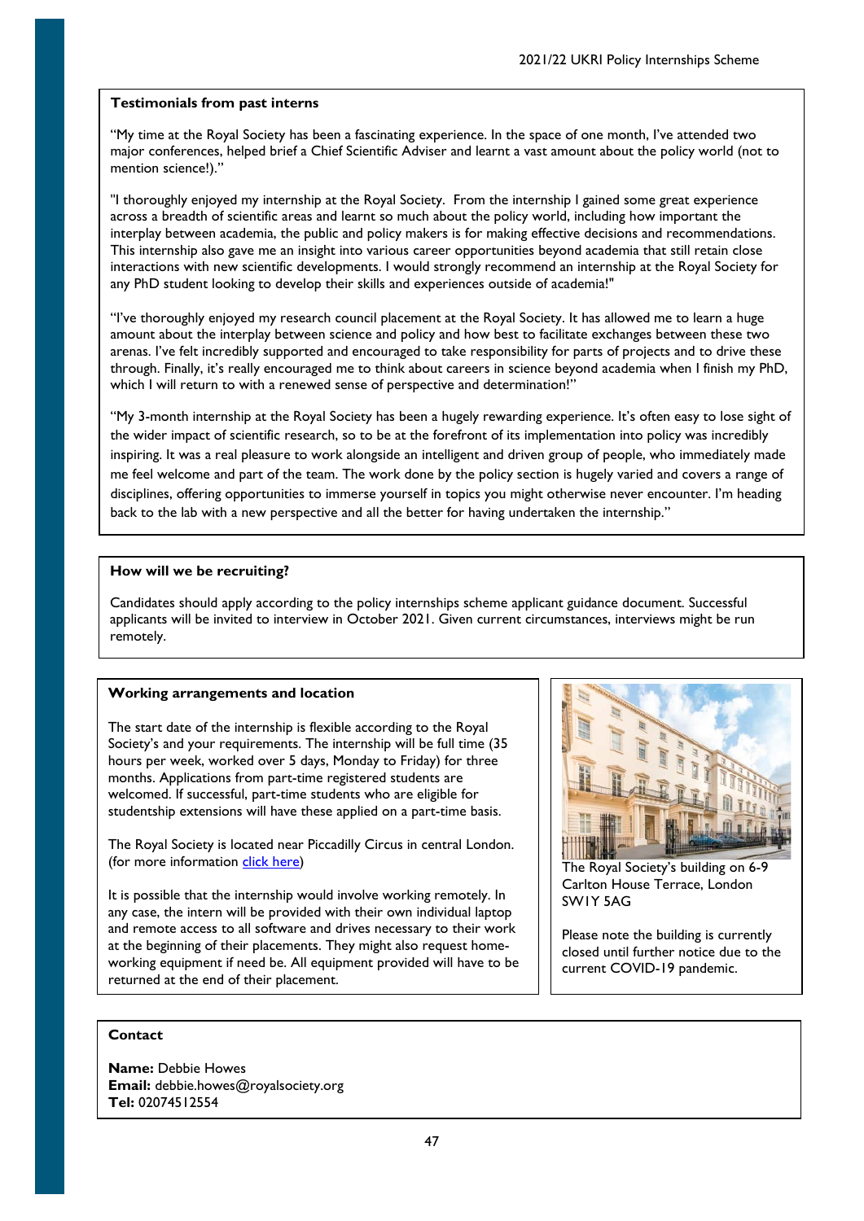**Testimonials from past interns**

"My time at the Royal Society has been a fascinating experience. In the space of one month, I've attended two major conferences, helped brief a Chief Scientific Adviser and learnt a vast amount about the policy world (not to mention science!)."

"I thoroughly enjoyed my internship at the Royal Society. From the internship I gained some great experience across a breadth of scientific areas and learnt so much about the policy world, including how important the interplay between academia, the public and policy makers is for making effective decisions and recommendations. This internship also gave me an insight into various career opportunities beyond academia that still retain close interactions with new scientific developments. I would strongly recommend an internship at the Royal Society for any PhD student looking to develop their skills and experiences outside of academia!"

"I've thoroughly enjoyed my research council placement at the Royal Society. It has allowed me to learn a huge amount about the interplay between science and policy and how best to facilitate exchanges between these two arenas. I've felt incredibly supported and encouraged to take responsibility for parts of projects and to drive these through. Finally, it's really encouraged me to think about careers in science beyond academia when I finish my PhD, which I will return to with a renewed sense of perspective and determination!"

"My 3-month internship at the Royal Society has been a hugely rewarding experience. It's often easy to lose sight of the wider impact of scientific research, so to be at the forefront of its implementation into policy was incredibly inspiring. It was a real pleasure to work alongside an intelligent and driven group of people, who immediately made me feel welcome and part of the team. The work done by the policy section is hugely varied and covers a range of disciplines, offering opportunities to immerse yourself in topics you might otherwise never encounter. I'm heading back to the lab with a new perspective and all the better for having undertaken the internship."

**How will we be recruiting?**

Candidates should apply according to the policy internships scheme applicant guidance document. Successful applicants will be invited to interview in October 2021. Given current circumstances, interviews might be run remotely.

**Working arrangements and location**

The start date of the internship is flexible according to the Royal Society's and your requirements. The internship will be full time (35 hours per week, worked over 5 days, Monday to Friday) for three months. Applications from part-time registered students are welcomed. If successful, part-time students who are eligible for studentship extensions will have these applied on a part-time basis.

The Royal Society is located near Piccadilly Circus in central London. (for more information click here)

It is possible that the internship would involve working remotely. In any case, the intern will be provided with their own individual laptop and remote access to all software and drives necessary to their work at the beginning of their placements. They might also request home-working equipment if need be. All equipment provided will have to be returned at the end of their placement.

The Royal Society's building on 6-9 Carlton House Terrace, London SW1Y 5AG

Please note the building is currently closed until further notice due to the current COVID-19 pandemic.

**Contact**

**Name:** Debbie Howes
**Email:** debbie.howes@royalsociety.org
**Tel:** 02074512554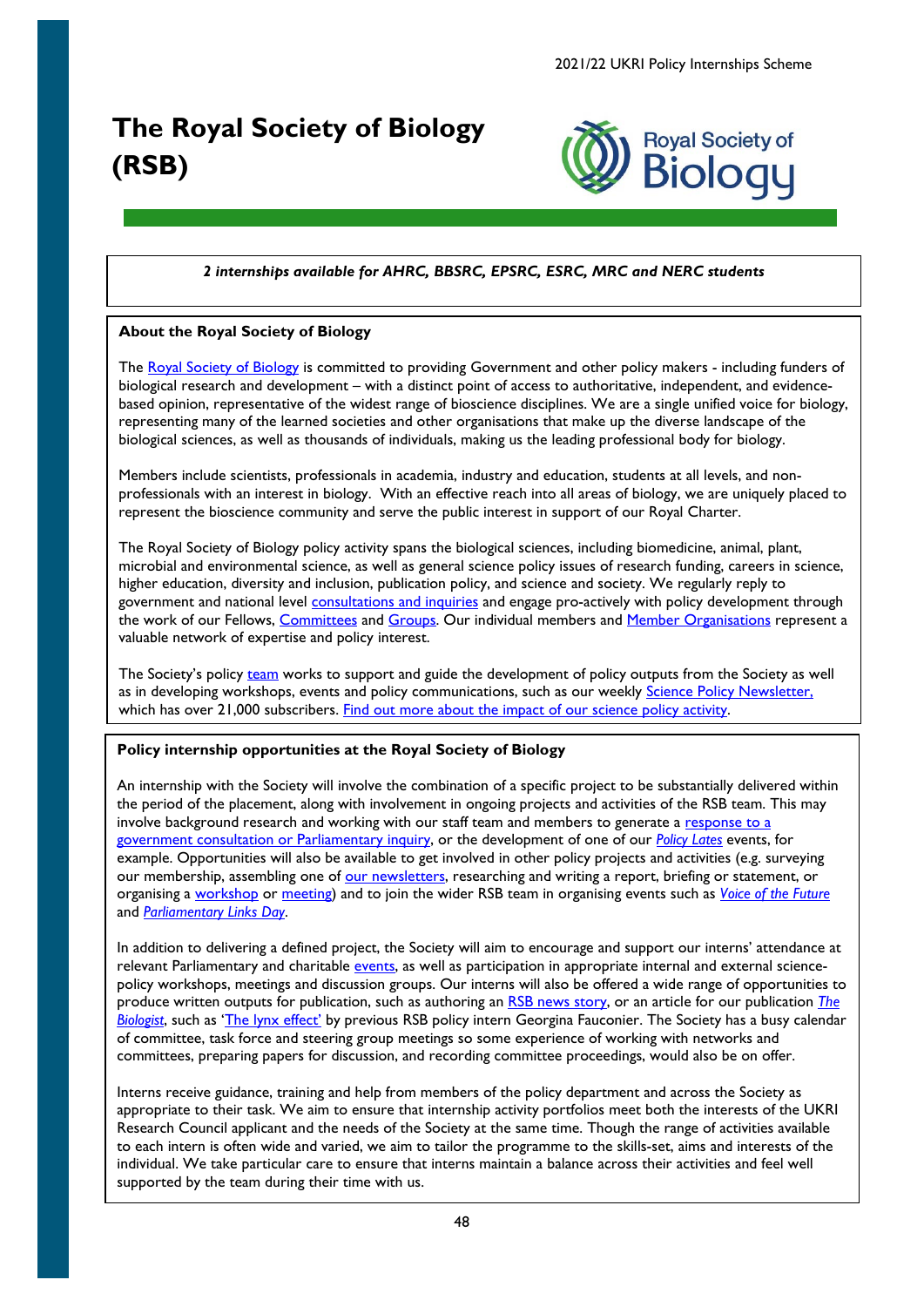# The Royal Society of Biology (RSB)

*2 internships available for AHRC, BBSRC, EPSRC, ESRC, MRC and NERC students*

**About the Royal Society of Biology**

The Royal Society of Biology is committed to providing Government and other policy makers - including funders of biological research and development – with a distinct point of access to authoritative, independent, and evidence-based opinion, representative of the widest range of bioscience disciplines. We are a single unified voice for biology, representing many of the learned societies and other organisations that make up the diverse landscape of the biological sciences, as well as thousands of individuals, making us the leading professional body for biology.

Members include scientists, professionals in academia, industry and education, students at all levels, and non-professionals with an interest in biology. With an effective reach into all areas of biology, we are uniquely placed to represent the bioscience community and serve the public interest in support of our Royal Charter.

The Royal Society of Biology policy activity spans the biological sciences, including biomedicine, animal, plant, microbial and environmental science, as well as general science policy issues of research funding, careers in science, higher education, diversity and inclusion, publication policy, and science and society. We regularly reply to government and national level consultations and inquiries and engage pro-actively with policy development through the work of our Fellows, Committees and Groups. Our individual members and Member Organisations represent a valuable network of expertise and policy interest.

The Society's policy team works to support and guide the development of policy outputs from the Society as well as in developing workshops, events and policy communications, such as our weekly Science Policy Newsletter, which has over 21,000 subscribers. Find out more about the impact of our science policy activity.

**Policy internship opportunities at the Royal Society of Biology**

An internship with the Society will involve the combination of a specific project to be substantially delivered within the period of the placement, along with involvement in ongoing projects and activities of the RSB team. This may involve background research and working with our staff team and members to generate a response to a government consultation or Parliamentary inquiry, or the development of one of our *Policy Lates* events, for example. Opportunities will also be available to get involved in other policy projects and activities (e.g. surveying our membership, assembling one of our newsletters, researching and writing a report, briefing or statement, or organising a workshop or meeting) and to join the wider RSB team in organising events such as *Voice of the Future* and *Parliamentary Links Day*.

In addition to delivering a defined project, the Society will aim to encourage and support our interns' attendance at relevant Parliamentary and charitable events, as well as participation in appropriate internal and external science-policy workshops, meetings and discussion groups. Our interns will also be offered a wide range of opportunities to produce written outputs for publication, such as authoring an RSB news story, or an article for our publication *The Biologist*, such as 'The lynx effect' by previous RSB policy intern Georgina Fauconier. The Society has a busy calendar of committee, task force and steering group meetings so some experience of working with networks and committees, preparing papers for discussion, and recording committee proceedings, would also be on offer.

Interns receive guidance, training and help from members of the policy department and across the Society as appropriate to their task. We aim to ensure that internship activity portfolios meet both the interests of the UKRI Research Council applicant and the needs of the Society at the same time. Though the range of activities available to each intern is often wide and varied, we aim to tailor the programme to the skills-set, aims and interests of the individual. We take particular care to ensure that interns maintain a balance across their activities and feel well supported by the team during their time with us.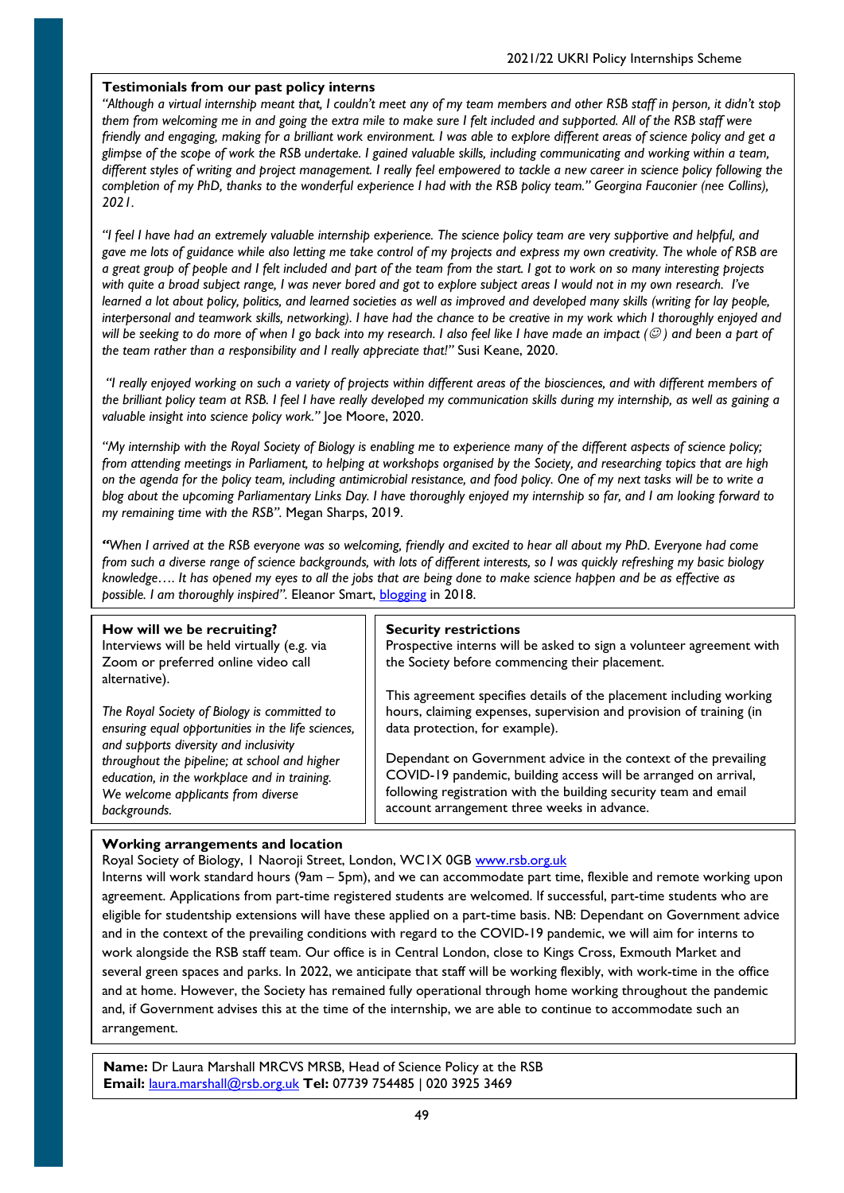### Testimonials from our past policy interns

*"Although a virtual internship meant that, I couldn't meet any of my team members and other RSB staff in person, it didn't stop them from welcoming me in and going the extra mile to make sure I felt included and supported. All of the RSB staff were friendly and engaging, making for a brilliant work environment. I was able to explore different areas of science policy and get a glimpse of the scope of work the RSB undertake. I gained valuable skills, including communicating and working within a team, different styles of writing and project management. I really feel empowered to tackle a new career in science policy following the completion of my PhD, thanks to the wonderful experience I had with the RSB policy team." Georgina Fauconier (nee Collins), 2021.*

*"I feel I have had an extremely valuable internship experience. The science policy team are very supportive and helpful, and gave me lots of guidance while also letting me take control of my projects and express my own creativity. The whole of RSB are a great group of people and I felt included and part of the team from the start. I got to work on so many interesting projects with quite a broad subject range, I was never bored and got to explore subject areas I would not in my own research. I've learned a lot about policy, politics, and learned societies as well as improved and developed many skills (writing for lay people, interpersonal and teamwork skills, networking). I have had the chance to be creative in my work which I thoroughly enjoyed and will be seeking to do more of when I go back into my research. I also feel like I have made an impact (☺) and been a part of the team rather than a responsibility and I really appreciate that!"* Susi Keane, 2020.

*"I really enjoyed working on such a variety of projects within different areas of the biosciences, and with different members of the brilliant policy team at RSB. I feel I have really developed my communication skills during my internship, as well as gaining a valuable insight into science policy work."* Joe Moore, 2020.

*"My internship with the Royal Society of Biology is enabling me to experience many of the different aspects of science policy; from attending meetings in Parliament, to helping at workshops organised by the Society, and researching topics that are high on the agenda for the policy team, including antimicrobial resistance, and food policy. One of my next tasks will be to write a blog about the upcoming Parliamentary Links Day. I have thoroughly enjoyed my internship so far, and I am looking forward to my remaining time with the RSB".* Megan Sharps, 2019.

*"When I arrived at the RSB everyone was so welcoming, friendly and excited to hear all about my PhD. Everyone had come from such a diverse range of science backgrounds, with lots of different interests, so I was quickly refreshing my basic biology knowledge…. It has opened my eyes to all the jobs that are being done to make science happen and be as effective as possible. I am thoroughly inspired".* Eleanor Smart, blogging in 2018.

### How will we be recruiting?

Interviews will be held virtually (e.g. via Zoom or preferred online video call alternative).

*The Royal Society of Biology is committed to ensuring equal opportunities in the life sciences, and supports diversity and inclusivity throughout the pipeline; at school and higher education, in the workplace and in training. We welcome applicants from diverse backgrounds.*

### Security restrictions

Prospective interns will be asked to sign a volunteer agreement with the Society before commencing their placement.

This agreement specifies details of the placement including working hours, claiming expenses, supervision and provision of training (in data protection, for example).

Dependant on Government advice in the context of the prevailing COVID-19 pandemic, building access will be arranged on arrival, following registration with the building security team and email account arrangement three weeks in advance.

### Working arrangements and location

Royal Society of Biology, 1 Naoroji Street, London, WC1X 0GB www.rsb.org.uk

Interns will work standard hours (9am – 5pm), and we can accommodate part time, flexible and remote working upon agreement. Applications from part-time registered students are welcomed. If successful, part-time students who are eligible for studentship extensions will have these applied on a part-time basis. NB: Dependant on Government advice and in the context of the prevailing conditions with regard to the COVID-19 pandemic, we will aim for interns to work alongside the RSB staff team. Our office is in Central London, close to Kings Cross, Exmouth Market and several green spaces and parks. In 2022, we anticipate that staff will be working flexibly, with work-time in the office and at home. However, the Society has remained fully operational through home working throughout the pandemic and, if Government advises this at the time of the internship, we are able to continue to accommodate such an arrangement.

**Name:** Dr Laura Marshall MRCVS MRSB, Head of Science Policy at the RSB
**Email:** laura.marshall@rsb.org.uk **Tel:** 07739 754485 | 020 3925 3469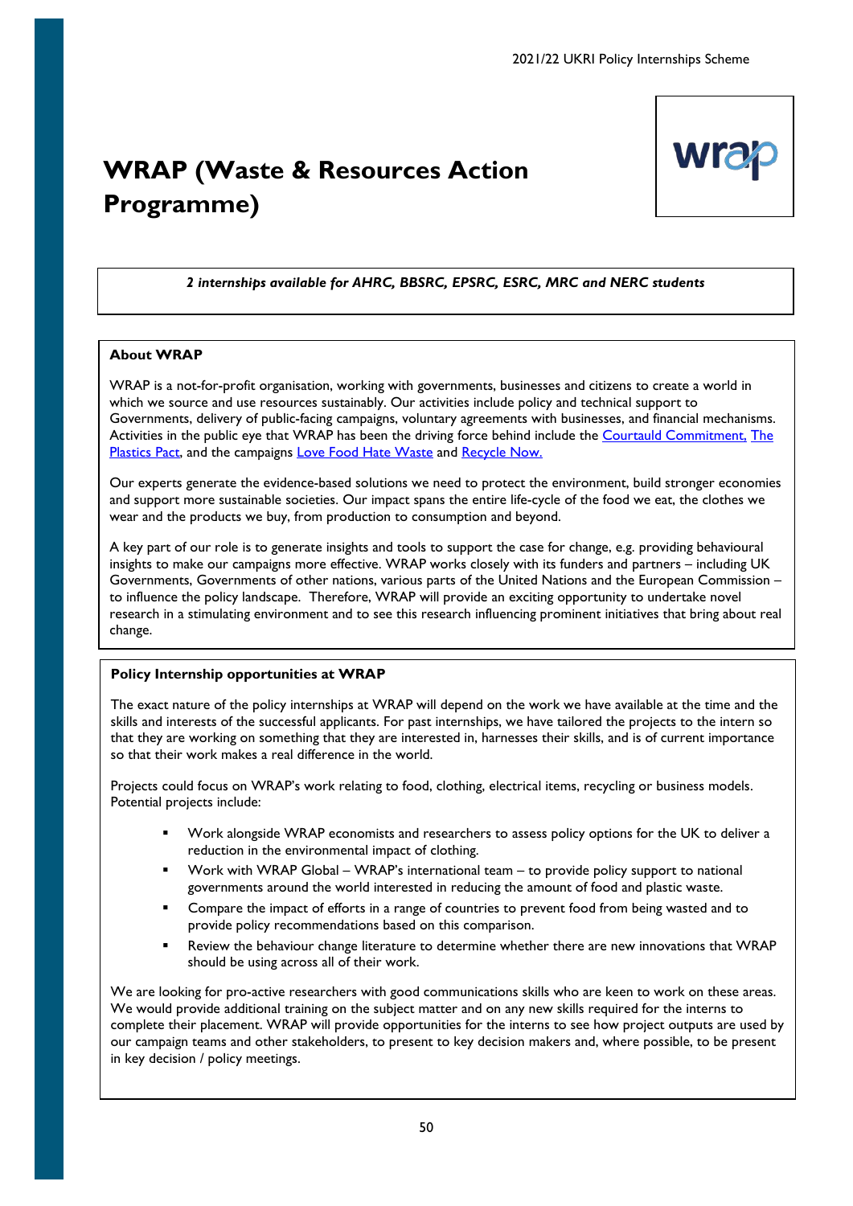# WRAP (Waste & Resources Action Programme)

***2 internships available for AHRC, BBSRC, EPSRC, ESRC, MRC and NERC students***

**About WRAP**

WRAP is a not-for-profit organisation, working with governments, businesses and citizens to create a world in which we source and use resources sustainably. Our activities include policy and technical support to Governments, delivery of public-facing campaigns, voluntary agreements with businesses, and financial mechanisms. Activities in the public eye that WRAP has been the driving force behind include the Courtauld Commitment, The Plastics Pact, and the campaigns Love Food Hate Waste and Recycle Now.

Our experts generate the evidence-based solutions we need to protect the environment, build stronger economies and support more sustainable societies. Our impact spans the entire life-cycle of the food we eat, the clothes we wear and the products we buy, from production to consumption and beyond.

A key part of our role is to generate insights and tools to support the case for change, e.g. providing behavioural insights to make our campaigns more effective. WRAP works closely with its funders and partners – including UK Governments, Governments of other nations, various parts of the United Nations and the European Commission – to influence the policy landscape. Therefore, WRAP will provide an exciting opportunity to undertake novel research in a stimulating environment and to see this research influencing prominent initiatives that bring about real change.

**Policy Internship opportunities at WRAP**

The exact nature of the policy internships at WRAP will depend on the work we have available at the time and the skills and interests of the successful applicants. For past internships, we have tailored the projects to the intern so that they are working on something that they are interested in, harnesses their skills, and is of current importance so that their work makes a real difference in the world.

Projects could focus on WRAP's work relating to food, clothing, electrical items, recycling or business models. Potential projects include:

- Work alongside WRAP economists and researchers to assess policy options for the UK to deliver a reduction in the environmental impact of clothing.
- Work with WRAP Global – WRAP's international team – to provide policy support to national governments around the world interested in reducing the amount of food and plastic waste.
- Compare the impact of efforts in a range of countries to prevent food from being wasted and to provide policy recommendations based on this comparison.
- Review the behaviour change literature to determine whether there are new innovations that WRAP should be using across all of their work.

We are looking for pro-active researchers with good communications skills who are keen to work on these areas. We would provide additional training on the subject matter and on any new skills required for the interns to complete their placement. WRAP will provide opportunities for the interns to see how project outputs are used by our campaign teams and other stakeholders, to present to key decision makers and, where possible, to be present in key decision / policy meetings.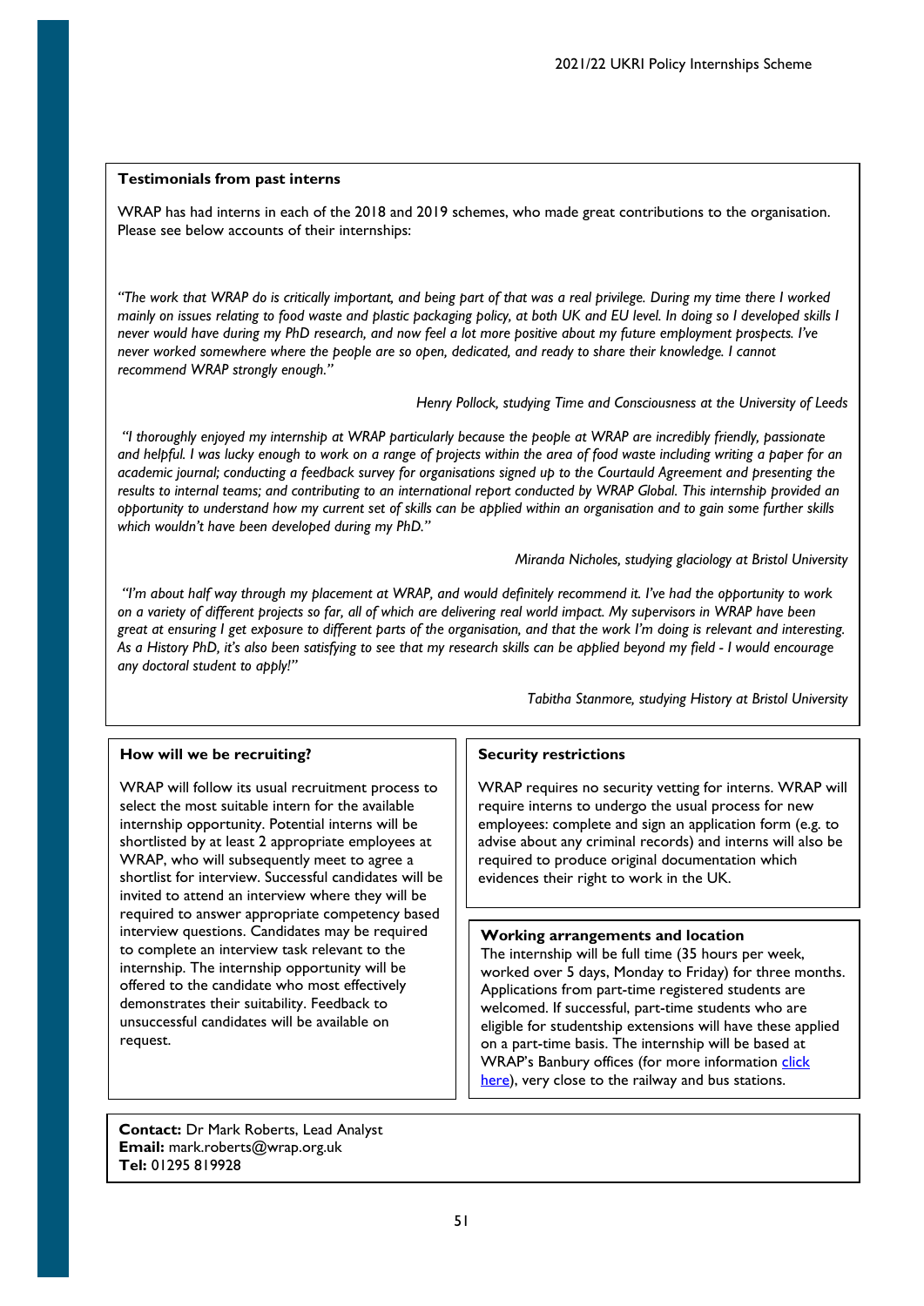### Testimonials from past interns

WRAP has had interns in each of the 2018 and 2019 schemes, who made great contributions to the organisation. Please see below accounts of their internships:

*"The work that WRAP do is critically important, and being part of that was a real privilege. During my time there I worked mainly on issues relating to food waste and plastic packaging policy, at both UK and EU level. In doing so I developed skills I never would have during my PhD research, and now feel a lot more positive about my future employment prospects. I've never worked somewhere where the people are so open, dedicated, and ready to share their knowledge. I cannot recommend WRAP strongly enough."*

*Henry Pollock, studying Time and Consciousness at the University of Leeds*

*"I thoroughly enjoyed my internship at WRAP particularly because the people at WRAP are incredibly friendly, passionate and helpful. I was lucky enough to work on a range of projects within the area of food waste including writing a paper for an academic journal; conducting a feedback survey for organisations signed up to the Courtauld Agreement and presenting the results to internal teams; and contributing to an international report conducted by WRAP Global. This internship provided an opportunity to understand how my current set of skills can be applied within an organisation and to gain some further skills which wouldn't have been developed during my PhD."*

*Miranda Nicholes, studying glaciology at Bristol University*

*"I'm about half way through my placement at WRAP, and would definitely recommend it. I've had the opportunity to work on a variety of different projects so far, all of which are delivering real world impact. My supervisors in WRAP have been great at ensuring I get exposure to different parts of the organisation, and that the work I'm doing is relevant and interesting. As a History PhD, it's also been satisfying to see that my research skills can be applied beyond my field - I would encourage any doctoral student to apply!"*

*Tabitha Stanmore, studying History at Bristol University*

### How will we be recruiting?

WRAP will follow its usual recruitment process to select the most suitable intern for the available internship opportunity. Potential interns will be shortlisted by at least 2 appropriate employees at WRAP, who will subsequently meet to agree a shortlist for interview. Successful candidates will be invited to attend an interview where they will be required to answer appropriate competency based interview questions. Candidates may be required to complete an interview task relevant to the internship. The internship opportunity will be offered to the candidate who most effectively demonstrates their suitability. Feedback to unsuccessful candidates will be available on request.

### Security restrictions

WRAP requires no security vetting for interns. WRAP will require interns to undergo the usual process for new employees: complete and sign an application form (e.g. to advise about any criminal records) and interns will also be required to produce original documentation which evidences their right to work in the UK.

### Working arrangements and location

The internship will be full time (35 hours per week, worked over 5 days, Monday to Friday) for three months. Applications from part-time registered students are welcomed. If successful, part-time students who are eligible for studentship extensions will have these applied on a part-time basis. The internship will be based at WRAP's Banbury offices (for more information click here), very close to the railway and bus stations.

**Contact:** Dr Mark Roberts, Lead Analyst
**Email:** mark.roberts@wrap.org.uk
**Tel:** 01295 819928